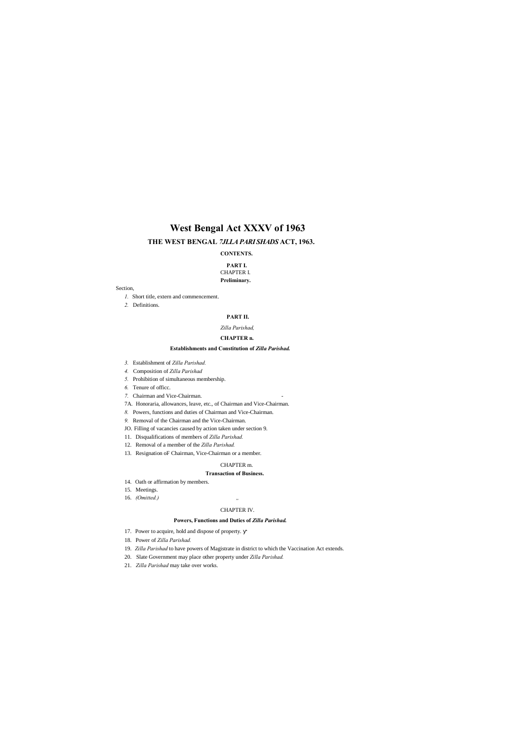# West Bengal Act XXXV of 1963

## THE WEST BENGAL *7JLLA PARI SHADS* ACT, 1963.

**CONTENTS.**

**PART I.**

CHAPTER I.

**Preliminary.**

Section,

*1.* Short title, extern and commencement.

*2.* Definitions.

**PART II.**

*Zilla Parishad,*

**CHAPTER n.**

**Establishments and Constitution of *Zilla Parishad.***

*3.* Establishment of *Zilla Parishad.*

*4.* Composition of *Zilla Parishad*

*5.* Prohibition of simultaneous membership.

*6.* Tenure of officc.

*7.* Chairman and Vice-Chairman. -

7A. Honoraria, allowances, leave, etc., of Chairman and Vice-Chairman.

*8.* Powers, functions and duties of Chairman and Vice-Chairman.

*9.* Removal of the Chairman and the Vice-Chairman.

JO. Filling of vacancies caused by action taken under section 9.

11. Disqualifications of members of *Zilla Parishad.*

12. Removal of a member of the *Zilla Parishad.*

13. Resignation oF Chairman, Vice-Chairman or a member.

CHAPTER m.

**Transaction of Business.**

14. Oath or affirmation by members.

15. Meetings.

16. *(Omitted.)* ,,

CHAPTER IV.

**Powers, Functions and Duties of *Zilla Parishad.***

17. Power to acquire, hold and dispose of property. ｙ

18. Power of *Zilla Parishad.*

19. *Zilla Parishad* to have powers of Magistrate in district to which the Vaccination Act extends.

20. Slate Government may place other property under *Zilla Parishad.*

21. *Zilla Parishad* may take over works.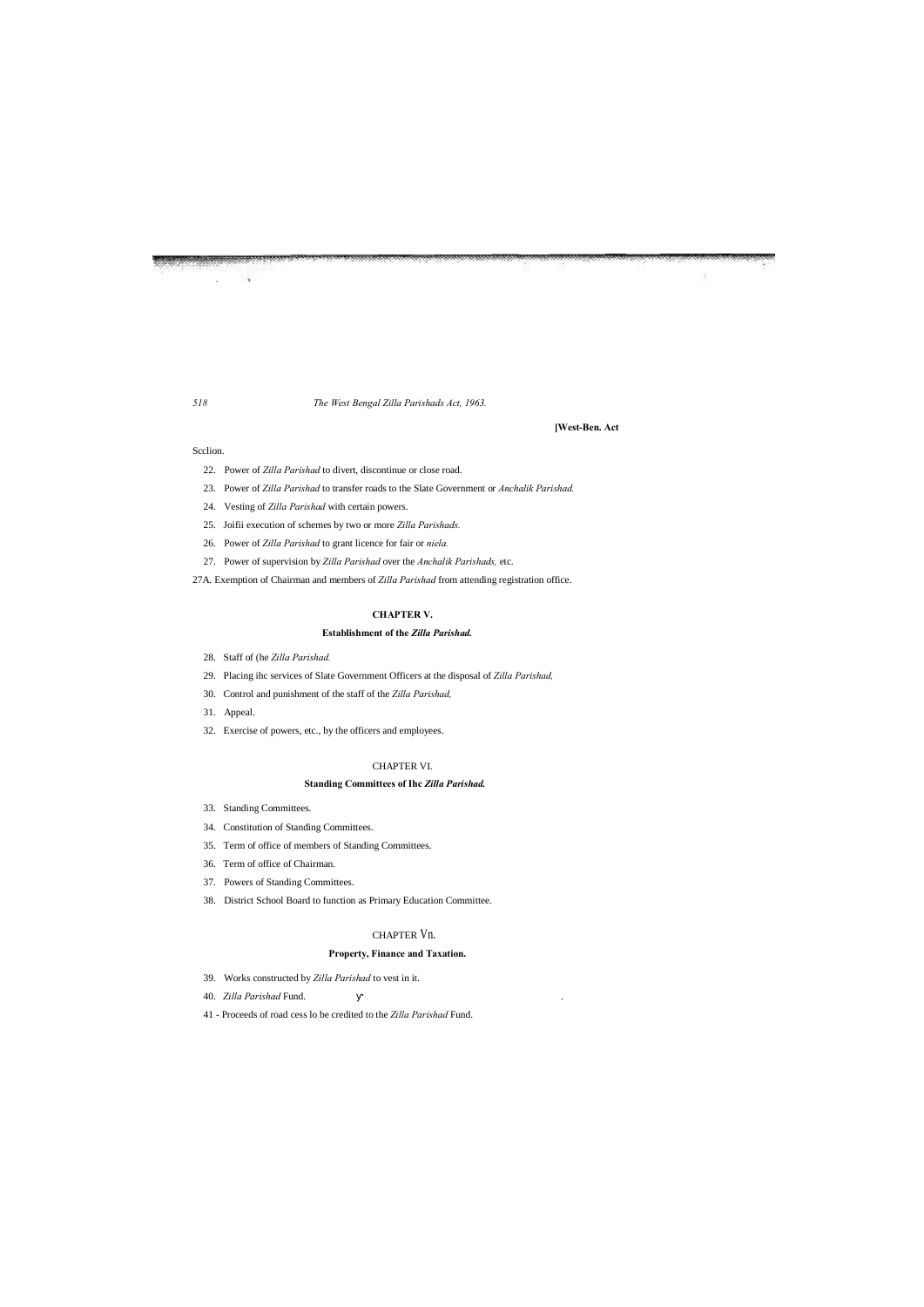**[West-Ben. Act**

Scclion.

22. Power of *Zilla Parishad* to divert, discontinue or close road.
23. Power of *Zilla Parishad* to transfer roads to the Slate Government or *Anchalik Parishad.*
24. Vesting of *Zilla Parishad* with certain powers.
25. Joifii execution of schemes by two or more *Zilla Parishads.*
26. Power of *Zilla Parishad* to grant licence for fair or *niela.*
27. Power of supervision by *Zilla Parishad* over the *Anchalik Parishads,* etc.

27A. Exemption of Chairman and members of *Zilla Parishad* from attending registration office.

## CHAPTER V.

### Establishment of the *Zilla Parishad.*

28. Staff of (he *Zilla Parishad.*
29. Placing ihc services of Slate Government Officers at the disposal of *Zilla Parishad,*
30. Control and punishment of the staff of the *Zilla Parishad,*
31. Appeal.
32. Exercise of powers, etc., by the officers and employees.

## CHAPTER VI.

### Standing Committees of Ihc *Zilla Parishad.*

33. Standing Committees.
34. Constitution of Standing Committees.
35. Term of office of members of Standing Committees.
36. Term of office of Chairman.
37. Powers of Standing Committees.
38. District School Board to function as Primary Education Committee.

## CHAPTER Vn.

### Property, Finance and Taxation.

39. Works constructed by *Zilla Parishad* to vest in it.
40. *Zilla Parishad* Fund.
41. Proceeds of road cess lo be credited to the *Zilla Parishad* Fund.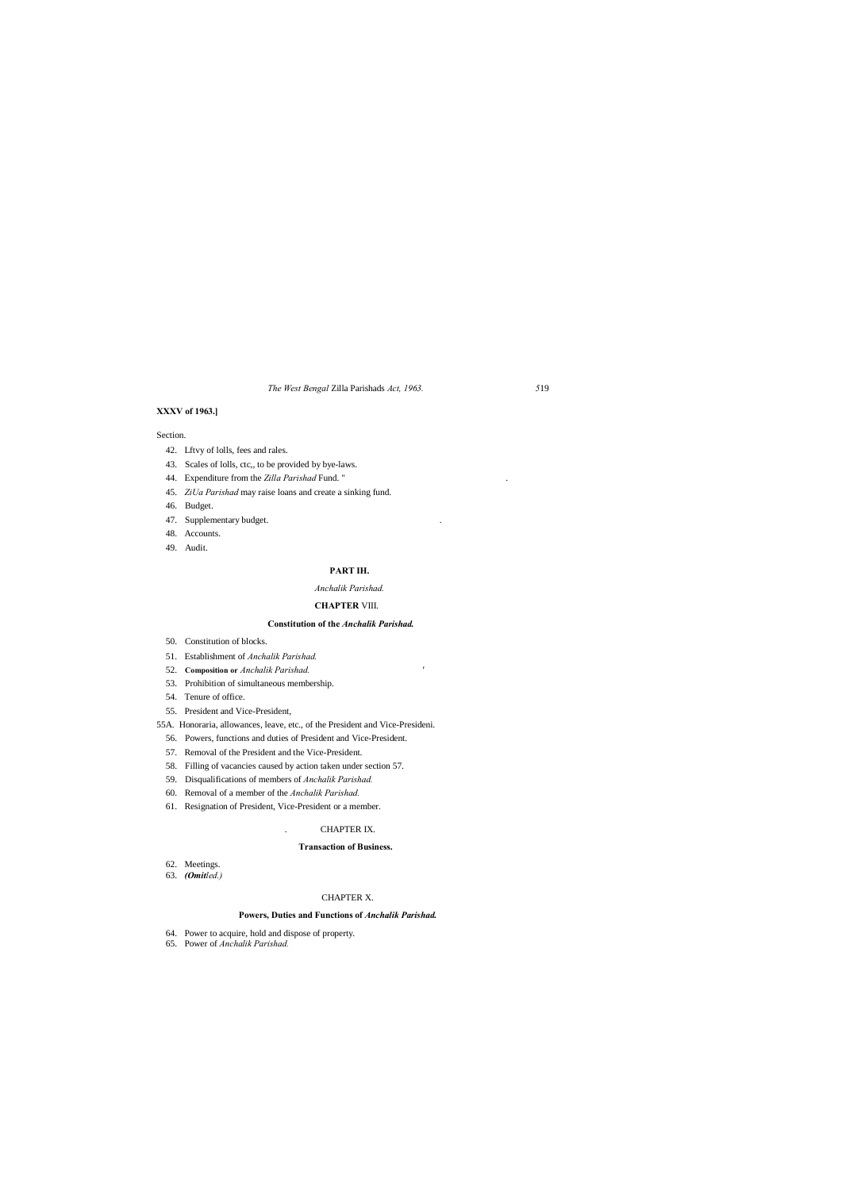**XXXV of 1963.]**

Section.

42. Lftvy of lolls, fees and rales.
43. Scales of lolls, ctc,, to be provided by bye-laws.
44. Expenditure from the *Zilla Parishad* Fund.
45. *ZiUa Parishad* may raise loans and create a sinking fund.
46. Budget.
47. Supplementary budget.
48. Accounts.
49. Audit.

## PART IH.

*Anchalik Parishad.*

### CHAPTER VIII.

#### Constitution of the *Anchalik Parishad.*

50. Constitution of blocks.
51. Establishment of *Anchalik Parishad.*
52. **Composition or** *Anchalik Parishad.*
53. Prohibition of simultaneous membership.
54. Tenure of office.
55. President and Vice-President,

55A. Honoraria, allowances, leave, etc., of the President and Vice-Presideni.

56. Powers, functions and duties of President and Vice-President.
57. Removal of the President and the Vice-President.
58. Filling of vacancies caused by action taken under section 57.
59. Disqualifications of members of *Anchalik Parishad.*
60. Removal of a member of the *Anchalik Parishad.*
61. Resignation of President, Vice-President or a member.

### CHAPTER IX.

#### Transaction of Business.

62. Meetings.
63. ***(Omit****led.)*

### CHAPTER X.

#### Powers, Duties and Functions of *Anchalik Parishad.*

64. Power to acquire, hold and dispose of property.
65. Power of *Anchalik Parishad.*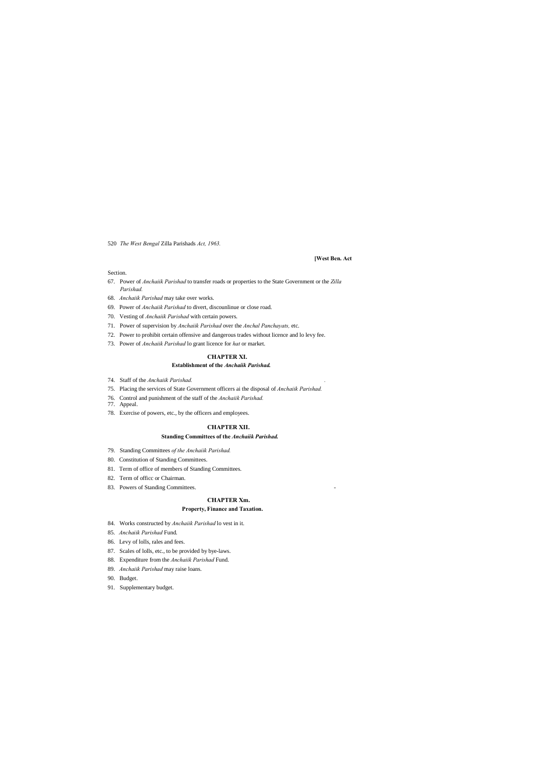Section.

67. Power of *Anchaiik Parishad* to transfer roads or properties to the State Government or the *Zilla Parishad.*
68. *Anchaiik Parishad* may take over works.
69. Power of *Anchaiik Parishad* to divert, discounlinue or close road.
70. Vesting of *Anchaiik Parishad* with certain powers.
71. Power of supervision by *Anchaiik Parishad* over the *Anchal Panchayats,* etc.
72. Power to prohibit certain offensive and dangerous trades without licence and lo levy fee.
73. Power of *Anchaiik Parishad* lo grant licence for *hat* or market.

## CHAPTER XI.

### Establishment of the *Anchaiik Parishad.*

74. Staff of the *Anchaiik Parishad.*
75. Placing the services of State Government officers ai the disposal of *Anchaiik Parishad.*
76. Control and punishment of the staff of the *Anchaiik Parishad.*
77. Appeal.
78. Exercise of powers, etc., by the officers and employees.

## CHAPTER XII.

### Standing Committees of the *Anchaiik Parishad.*

79. Standing Committees *of the Anchaiik Parishad.*
80. Constitution of Standing Committees.
81. Term of office of members of Standing Committees.
82. Term of officc or Chairman.
83. Powers of Standing Committees.

## CHAPTER Xm.

### Property, Finance and Taxation.

84. Works constructed by *Anchaiik Parishad* lo vest in it.
85. *Anchaiik Parishad* Fund.
86. Levy of lolls, rales and fees.
87. Scales of lolls, etc., to be provided by bye-laws.
88. Expenditure from the *Anchaiik Parishad* Fund.
89. *Anchaiik Parishad* may raise loans.
90. Budget.
91. Supplementary budget.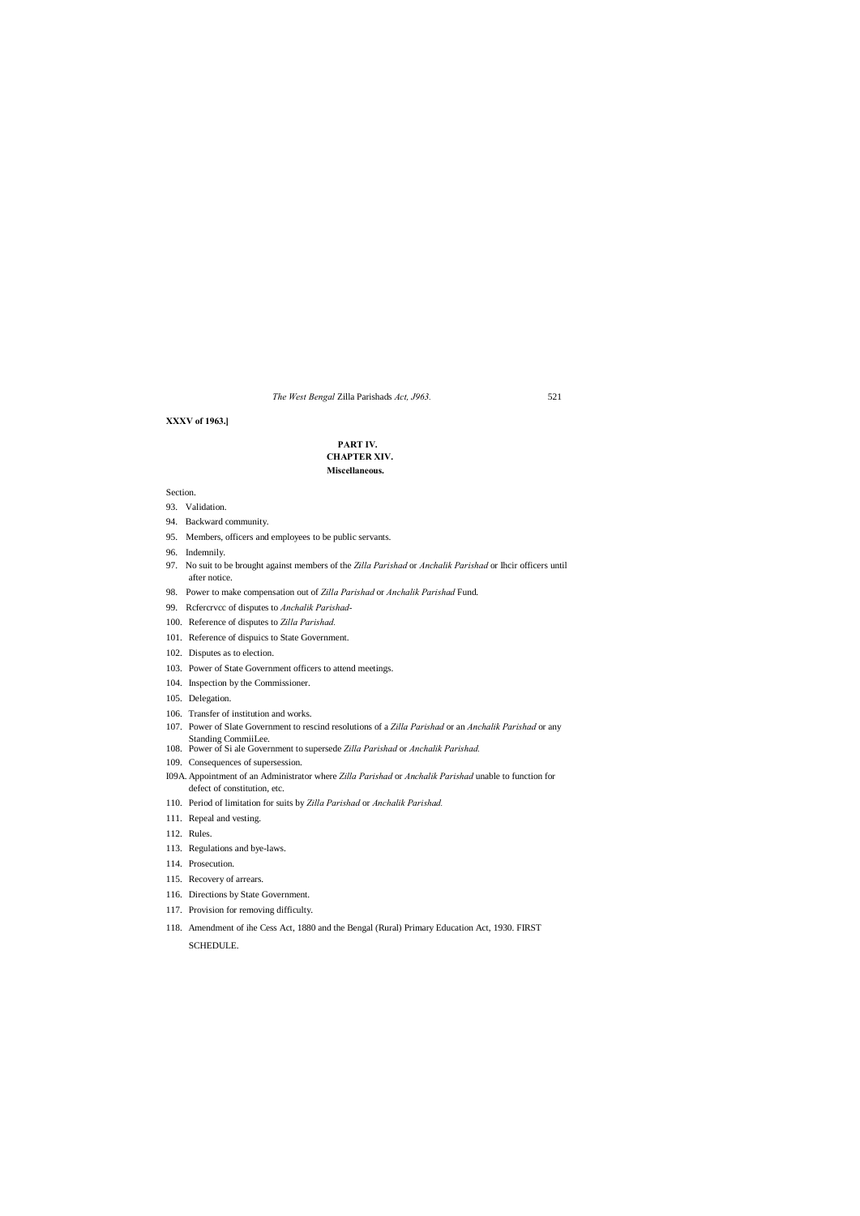**XXXV of 1963.]**

**PART IV.**
**CHAPTER XIV.**
**Miscellaneous.**

Section.

93. Validation.
94. Backward community.
95. Members, officers and employees to be public servants.
96. Indemnily.
97. No suit to be brought against members of the *Zilla Parishad* or *Anchalik Parishad* or Ihcir officers until after notice.
98. Power to make compensation out of *Zilla Parishad* or *Anchalik Parishad* Fund.
99. Rcfercrvcc of disputes to *Anchalik Parishad-*
100. Reference of disputes to *Zilla Parishad.*
101. Reference of dispuics to State Government.
102. Disputes as to election.
103. Power of State Government officers to attend meetings.
104. Inspection by the Commissioner.
105. Delegation.
106. Transfer of institution and works.
107. Power of Slate Government to rescind resolutions of a *Zilla Parishad* or an *Anchalik Parishad* or any Standing CommiiLee.
108. Power of Si ale Government to supersede *Zilla Parishad* or *Anchalik Parishad.*
109. Consequences of supersession.

I09A. Appointment of an Administrator where *Zilla Parishad* or *Anchalik Parishad* unable to function for defect of constitution, etc.

110. Period of limitation for suits by *Zilla Parishad* or *Anchalik Parishad.*
111. Repeal and vesting.
112. Rules.
113. Regulations and bye-laws.
114. Prosecution.
115. Recovery of arrears.
116. Directions by State Government.
117. Provision for removing difficulty.
118. Amendment of ihe Cess Act, 1880 and the Bengal (Rural) Primary Education Act, 1930. FIRST SCHEDULE.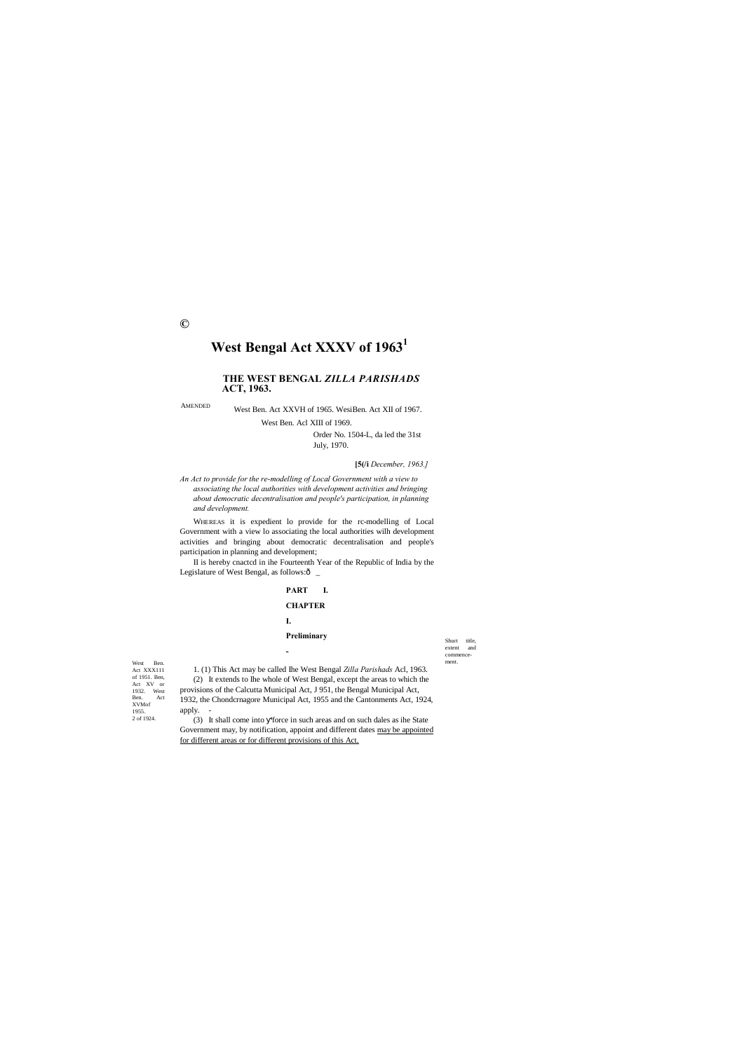©

# West Bengal Act XXXV of 1963[1]

## THE WEST BENGAL *ZILLA PARISHADS* ACT, 1963.

AMENDED

West Ben. Act XXVH of 1965. WesiBen. Act XII of 1967.

West Ben. Acl XIII of 1969.

Order No. 1504-L, da led the 31st July, 1970.

**[5(/i** *December, 1963.]*

*An Act to provide for the re-modelling of Local Government with a view to associating the local authorities with development activities and bringing about democratic decentralisation and people's participation, in planning and development.*

WHEREAS it is expedient lo provide for the rc-modelling of Local Government with a view lo associating the local authorities wilh development activities and bringing about democratic decentralisation and people's participation in planning and development;

II is hereby cnactcd in ihe Fourteenth Year of the Republic of India by the Legislature of West Bengal, as follows:ð _

**PART I.**

**CHAPTER I.**

**Preliminary**

Shurt title, extent and commencement.

West Ben. Act XXX111 of 1951. Ben, Act XV or 1932. West Ben. Act XVMof 1955. 2 of 1924.

1. (1) This Act may be called Ihe West Bengal *Zilla Parishads* Acl, 1963.

(2) It extends to Ihe whole of West Bengal, except the areas to which the provisions of the Calcutta Municipal Act, J 951, the Bengal Municipal Act, 1932, the Chondcrnagore Municipal Act, 1955 and the Cantonments Act, 1924, apply. -

(3) It shall come into force in such areas and on such dales as ihe State Government may, by notification, appoint and different dates may be appointed for different areas or for different provisions of this Act.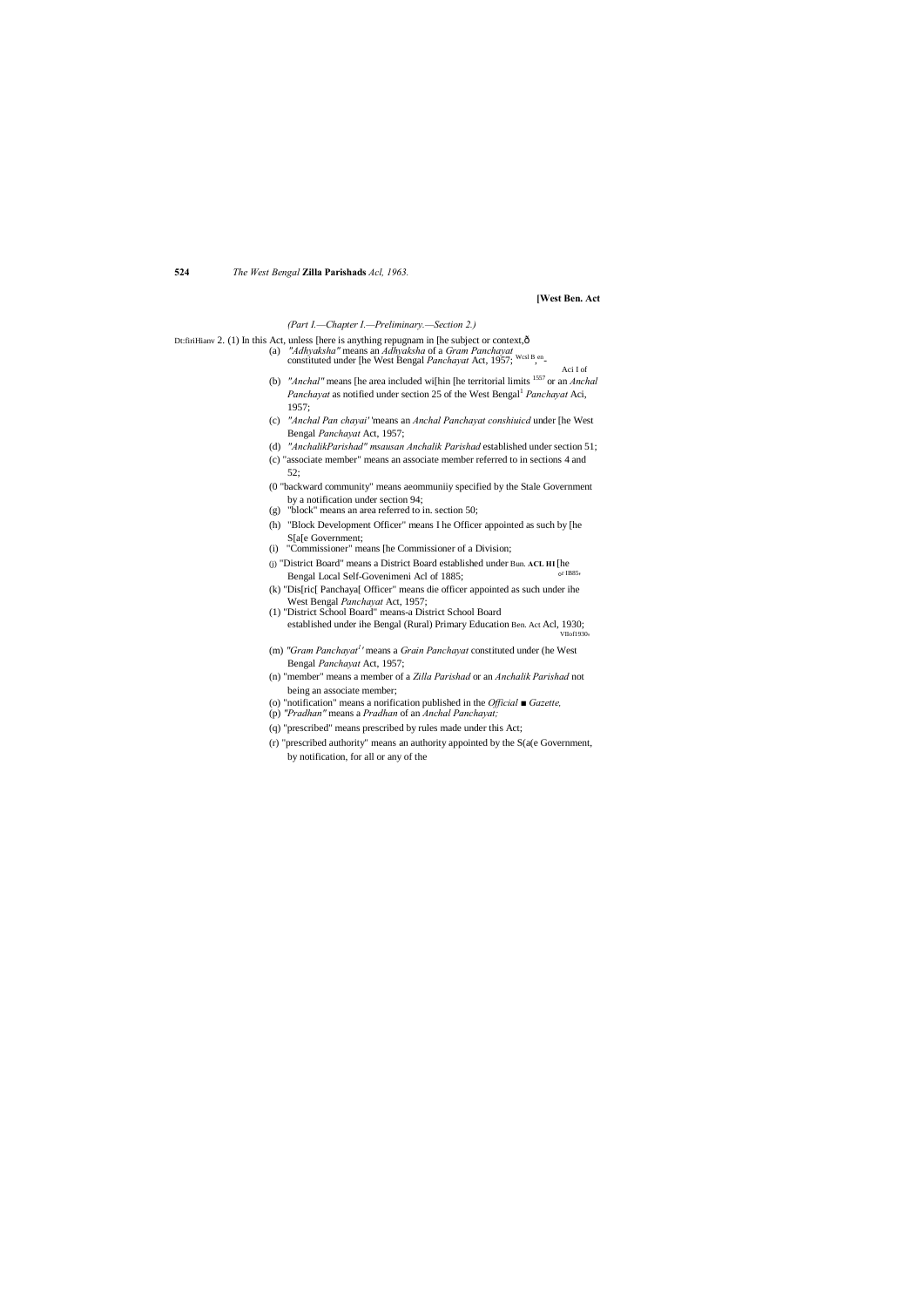[West Ben. Act

*(Part I.—Chapter I.—Preliminary.—Section 2.)*

Dt:firiHianv 2. (1) In this Act, unless [here is anything repugnam in [he subject or context,ð

(a) *"Adhyaksha"* means an *Adhyaksha* of a *Gram Panchayat* constituted under [he West Bengal *Panchayat* Act, 1957; Wcsl B en -

Aci I of

(b) *"Anchal"* means [he area included wi[hin [he territorial limits 1557 or an *Anchal Panchayat* as notified under section 25 of the West Bengal[1] *Panchayat* Aci, 1957;

(c) *"Anchal Pan chayai'* 'means an *Anchal Panchayat conshiuicd* under [he West Bengal *Panchayat* Act, 1957;

(d) *"AnchalikParishad" msausan Anchalik Parishad* established under section 51;

(c) "associate member" means an associate member referred to in sections 4 and 52;

(0 "backward community" means aeommuniiy specified by the Stale Government by a notification under section 94;

(g) "block" means an area referred to in. section 50;

(h) "Block Development Officer" means I he Officer appointed as such by [he S[a[e Government;

(i) "Commissioner" means [he Commissioner of a Division;

(j) "District Board" means a District Board established under Bun. **ACL HI** [he Bengal Local Self-Govenimeni Acl of 1885; of IB85

(k) "Dis[ric[ Panchaya[ Officer" means die officer appointed as such under ihe West Bengal *Panchayat* Act, 1957;

(1) "District School Board" means-a District School Board established under ihe Bengal (Rural) Primary Education Ben. Act Acl, 1930; VIIof1930

(m) *"Gram Panchayat'* means a *Grain Panchayat* constituted under (he West Bengal *Panchayat* Act, 1957;

(n) "member" means a member of a *Zilla Parishad* or an *Anchalik Parishad* not being an associate member;

(o) "notification" means a norification published in the *Official* ■ *Gazette,*

(p) *"Pradhan"* means a *Pradhan* of an *Anchal Panchayat;*

(q) "prescribed" means prescribed by rules made under this Act;

(r) "prescribed authority" means an authority appointed by the S(a(e Government, by notification, for all or any of the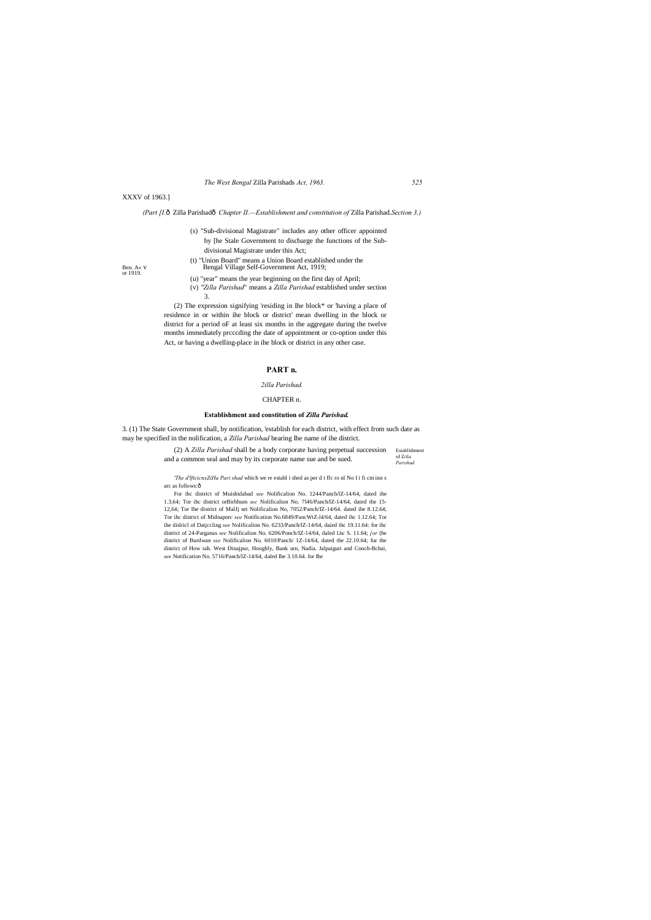XXXV of 1963.]

*(Part [I.ô* Zilla Parishadô *Chapter II.—Establishment and constitution of* Zilla Parishad.*Section 3.)*

(s) "Sub-divisional Magistrate" includes any other officer appointed by [he Stale Government to discbarge the functions of the Sub-divisional Magistrate under this Act;

(t) "Union Board" means a Union Board established under the Bengal Village Self-Government Act, 1919;

Ben. A« V or 1919.

(u) "year" means the year beginning on the first day of April;

(v) *"Zilla Parishad*" means a *Zilla Parishad* established under section 3.

(2) The expression signifying 'residing in Ihe block* or 'having a place of residence in or within ihe block or district' mean dwelling in the block or district for a period oF at least six months in the aggregate during the twelve months immediately prcccding the date of appointment or co-option under this Act, or having a dwelling-place in ihe block or district in any other case.

## PART n.

*2illa Parishad.*

### CHAPTER n.

#### Establishment and constitution of *Zilla Parishad.*

3. (1) The State Government shall, by notification, 'establish for each district, with effect from such date as may be specified in the nolification, a *Zilla Parishad* bearing Ihe name of ihe district.

Establishment of *Zilia Parishad.*

(2) A *Zilla Parishad* shall be a body corporate having perpetual succession and a common seal and may by its corporate name sue and be sued.

*'The d'lftcicnsZiHa Pari shad* which we re establ i shed as per d i ffc ro nl No I i fi cm inn s arc as follows:ô

For ihc district of Muishidabad *see* Nolificalion No. 1244/Panch/lZ-14/64, dated ihe 1.3.64; Tor ihc district orBirbhum *sec* Nolificalion No. 7l46/Panch/lZ-14/64, dated the 15-12,64; Tor Ihe district of MalJj set Nolificalion No, 7052/Panch/lZ-14/64. dated ihe 8.12.64; Tor ihc district of Midnaporc *see* Notification No.6849/PancWtZ-l4/64, dated ihc 1.12.64; Tor ihe dislricl of Datjccling *see* Nolificalion No. 6233/Panch/lZ-14/64, daied ihc 19.11.64: for ihc district of 24-Parganas *see* Nolificalion No. 6206/Ponch/lZ-14/64, daled Lhc S. 11.64; *for* (he district of Burdwan *see* Nolificalion No. 6010/Panch/ 1Z-14/64, dated the 22.10.64; fur the district of How rah. West Dinajpur, Hooghly, Bank um, Nadia. Jalpaiguri and Cooch-Bchai, *see* Notification No. 5716/Panch/lZ-14/64, daled Ihe 3.10.64. for Ihe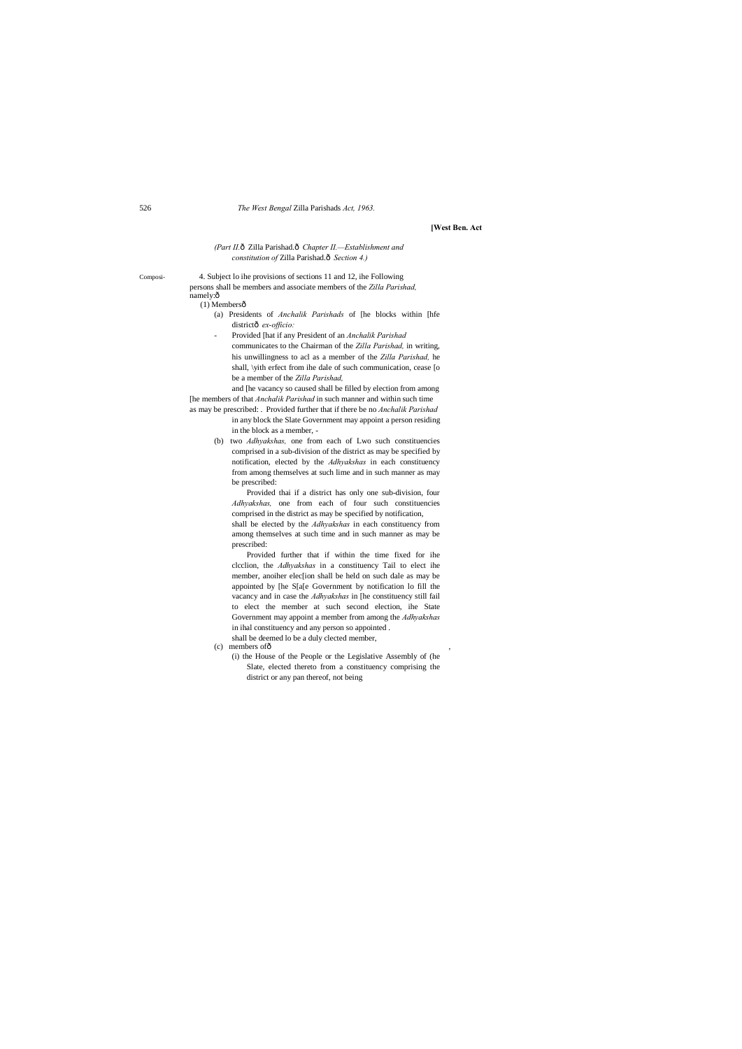*(Part II.*ô Zilla Parishad.ô *Chapter II.—Establishment and constitution of* Zilla Parishad.ô *Section 4.)*

Composi-

4. Subject lo ihe provisions of sections 11 and 12, ihe Following persons shall be members and associate members of the *Zilla Parishad,* namely:ô

(1) Membersô

(a) Presidents of *Anchalik Parishads* of [he blocks within [hfe districtô *ex-officio:*

- Provided [hat if any President of an *Anchalik Parishad* communicates to the Chairman of the *Zilla Parishad,* in writing, his unwillingness to acl as a member of the *Zilla Parishad,* he shall, \yith erfect from ihe dale of such communication, cease [o be a member of the *Zilla Parishad,*

and [he vacancy so caused shall be filled by election from among [he members of that *Anchalik Parishad* in such manner and within such time as may be prescribed: . Provided further that if there be no *Anchalik Parishad* in any block the Slate Government may appoint a person residing in the block as a member, -

(b) two *Adhyakshas,* one from each of Lwo such constituencies comprised in a sub-division of the district as may be specified by notification, elected by the *Adhyakshas* in each constituency from among themselves at such lime and in such manner as may be prescribed:

Provided thai if a district has only one sub-division, four *Adhyakshas,* one from each of four such constituencies comprised in the district as may be specified by notification,

shall be elected by the *Adhyakshas* in each constituency from among themselves at such time and in such manner as may be prescribed:

Provided further that if within the time fixed for ihe clcclion, the *Adhyakshas* in a constituency Tail to elect ihe member, anoiher elec[ion shall be held on such dale as may be appointed by [he S[a[e Government by notification lo fill the vacancy and in case the *Adhyakshas* in [he constituency still fail to elect the member at such second election, ihe State Government may appoint a member from among the *Adhyakshas* in ihal constituency and any person so appointed .

shall be deemed lo be a duly clected member,

(c) members ofô ,

(i) the House of the People or the Legislative Assembly of (he Slate, elected thereto from a constituency comprising the district or any pan thereof, not being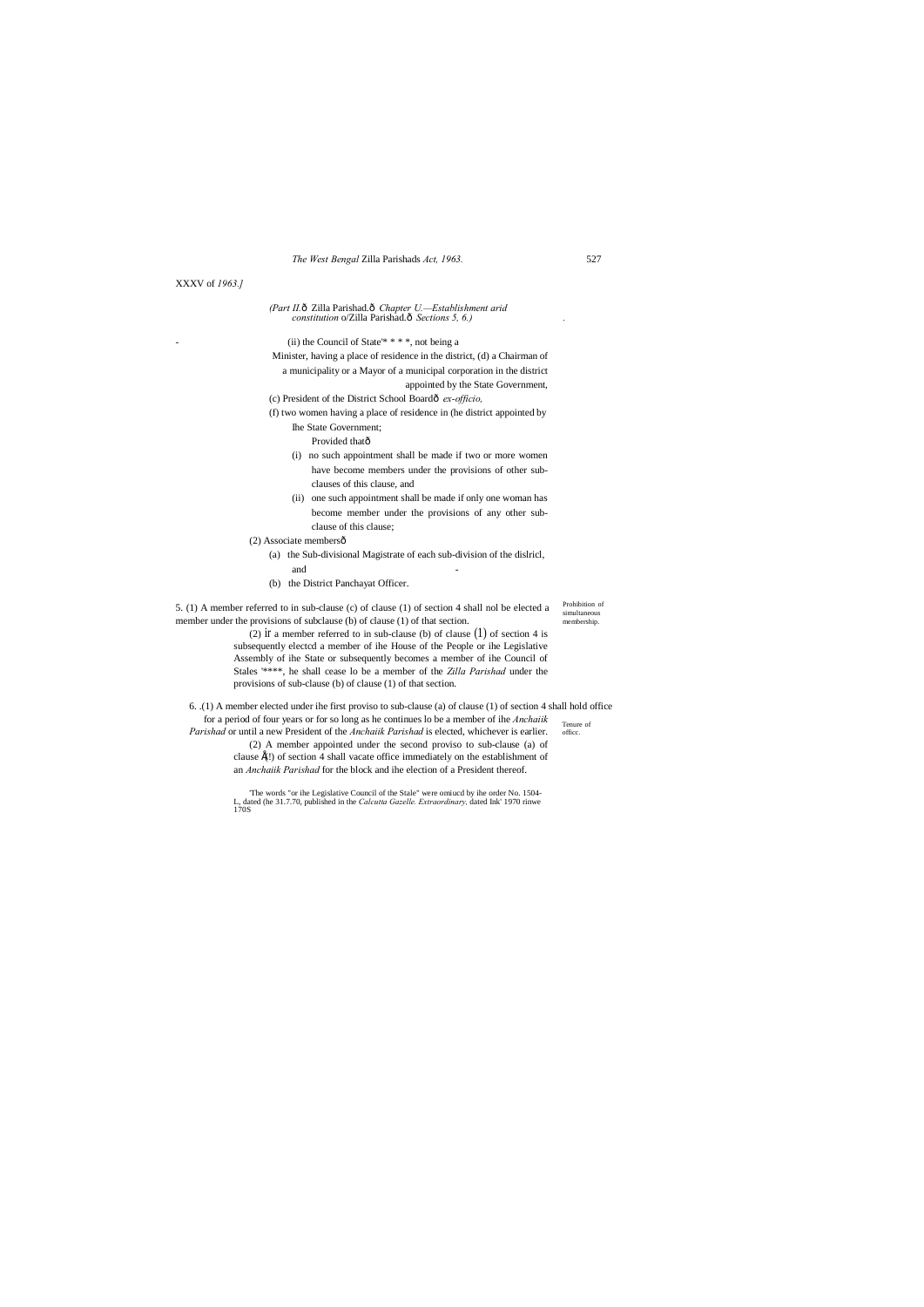XXXV of *1963.]*

*(Part II.—* Zilla Parishad.— *Chapter II.—Establishment and constitution o/*Zilla Parishad.— *Sections 5, 6.)*

(ii) the Council of State[1] * * * *, not being a Minister, having a place of residence in the district, (d) a Chairman of a municipality or a Mayor of a municipal corporation in the district appointed by the State Government,

(c) President of the District School Board— *ex-officio,*

(f) two women having a place of residence in (he district appointed by Ihe State Government;

Provided that—

(i) no such appointment shall be made if two or more women have become members under the provisions of other sub-clauses of this clause, and

(ii) one such appointment shall be made if only one woman has become member under the provisions of any other sub-clause of this clause;

(2) Associate members—

(a) the Sub-divisional Magistrate of each sub-division of the dislricl, and

(b) the District Panchayat Officer.

Prohibition of simultaneous membership.

5. (1) A member referred to in sub-clause (c) of clause (1) of section 4 shall nol be elected a member under the provisions of subclause (b) of clause (1) of that section.

(2) If a member referred to in sub-clause (b) of clause (1) of section 4 is subsequently electcd a member of ihe House of the People or ihe Legislative Assembly of ihe State or subsequently becomes a member of ihe Council of Stales [1]****, he shall cease lo be a member of the *Zilla Parishad* under the provisions of sub-clause (b) of clause (1) of that section.

Tenure of officc.

6. (1) A member elected under ihe first proviso to sub-clause (a) of clause (1) of section 4 shall hold office for a period of four years or for so long as he continues lo be a member of ihe *Anchaiik Parishad* or until a new President of the *Anchaiik Parishad* is elected, whichever is earlier.

(2) A member appointed under the second proviso to sub-clause (a) of clause (1) of section 4 shall vacate office immediately on the establishment of an *Anchaiik Parishad* for the block and ihe election of a President thereof.

[1]The words "or ihe Legislative Council of the Stale" were omiucd by ihe order No. 1504-L, dated (he 31.7.70, published in the *Calcutta Gazelle. Extraordinary,* dated Ink' 1970 rinwe 170S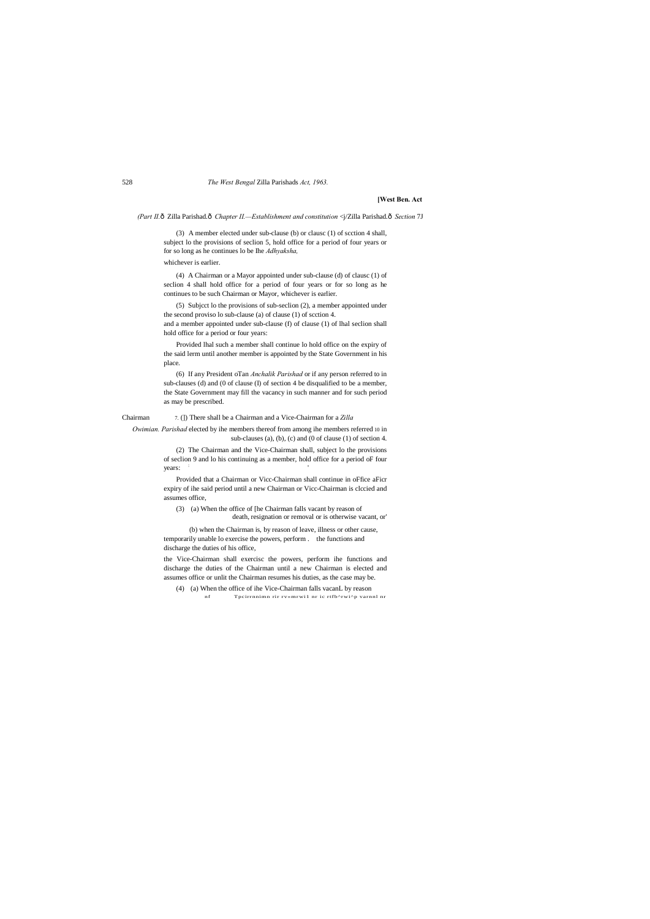**[West Ben. Act**

*(Part II.*ð Zilla Parishad.ð *Chapter II.—Establishment and constitution* <j/Zilla Parishad.ð *Section* 7J

(3) A member elected under sub-clause (b) or clausc (1) of scction 4 shall, subject lo the provisions of seclion 5, hold office for a period of four years or for so long as he continues lo be Ihe *Adhyaksha,*

whichever is earlier.

(4) A Chairman or a Mayor appointed under sub-clause (d) of clausc (1) of seclion 4 shall hold office for a period of four years or for so long as he continues to be such Chairman or Mayor, whichever is earlier.

(5) Subjcct lo the provisions of sub-seclion (2), a member appointed under the second proviso lo sub-clause (a) of clause (1) of scction 4.
and a member appointed under sub-clause (f) of clause (1) of Ihal seclion shall hold office for a period or four years:

Provided lhal such a member shall continue lo hold office on the expiry of the said lerm until another member is appointed by the State Government in his place.

(6) If any President oTan *Anchalik Parishad* or if any person referred to in sub-clauses (d) and (0 of clause (I) of section 4 be disqualified to be a member, the State Government may fill the vacancy in such manner and for such period as may be prescribed.

Chairman *Owimian. Parishad*

7. (]) There shall be a Chairman and a Vice-Chairman for a *Zilla Parishad* elected by ihe members thereof from among ihe members referred 10 in sub-clauses (a), (b), (c) and (0 of clause (1) of section 4.

(2) The Chairman and the Vice-Chairman shall, subject lo the provisions of seclion 9 and lo his continuing as a member, hold office for a period oF four years:

Provided that a Chairman or Vicc-Chairman shall continue in oFfice aFicr expiry of ihe said period until a new Chairman or Vicc-Chairman is clccied and assumes office,

(3) (a) When the office of [he Chairman falls vacant by reason of death, resignation or removal or is otherwise vacant, or'

(b) when the Chairman is, by reason of leave, illness or other cause, temporarily unable lo exercise the powers, perform . the functions and discharge the duties of his office,

the Vice-Chairman shall exercisc the powers, perform ihe functions and discharge the duties of the Chairman until a new Chairman is elected and assumes office or unlit the Chairman resumes his duties, as the case may be.

(4) (a) When the office of ihe Vice-Chairman falls vacanL by reason nf Tpcirrnnimn rir rv»mrwi1 nr ic rtfh^rwi^p varnnl nr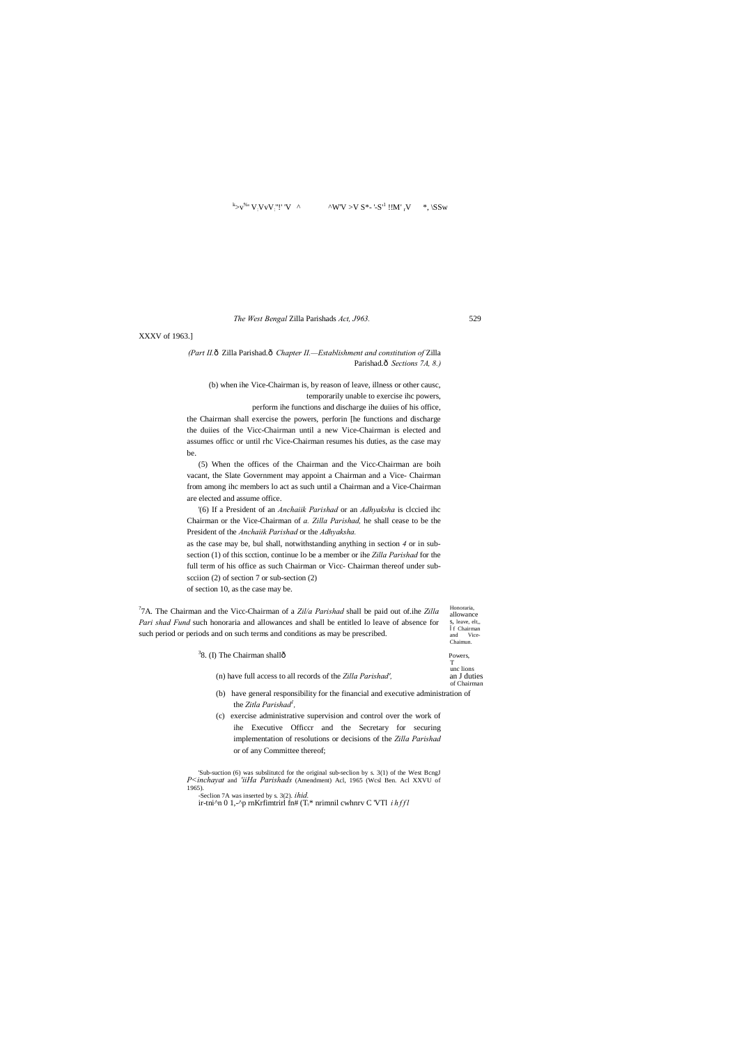XXXV of 1963.]

*(Part II.*— Zilla Parishad.— *Chapter II.—Establishment and constitution of* Zilla Parishad.— *Sections 7A, 8.)*

(b) when ihe Vice-Chairman is, by reason of leave, illness or other causc, temporarily unable to exercise ihc powers, perform ihe functions and discharge ihe duiies of his office,

the Chairman shall exercise the powers, perforin [he functions and discharge the duiies of the Vicc-Chairman until a new Vice-Chairman is elected and assumes officc or until rhc Vice-Chairman resumes his duties, as the case may be.

(5) When the offices of the Chairman and the Vicc-Chairman are boih vacant, the Slate Government may appoint a Chairman and a Vice- Chairman from among ihc members lo act as such until a Chairman and a Vice-Chairman are elected and assume office.

'(6) If a President of an *Anchaiik Parishad* or an *Adhyaksha* is clccied ihc Chairman or the Vice-Chairman of *a. Zilla Parishad,* he shall cease to be the President of the *Anchaiik Parishad* or the *Adhyaksha.*

as the case may be, bul shall, notwithstanding anything in section *4* or in sub-section (1) of this scction, continue lo be a member or ihe *Zilla Parishad* for the full term of his office as such Chairman or Vicc- Chairman thereof under sub-scciion (2) of section 7 or sub-section (2) of section 10, as the case may be.

Honoraria, allowances, leave, elt,, ì f Chairman and Vice-Chaimun.

[2]7A. The Chairman and the Vicc-Chairman of a *Zil/a Parishad* shall be paid out of.ihe *Zilla Pari shad Fund* such honoraria and allowances and shall be entitled lo leave of absence for such period or periods and on such terms and conditions as may be prescribed.

Powers, T unc lions an J duties of Chairman

[3]8. (I) The Chairman shall—

(n) have full access to all records of the *Zilla Parishad',*

(b) have general responsibility for the financial and executive administration of the *Zitla Parishad'*,

(c) exercise administrative supervision and control over the work of ihe Executive Officcr and the Secretary for securing implementation of resolutions or decisions of the *Zilla Parishad* or of any Committee thereof;

'Sub-suction (6) was subslitutcd for the original sub-seclion by s. 3(1) of the West BcngJ *P<inchayat* and *'iiHa Parishads* (Amendment) Acl, 1965 (Wcsl Ben. Acl XXVU of 1965).

-Seclion 7A was inserted by s. 3(2). *ihid.*

ir-tni^n 0 1,-^p rnKrfimtrirl fn# (T,* nrimnil cwhnrv C 'VTl *i h f f l*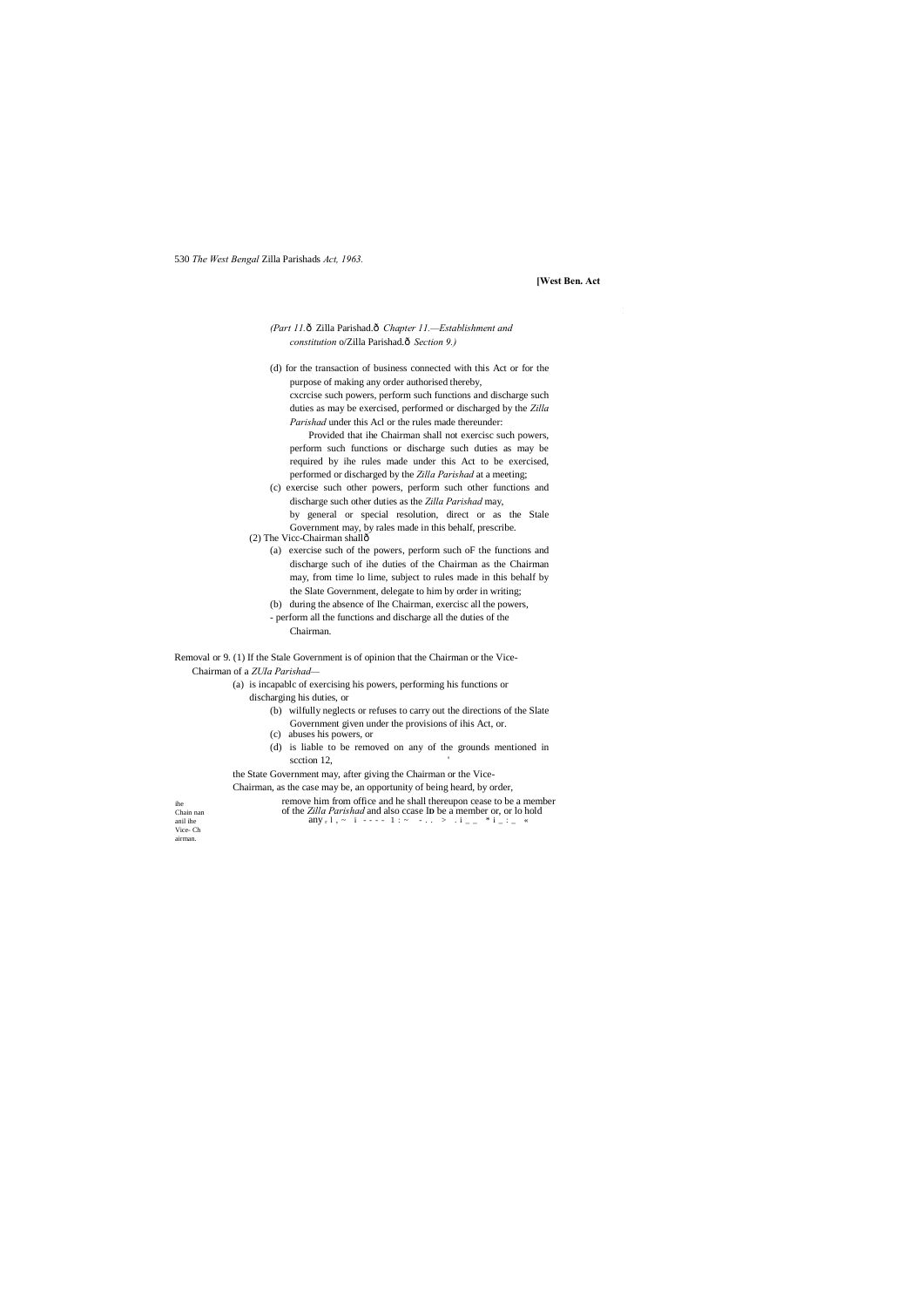*(Part II.*— Zilla Parishad.— *Chapter II.—Establishment and constitution* o/Zilla Parishad.— *Section 9.)*

(d) for the transaction of business connected with this Act or for the purpose of making any order authorised thereby,

cxcrcise such powers, perform such functions and discharge such duties as may be exercised, performed or discharged by the *Zilla Parishad* under this Acl or the rules made thereunder:

Provided that ihe Chairman shall not exercisc such powers, perform such functions or discharge such duties as may be required by ihe rules made under this Act to be exercised, performed or discharged by the *Zilla Parishad* at a meeting;

(c) exercise such other powers, perform such other functions and discharge such other duties as the *Zilla Parishad* may, by general or special resolution, direct or as the Stale Government may, by rales made in this behalf, prescribe.

(2) The Vicc-Chairman shall—

(a) exercise such of the powers, perform such oF the functions and discharge such of ihe duties of the Chairman as the Chairman may, from time lo lime, subject to rules made in this behalf by the Slate Government, delegate to him by order in writing;

(b) during the absence of Ihe Chairman, exercisc all the powers,
- perform all the functions and discharge all the duties of the Chairman.

Removal or ihe Chain nan anil ihe Vice-Chairman.

9. (1) If the Stale Government is of opinion that the Chairman or the Vice-Chairman of a *ZUIa Parishad*—

(a) is incapablc of exercising his powers, performing his functions or discharging his duties, or

(b) wilfully neglects or refuses to carry out the directions of the Slate Government given under the provisions of ihis Act, or.

(c) abuses his powers, or

(d) is liable to be removed on any of the grounds mentioned in scction 12,

the State Government may, after giving the Chairman or the Vice-Chairman, as the case may be, an opportunity of being heard, by order, remove him from office and he shall thereupon cease to be a member of the *Zilla Parishad* and also ccase lo be a member or, or lo hold any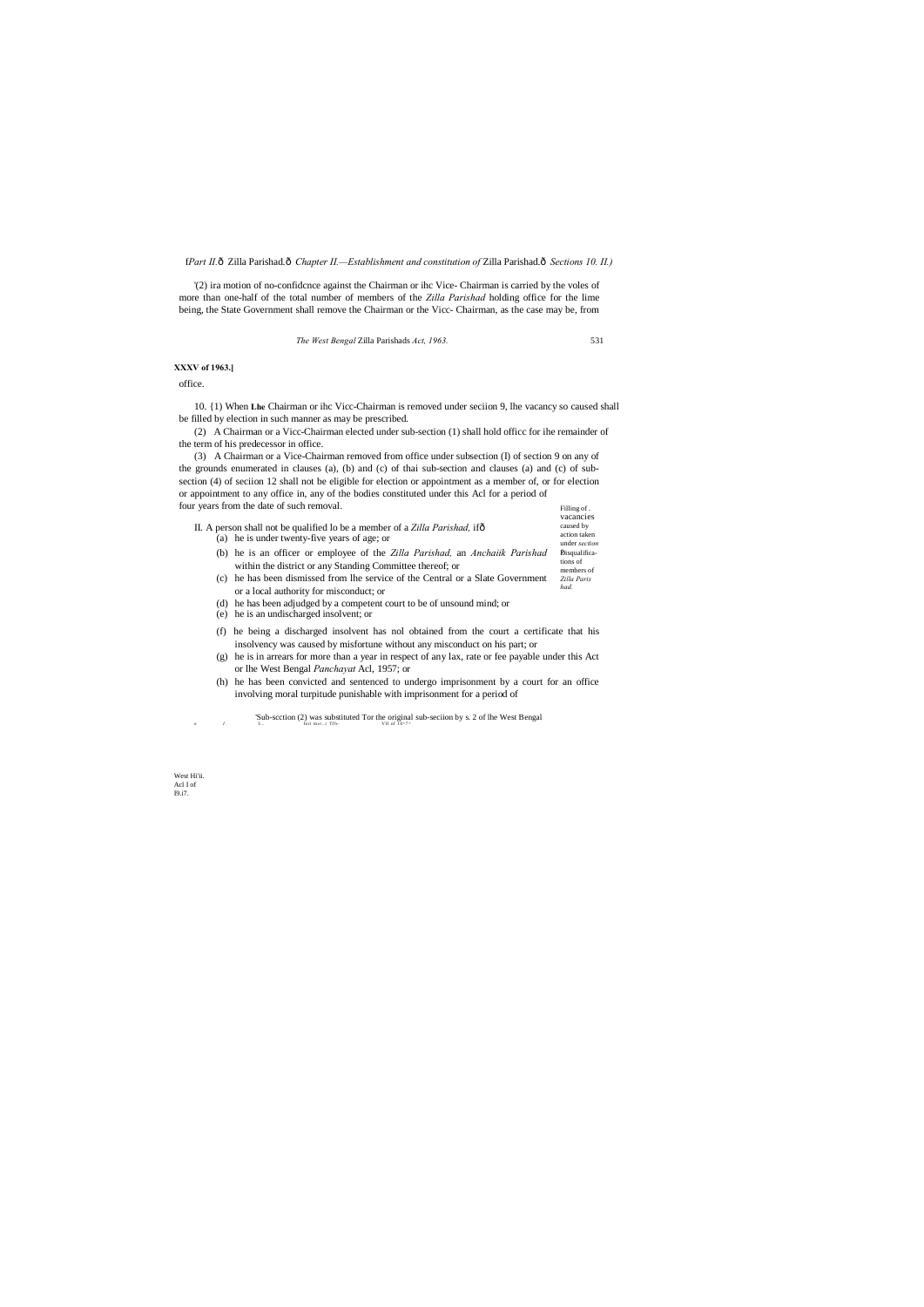[Part II.—Zilla Parishad.—Chapter II.—Establishment and constitution of Zilla Parishad.—Sections 10. 11.)

'(2) ira motion of no-confidcnce against the Chairman or ihc Vice- Chairman is carried by the voles of more than one-half of the total number of members of the *Zilla Parishad* holding office for the lime being, the State Government shall remove the Chairman or the Vicc- Chairman, as the case may be, from

office.

Filling of . vacancies caused by action taken under *section* 9.

10. {1) When **Lhe** Chairman or ihc Vicc-Chairman is removed under seciion 9, lhe vacancy so caused shall be filled by election in such manner as may be prescribed.

(2) A Chairman or a Vicc-Chairman elected under sub-section (1) shall hold officc for ihe remainder of the term of his predecessor in office.

(3) A Chairman or a Vice-Chairman removed from office under subsection (I) of section 9 on any of the grounds enumerated in clauses (a), (b) and (c) of thai sub-section and clauses (a) and (c) of sub-section (4) of seciion 12 shall not be eligible for election or appointment as a member of, or for election or appointment to any office in, any of the bodies constituted under this Acl for a period of four years from the date of such removal.

Disqualifications of members of *Zilla Parishad.*

11. A person shall not be qualified lo be a member of a *Zilla Parishad,* if—

(a) he is under twenty-five years of age; or

(b) he is an officer or employee of the *Zilla Parishad,* an *Anchaiik Parishad* within the district or any Standing Committee thereof; or

(c) he has been dismissed from lhe service of the Central or a Slate Government or a local authority for misconduct; or

(d) he has been adjudged by a competent court to be of unsound mind; or

(e) he is an undischarged insolvent; or

(f) he being a discharged insolvent has nol obtained from the court a certificate that his insolvency was caused by misfortune without any misconduct on his part; or

(g) he is in arrears for more than a year in respect of any lax, rate or fee payable under this Act or lhe West Bengal *Panchayat* Acl, 1957; or

(h) he has been convicted and sentenced to undergo imprisonment by a court for an office involving moral turpitude punishable with imprisonment for a period of

West Ben. Acl I of 1957.

'Sub-scction (2) was substituted Tor the original sub-seciion by s. 2 of lhe West Bengal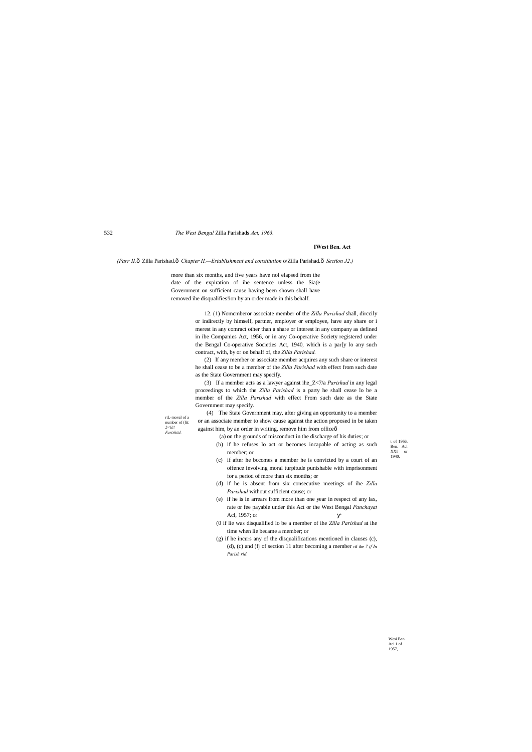**IWest Ben. Act**

*(Parr II.ð* Zilla Parishad.ð *Chapter II.—Establishment and constitution* o/Zilla Parishad.ð *Section J2.)*

more than six months, and five years have nol elapsed from the date of the expiration of ihe sentence unless the Sia(e Government on sufficient cause having been shown shall have removed ihe disqualifies!ion by an order made in this behalf.

12. (1) Nomcmberor associate member of the *Zilla Parishad* shall, dirccily or indirectly by himself, partner, employer or employee, have any share or i merest in any comract other than a share or interest in any company as defined in ibe Companies Act, 1956, or in any Co-operative Society registered under the Bengal Co-operative Societies Act, 1940, which is a par[y lo any such contract, with, by or on behalf of, the *Zilla Parishad.*

t of 1956. Ben. Acl XXI or 1940.

(2) If any member or associate member acquires any such share or interest he shall cease to be a member of the *Zilla Parishad* with effect from such date as the State Government may specify.

(3) If a member acts as a lawyer against ihe_Z<7/a *Parishad* in any legal proceedings to which the *Zilla Parishad* is a party he shall cease lo be a member of the *Zilla Parishad* with effect From such date as the State Government may specify.

rtL-moval of a number of (lit: *2<Jlt! Farishtd.*

(4) The State Government may, after giving an opportunity to a member or an associate member to show cause against the action proposed in be taken against him, by an order in writing, remove him from officeð

(a) on the grounds of misconduct in the discharge of his duties; or

(b) if he refuses lo act or becomes incapable of acting as such member; or

(c) if after he bccomes a member he is convicted by a court of an offence involving moral turpitude punishable with imprisonment for a period of more than six months; or

(d) if he is absent from six consecutive meetings of ihe *Zilla Parishad* without sufficient cause; or

(e) if he is in arrears from more than one year in respect of any lax, rate or fee payable under this Act or the West Bengal *Panchayat* Acl, 1957; or

Wesi Ben. Aci I of 1957,

(0 if lie was disqualified lo be a member of ihe *Zilla Parishad* at ihe time when lie became a member; or

(g) if he incurs any of the disqualifications mentioned in clauses (c), (d), (c) and (fj of section 11 after becoming a member rtf ihe *7 if In Parish rid.*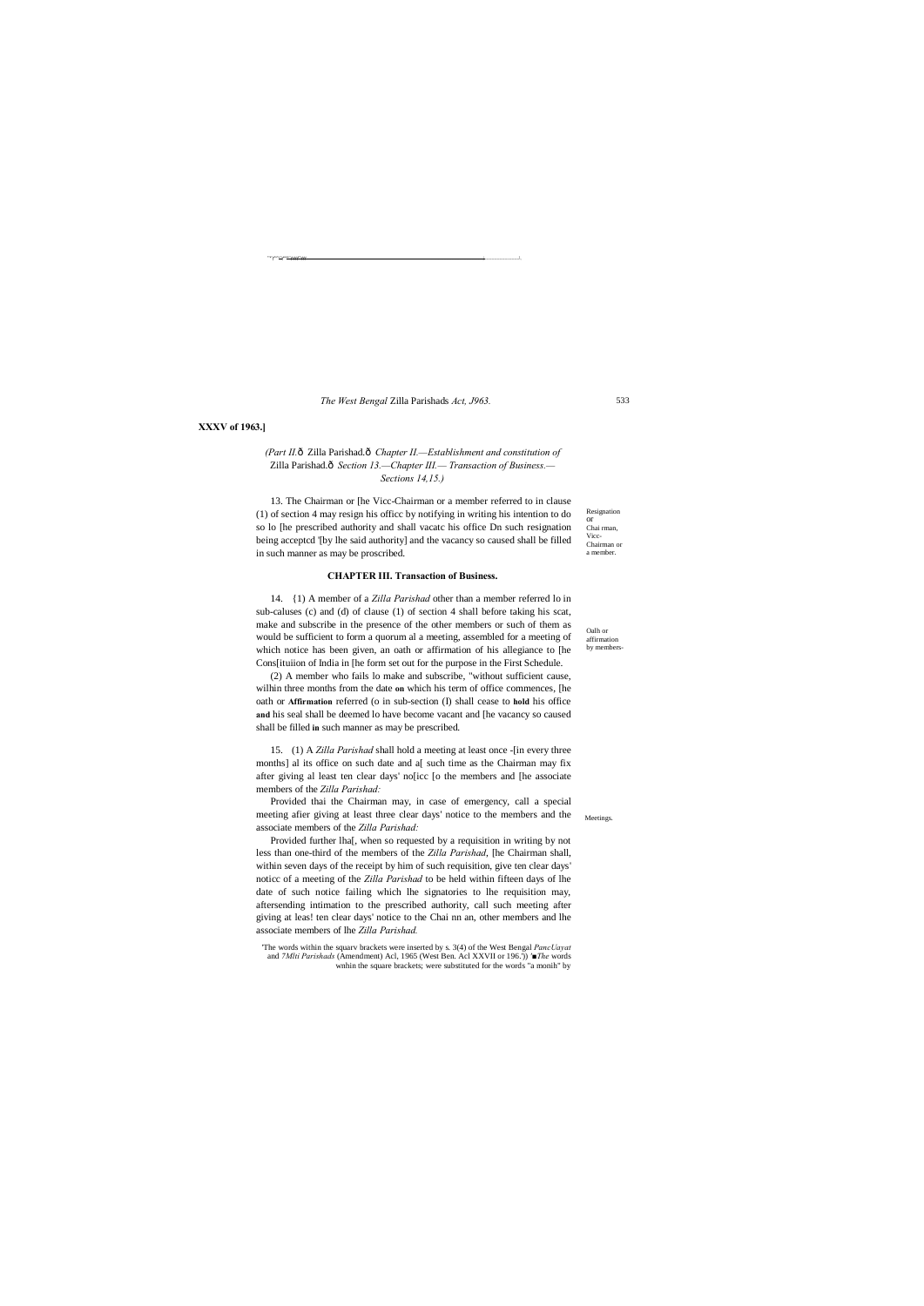**XXXV of 1963.]**

*(Part II.*ô Zilla Parishad.ô *Chapter II.—Establishment and constitution of* Zilla Parishad.ô *Section 13.—Chapter III.— Transaction of Business.— Sections 14,15.)*

Resignation or Chai rman, Vicc-Chairman or a member.

13. The Chairman or [he Vicc-Chairman or a member referred to in clause (1) of section 4 may resign his officc by notifying in writing his intention to do so lo [he prescribed authority and shall vacatc his office Dn such resignation being acceptcd '[by lhe said authority] and the vacancy so caused shall be filled in such manner as may be proscribed.

## CHAPTER III. Transaction of Business.

Oalh or affirmation by members-

14. {1) A member of a *Zilla Parishad* other than a member referred lo in sub-caluses (c) and (d) of clause (1) of section 4 shall before taking his scat, make and subscribe in the presence of the other members or such of them as would be sufficient to form a quorum al a meeting, assembled for a meeting of which notice has been given, an oath or affirmation of his allegiance to [he Cons[ituiion of India in [he form set out for the purpose in the First Schedule.

(2) A member who fails lo make and subscribe, "without sufficient cause, wilhin three months from the date **on** which his term of office commences, [he oath or **Affirmation** referred (o in sub-section (I) shall cease to **hold** his office **and** his seal shall be deemed lo have become vacant and [he vacancy so caused shall be filled **in** such manner as may be prescribed.

Meetings.

15. (1) A *Zilla Parishad* shall hold a meeting at least once -[in every three months] al its office on such date and a[ such time as the Chairman may fix after giving al least ten clear days' no[icc [o the members and [he associate members of the *Zilla Parishad:*

Provided thai the Chairman may, in case of emergency, call a special meeting afier giving at least three clear days' notice to the members and the associate members of the *Zilla Parishad:*

Provided further lha[, when so requested by a requisition in writing by not less than one-third of the members of the *Zilla Parishad*, [he Chairman shall, within seven days of the receipt by him of such requisition, give ten clear days' noticc of a meeting of the *Zilla Parishad* to be held within fifteen days of lhe date of such notice failing which lhe signatories to lhe requisition may, aftersending intimation to the prescribed authority, call such meeting after giving at leas! ten clear days' notice to the Chai nn an, other members and lhe associate members of lhe *Zilla Parishad.*

'The words within the squarv brackets were inserted by s. 3(4) of the West Bengal *PancUayat* and *7Mlti Parishads* (Amendment) Acl, 1965 (West Ben. Acl XXVII or 196.')) '■*The* words wnhin the square brackets; were substituted for the words "a monih" by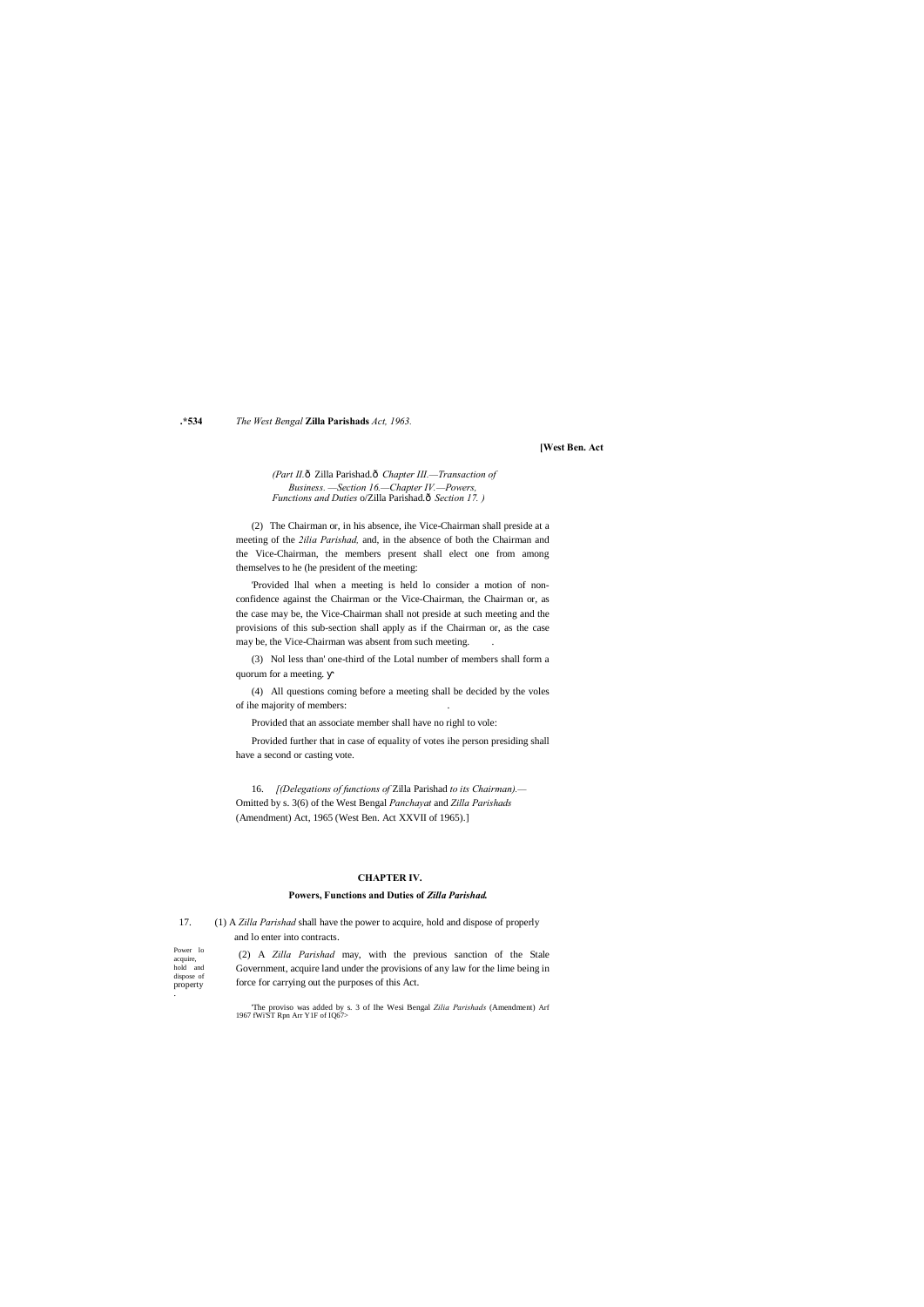[West Ben. Act

*(Part II.*ð Zilla Parishad.ð *Chapter III.—Transaction of Business. —Section 16.—Chapter IV.—Powers, Functions and Duties* o/Zilla Parishad.ð *Section 17. )*

(2) The Chairman or, in his absence, ihe Vice-Chairman shall preside at a meeting of the *2ilia Parishad,* and, in the absence of both the Chairman and the Vice-Chairman, the members present shall elect one from among themselves to he (he president of the meeting:

'Provided lhal when a meeting is held lo consider a motion of non-confidence against the Chairman or the Vice-Chairman, the Chairman or, as the case may be, the Vice-Chairman shall not preside at such meeting and the provisions of this sub-section shall apply as if the Chairman or, as the case may be, the Vice-Chairman was absent from such meeting.

(3) Nol less than' one-third of the Lotal number of members shall form a quorum for a meeting.

(4) All questions coming before a meeting shall be decided by the voles of ihe majority of members:

Provided that an associate member shall have no righl to vole:

Provided further that in case of equality of votes ihe person presiding shall have a second or casting vote.

16. *[(Delegations of functions of* Zilla Parishad *to its Chairman).*— Omitted by s. 3(6) of the West Bengal *Panchayat* and *Zilla Parishads* (Amendment) Act, 1965 (West Ben. Act XXVII of 1965).]

## CHAPTER IV.

### Powers, Functions and Duties of *Zilla Parishad.*

Power lo acquire, hold and dispose of property.

17. (1) A *Zilla Parishad* shall have the power to acquire, hold and dispose of properly and lo enter into contracts.

(2) A *Zilla Parishad* may, with the previous sanction of the Stale Government, acquire land under the provisions of any law for the lime being in force for carrying out the purposes of this Act.

'The proviso was added by s. 3 of Ihe Wesi Bengal *Zilia Parishads* (Amendment) Arf 1967 fWi'ST Rpn Arr Y1F of IQ67>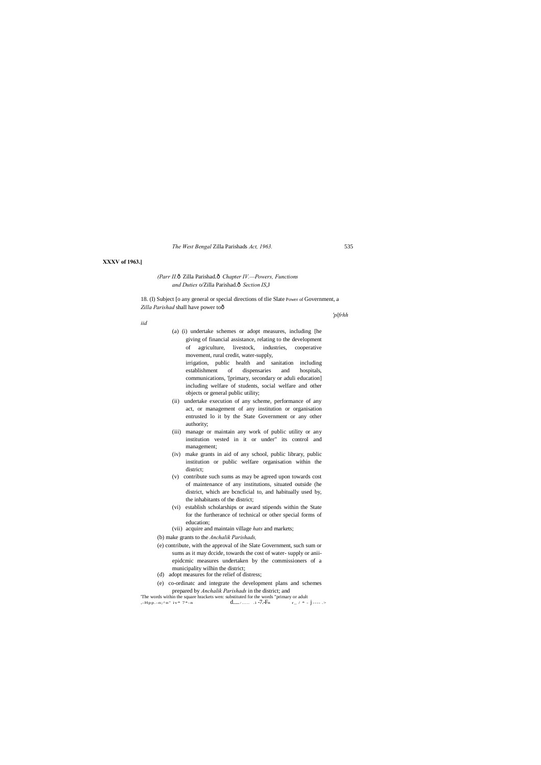**XXXV of 1963.]**

*(Parr II.*ð Zilla Parishad.ð *Chapter IV.—Powers, Functions and Duties* o/Zilla Parishad.ð *Section IS*,J

18. (I) Subject [o any general or special directions of tlie Slate Power of Government, a *Zilla Parishad* shall have power toð

*'plfrhh*

*iid*

(a) (i) undertake schemes or adopt measures, including [he giving of financial assistance, relating to the development of agriculture, livestock, industries, cooperative movement, rural credit, water-supply, irrigation, public health and sanitation including establishment of dispensaries and hospitals, communications, '[primary, secondary or aduli education] including welfare of students, social welfare and other objects or general public utility;

(ii) undertake execution of any scheme, performance of any act, or management of any institution or organisation entrusted lo it by the State Government or any other authority;

(iii) manage or maintain any work of public utility or any institution vested in it or under" its control and management;

(iv) make grants in aid of any school, public library, public institution or public welfare organisation within the district;

(v) contribute such sums as may be agreed upon towards cost of maintenance of any institutions, situated outside (he district, which are bcncficial to, and habitually used by, the inhabitants of the district;

(vi) establish scholarships or award stipends within the State for the furtherance of technical or other special forms of education;

(vii) acquire and maintain village *hats* and markets;

(b) make grants to the *Anchalik Parishads,*

(e) contribute, with the approval of ihe Slate Government, such sum or sums as it may dccide, towards the cost of water- supply or anii-epidcmic measures undertaken by the commissioners of a municipality wilhin the district;

(d) adopt measures for the relief of distress;

(e) co-ordinatc and integrate the development plans and schemes prepared by *Anchalik Parishads* in the district; and

'The words within the square hrackets wen: substituted for the words "primary or adult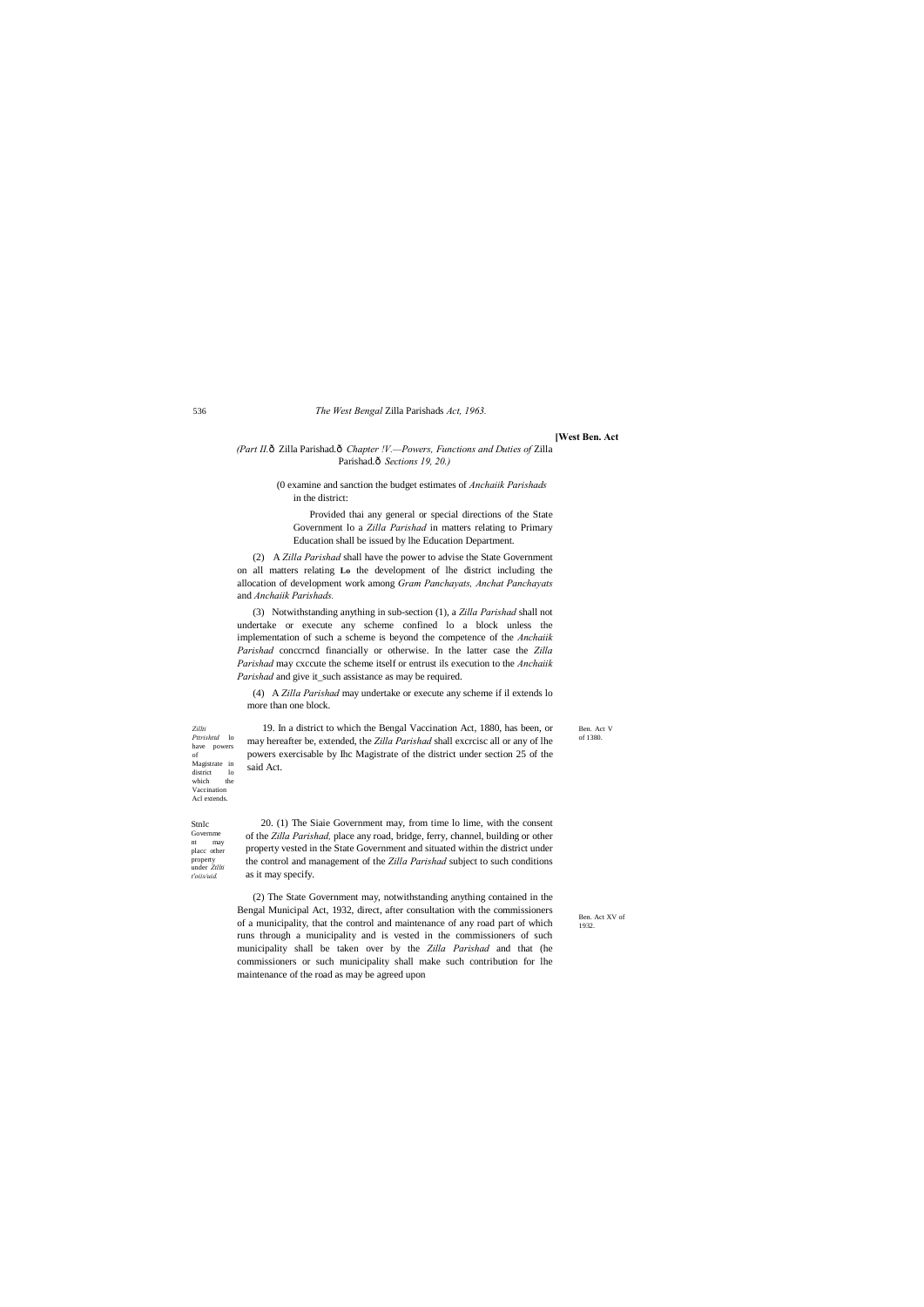**[West Ben. Act**

*(Part II.ð* Zilla Parishad.ð *Chapter !V.—Powers, Functions and Duties of* Zilla Parishad.ð *Sections 19, 20.)*

(0 examine and sanction the budget estimates of *Anchaiik Parishads* in the district:

Provided thai any general or special directions of the State Government lo a *Zilla Parishad* in matters relating to Primary Education shall be issued by lhe Education Department.

(2) A *Zilla Parishad* shall have the power to advise the State Government on all matters relating **Lo** the development of lhe district including the allocation of development work among *Gram Panchayats, Anchat Panchayats* and *Anchaiik Parishads.*

(3) Notwithstanding anything in sub-section (1), a *Zilla Parishad* shall not undertake or execute any scheme confined lo a block unless the implementation of such a scheme is beyond the competence of the *Anchaiik Parishad* conccrncd financially or otherwise. In the latter case the *Zilla Parishad* may cxccute the scheme itself or entrust ils execution to the *Anchaiik Parishad* and give it_such assistance as may be required.

(4) A *Zilla Parishad* may undertake or execute any scheme if il extends lo more than one block.

*Zillti Ptirishtid* lo have powers of Magistrate in district lo which the Vaccination Acl extends.

19. In a district to which the Bengal Vaccination Act, 1880, has been, or may hereafter be, extended, the *Zilla Parishad* shall excrcisc all or any of lhe powers exercisable by Ihc Magistrate of the district under section 25 of the said Act.

Ben. Act V of 1380.

Stnlc Governme nt may placc other property under *Zilti t'otis/uid.*

20. (1) The Siaie Government may, from time lo lime, with the consent of the *Zilla Parishad,* place any road, bridge, ferry, channel, building or other property vested in the State Government and situated within the district under the control and management of the *Zilla Parishad* subject to such conditions as it may specify.

(2) The State Government may, notwithstanding anything contained in the Bengal Municipal Act, 1932, direct, after consultation with the commissioners of a municipality, that the control and maintenance of any road part of which runs through a municipality and is vested in the commissioners of such municipality shall be taken over by the *Zilla Parishad* and that (he commissioners or such municipality shall make such contribution for lhe maintenance of the road as may be agreed upon

Ben. Act XV of 1932.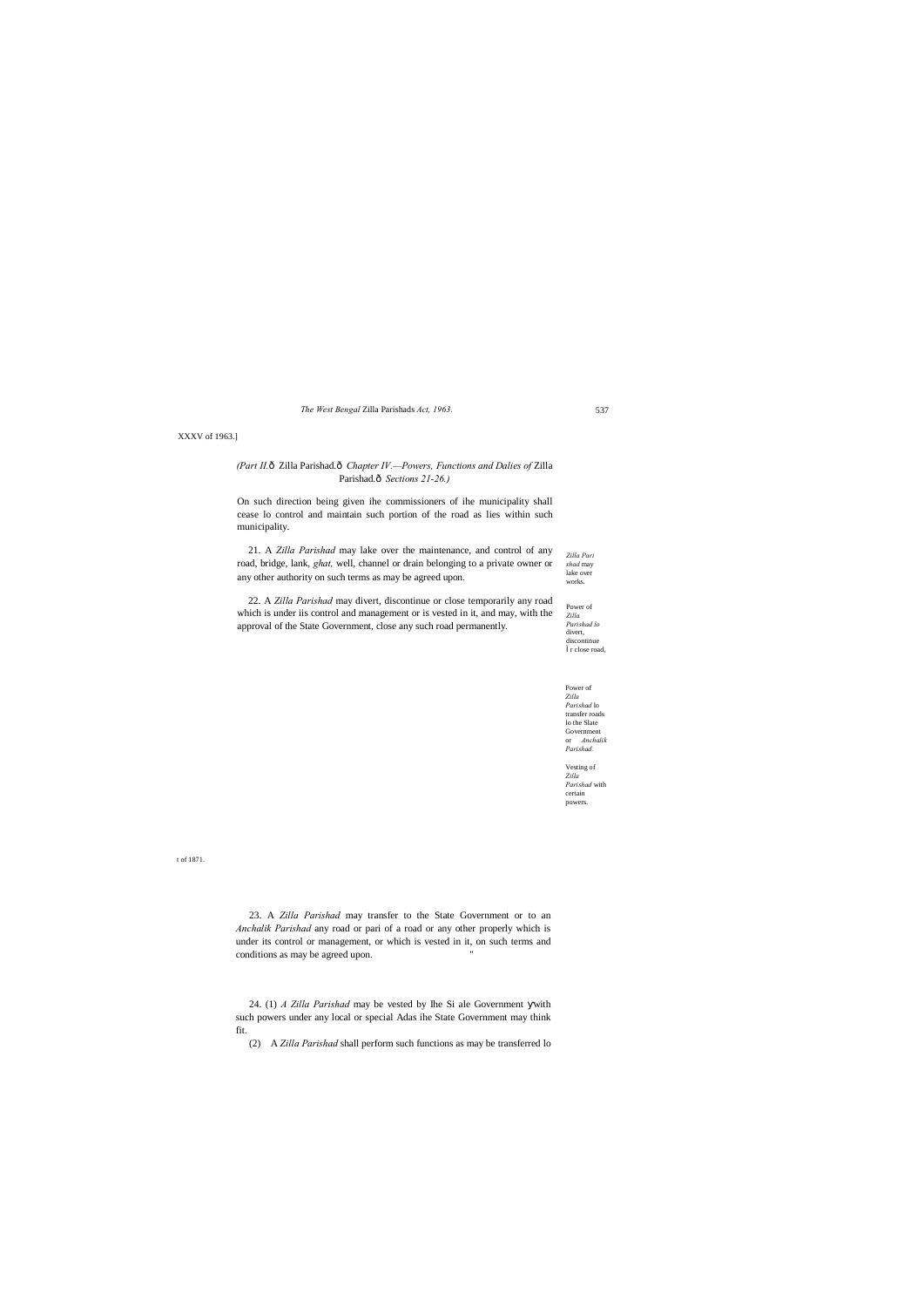XXXV of 1963.]

*(Part II.—* Zilla Parishad.*— Chapter IV.—Powers, Functions and Dalies of* Zilla Parishad.*— Sections 21-26.)*

On such direction being given ihe commissioners of ihe municipality shall cease lo control and maintain such portion of the road as lies within such municipality.

*Zilla Parishad* may lake over works.

21. A *Zilla Parishad* may lake over the maintenance, and control of any road, bridge, lank, *ghat,* well, channel or drain belonging to a private owner or any other authority on such terms as may be agreed upon.

Power of *Zilla Parishad lo* divert, discontinue or close road,

22. A *Zilla Parishad* may divert, discontinue or close temporarily any road which is under iis control and management or is vested in it, and may, with the approval of the State Government, close any such road permanently.

Power of *Zilla Parishad* lo transfer roads lo the Slate Government or *Anchalik Parishad.*

23. A *Zilla Parishad* may transfer to the State Government or to an *Anchalik Parishad* any road or pari of a road or any other properly which is under its control or management, or which is vested in it, on such terms and conditions as may be agreed upon.

Vesting of *Zilla Parishad* with certain powers.

t of 1871.

24. (1) *A Zilla Parishad* may be vested by Ihe Si ale Government with such powers under any local or special Adas ihe State Government may think fit.

(2) A *Zilla Parishad* shall perform such functions as may be transferred lo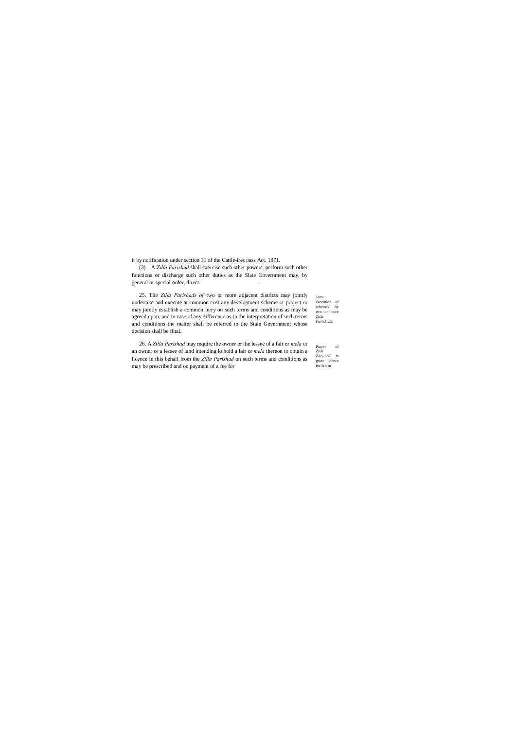it by notification under scction 31 of the Cattle-ires pass Act, 1871.

(3) A *Zilla Parishad* shall cxercise such other powers, perform such other functions or discharge such other duties as the Slate Government may, by general or special order, direct.

Joint execution of schemes by two or more *Zilla Parishads.*

25. Tlie *Zilla Parishads of* two or more adjacent districts may jointly undertake and execute at common cost any development scheme or project or may jointly establish a common ferry on such terms and conditions as may be agreed upon, and in case of any difference as (o the interpretation of such terms and conditions the matter shall be referred to the Stale Government whose decision shall be final.

Power of *Zilla Parishad* to grant licence for fair or

26. A *Zilla Parishad* may require the owner or the lessee of a fair or *mela* or an owner or a lessee of land intending lo hold a lair or *mela* thereon to obtain a licence in this behalf from the *Zilla Parishad* on such terms and conditions as may be prescribed and on payment of a fee for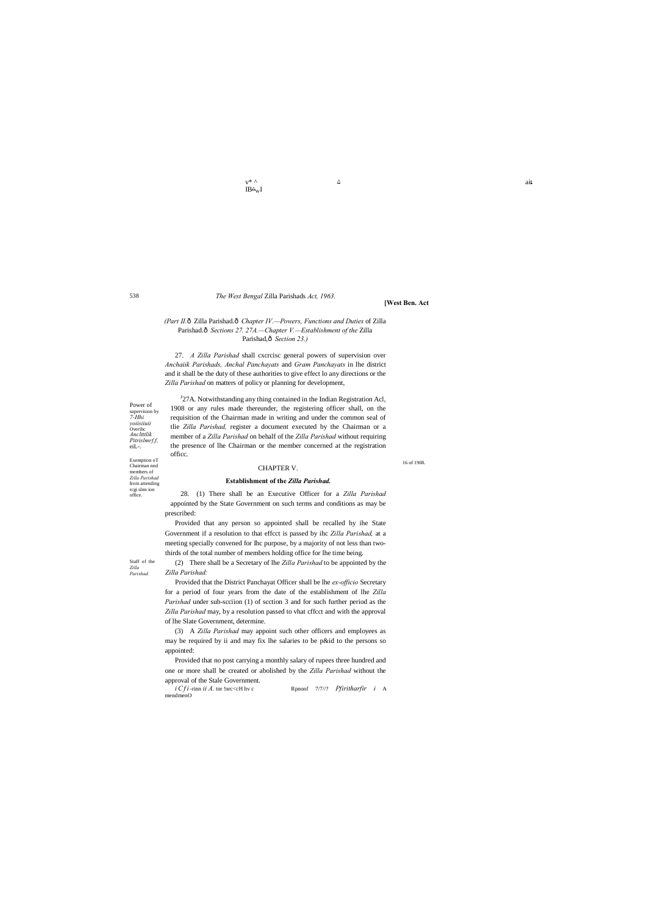*(Part II.—* Zilla Parishad.*— Chapter IV.—Powers, Functions and Duties* of Zilla Parishad.*— Sections 27. 27A.—Chapter V.—Establishment of the* Zilla Parishad,*— Section 23.)*

Power of supervision by *7-Hhi yoiisiiuii* Overihc *Anclttlik Pitrislmrf.f,* eiL-.

27. *A Zilla Parishad* shall cxcrcisc general powers of supervision over *Anchaiik Parishads, Anchal Panchayats* and *Gram Panchayats* in lhe district and it shall be the duty of these authorities to give effect lo any directions or the *Zilla Parishad* on matters of policy or planning for development,

Exemption oT Chairman nnd members of *Zilla Parishad* from attending rcgi slnn ion office.

[J]27A. Notwithstanding any thing contained in the Indian Registration Acl, 1908 or any rules made thereunder, the registering officer shall, on the requisition of the Chairman made in writing and under the common seal of tlie *Zilla Parishad,* register a document executed by the Chairman or a member of a *Zilla Parishad* on behalf of the *Zilla Parishad* without requiring the presence of lhe Chairman or the member concerned at the registration officc.

16 of 1908.

## CHAPTER V.

### Establishment of the *Zilla Parishad.*

Staff of the *Zilla Parishad.*

28. (1) There shall be an Executive Officer for a *Zilla Parishad* appointed by the State Government on such terms and conditions as may be prescribed:

Provided that any person so appointed shall be recalled hy ihe State Government if a resolution to that effcct is passed by ihc *Zilla Parishad,* at a meeting specially convened for Ihc purpose, by a majority of not less than two-thirds of the total number of members holding office for lhe time being.

(2) There shall be a Secretary of lhe *Zilla Parishad* to be appointed by the *Zilla Parishad:*

Provided that the District Panchayat Officer shall be lhe *ex-officio* Secretary for a period of four years from the date of the establishment of lhe *Zilla Parishad* under sub-scciion (1) of scction 3 and for such further period as the *Zilla Parishad* may, by a resolution passed to vhat cffcct and with the approval of lhe Slate Government, determine.

(3) A *Zilla Parishad* may appoint such other officers and employees as may be required by ii and may fix lhe salaries to be p&id to the persons so appointed:

Provided that no post carrying a monthly salary of rupees three hundred and one or more shall be created or abolished by the *Zilla Parishad* without the approval of the Stale Government.

*i Cfi* -rinn *ii A.* tnr !nrc<cH hv c Rpnonf 7/7//? *Pfiritharfir i* A mendmenO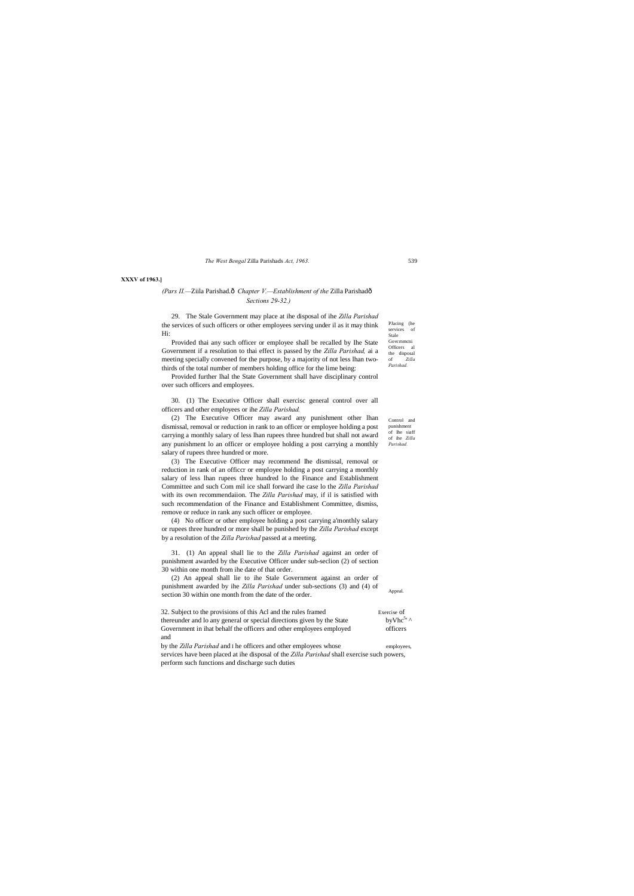**XXXV of 1963.]**

*(Pars II.—*Ziila Parishad.ô *Chapter V.—Establishment of the* Zilla Parishadô *Sections 29-32.)*

PJacing (he services of Stale Govcmmcni Officers al the disposal of *Zilla Parishad.*

29. The Stale Government may place at ihe disposal of ihe *Zilla Parishad* the services of such officers or other employees serving under il as it may think Hi:

Provided thai any such officer or employee shall be recalled by Ihe State Government if a resolution to thai effect is passed by the *Zilla Parishad,* ai a meeting specially convened for the purpose, by a majority of not less lhan two-thirds of the total number of members holding office for the lime being:

Provided further lhal the State Government shall have disciplinary control over such officers and employees.

Control and punishment of Ihe siaff of ihe *Zilla Parishad.*

30. (1) The Executive Officer shall exercisc general control over all officers and other employees or ihe *Zilla Parishad.*

(2) The Executive Officer may award any punishment other lhan dismissal, removal or reduction in rank to an officer or employee holding a post carrying a monthly salary of less lhan rupees three hundred but shall not award any punishment lo an officer or employee holding a post carrying a monthly salary of rupees three hundred or more.

(3) The Executive Officer may recommend Ihe dismissal, removal or reduction in rank of an officcr or employee holding a post carrying a monthly salary of less lhan rupees three hundred lo the Finance and Establishment Committee and such Com mil ice shall forward ihe case lo the *Zilla Parishad* with its own recommendaiion. The *Zilla Parishad* may, if il is satisfied with such recommendation of the Finance and Establishment Committee, dismiss, remove or reduce in rank any such officer or employee.

(4) No officer or other employee holding a post carrying a'monthly salary or rupees three hundred or more shall be punished by the *Zilla Parishad* except by a resolution of the *Zilla Parishad* passed at a meeting.

Appeal.

31. (1) An appeal shall lie to the *Zilla Parishad* against an order of punishment awarded by the Executive Officer under sub-seclion (2) of section 30 within one month from ihe date of that order.

(2) An appeal shall lie to ihe Stale Government against an order of punishment awarded by ihe *Zilla Parishad* under sub-sections (3) and (4) of section 30 within one month from the date of the order.

Exercise of byVhc[5] ^ officers and employees,

32. Subject to the provisions of this Acl and the rules framed thereunder and lo any general or special directions given by the State Government in ihat behalf the officers and other employees employed by the *Zilla Parishad* and I he officers and other employees whose services have been placed at ihe disposal of the *Zilla Parishad* shall exercise such powers, perform such functions and discharge such duties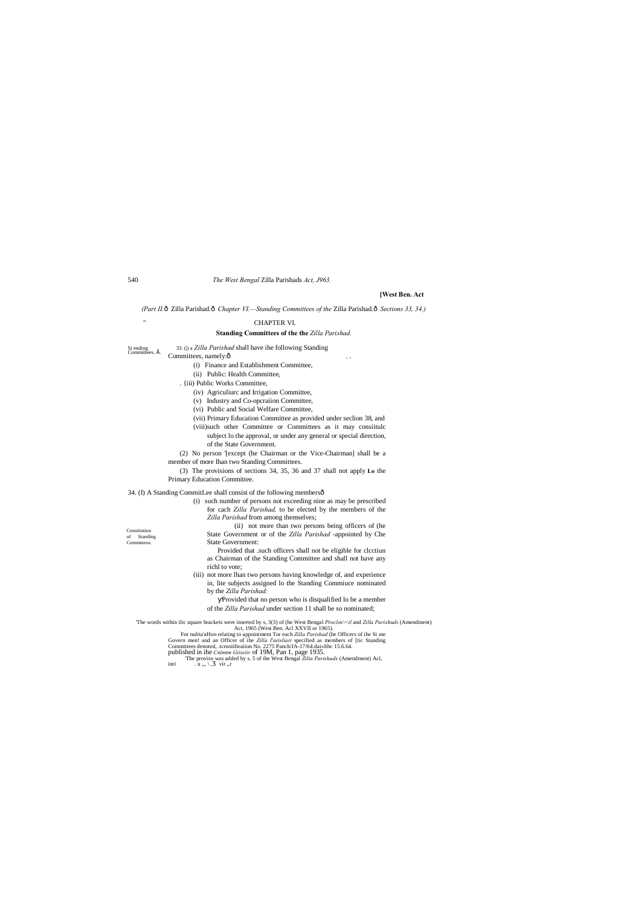[West Ben. Act

*(Part II.—Zilla Parishad.—Chapter VI.—Standing Committees of the Zilla Parishad.—Sections 33, 34.)*

## CHAPTER VI.

### Standing Committees of the the *Zilla Parishad.*

Si ending Committees.

33. (]) a *Zilla Parishad* shall have ihe following Standing Committees, namely:—

(i) Finance and Establishment Committee,

(ii) Public: Health Committee,

(iii) Public Works Committee,

(iv) Agriculiurc and Irrigation Committee,

(v) Industry and Co-opcraiion Committee,

(vi) Public and Social Welfare Committee,

(vii) Primary Education Committee as provided under seclion 38, and

(viii) such other Committee or Committees as it may consiitulc subject lo the approval, or under any general or special direction, of the State Government.

(2) No person [1][except (he Chairman or the Vice-Chairman] shall be a member of more lhan two Standing Committees.

(3) The provisions of sections 34, 35, 36 and 37 shall not apply **Lo** the Primary Education Committee.

Constitution of Standing Commineos.

34. (I) A Standing CommitLee shall consist of the following members—

(i) such number of persons not exceeding nine as may be prescribed for cach *Zilla Parishad,* to be elected by the members of the *Zilla Parishad* from among themselves;

(ii) not more than two persons being officers of (he State Government or of the *Zilla Parishad* -appointed by Che State Government:

Provided that .such officers shall not be eligible for clcctiun as Chairman of the Standing Committee and shall not have any richl to vote;

(iii) not more lhan two persons having knowledge of, and experience in, lite subjects assigned lo the Standing Commiuce nominated by the *Zilla Parishad:*

[3]Provided that no person who is disqualified lo be a member of the *Zilla Parishad* under section 11 shall be so nominated;

[1]The words within ilic square brackets were inserted by s, 3(3) of (he West Bengal *Piwclsn\<tl* and *Zilla Purishuds* (Amendment) Act, 1965 (West Ben. Acl XXVII or 1965).

[2]For nulita'aHon relating to appointment Tor each *Zilla Parishad* (he Officers of ihe Si me Govern men! and an Officer of ihe *Zilla I'arisliari* specified as members of [tic Standing Committees denoted, .tcrnoiifieaiion No. 2275 Panch/JA-17/64.dai«lthc 15.6.64. published in ihe *Cnlmtm Giizeiir* of 19M, Pan 1, page 1935.

[3]The proviso was added by s. 5 of the West Bengal *Zilta Parishudx* (Amendment) Acl, inri . u ,,, \ ,3 vir ,,r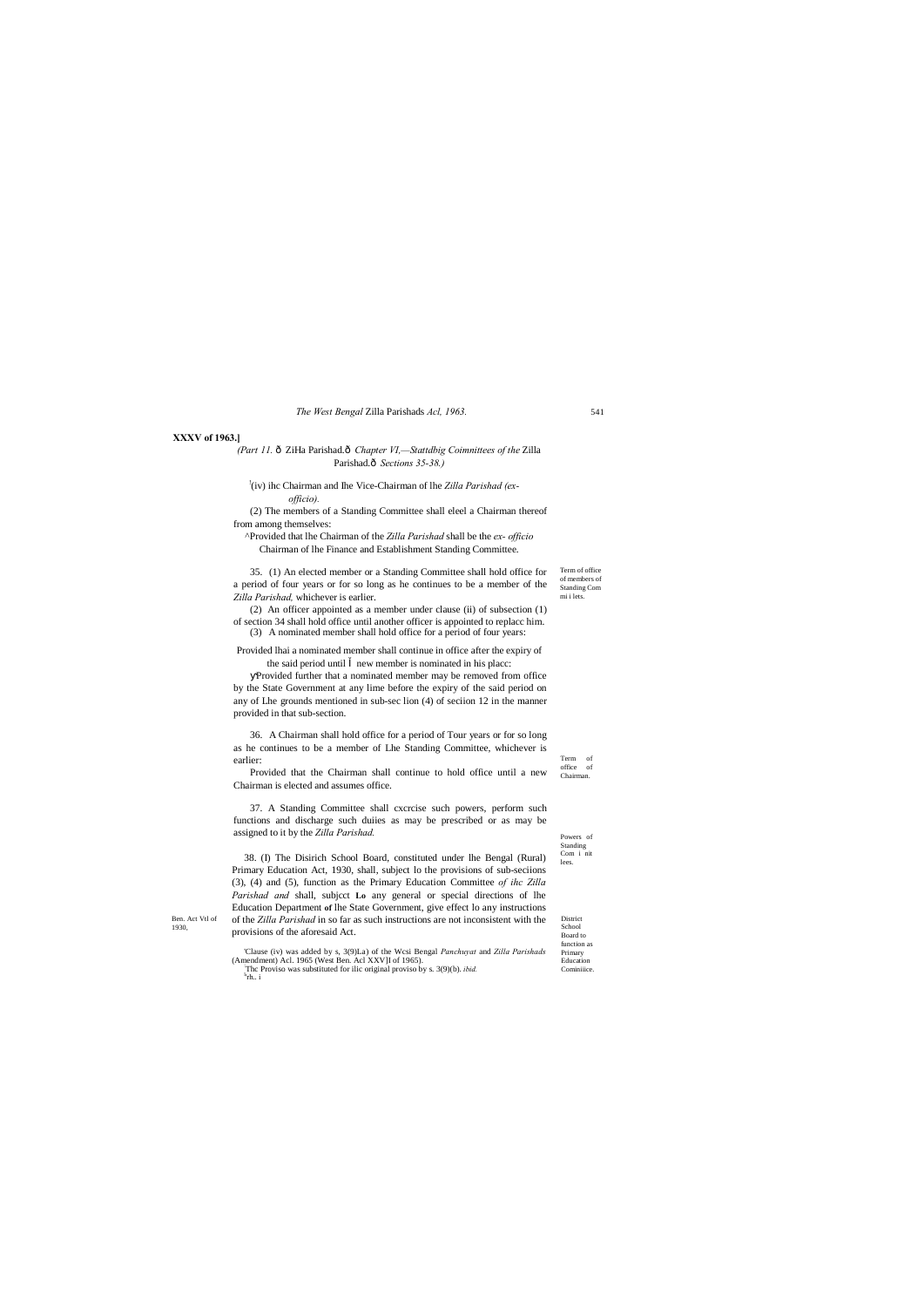**XXXV of 1963.]**

*(Part 11.* ð ZiHa Parishad.ð *Chapter VI,—Stattdbig Coimnittees of the* Zilla Parishad.ð *Sections 35-38.)*

[1](iv) ihc Chairman and Ihe Vice-Chairman of lhe *Zilla Parishad (ex-officio).*

(2) The members of a Standing Committee shall eleel a Chairman thereof from among themselves:

^Provided that lhe Chairman of the *Zilla Parishad* shall be the *ex- officio* Chairman of lhe Finance and Establishment Standing Committee.

Term of office of members of Standing Com mi i lets.

35. (1) An elected member or a Standing Committee shall hold office for a period of four years or for so long as he continues to be a member of the *Zilla Parishad,* whichever is earlier.

(2) An officer appointed as a member under clause (ii) of subsection (1) of section 34 shall hold office until another officer is appointed to replacc him.

(3) A nominated member shall hold office for a period of four years:

Provided lhai a nominated member shall continue in office after the expiry of the said period until Ï new member is nominated in his placc:

ÿProvided further that a nominated member may be removed from office by the State Government at any lime before the expiry of the said period on any of Lhe grounds mentioned in sub-sec lion (4) of seciion 12 in the manner provided in that sub-section.

Term of office of Chairman.

36. A Chairman shall hold office for a period of Tour years or for so long as he continues to be a member of Lhe Standing Committee, whichever is earlier:

Provided that the Chairman shall continue to hold office until a new Chairman is elected and assumes office.

Powers of Standing Com i nit lees.

37. A Standing Committee shall cxcrcise such powers, perform such functions and discharge such duiies as may be prescribed or as may be assigned to it by the *Zilla Parishad.*

District School Board to function as Primary Education Cominiice.

Ben. Act Vtl of 1930,

38. (I) The Disirich School Board, constituted under lhe Bengal (Rural) Primary Education Act, 1930, shall, subject lo the provisions of sub-seciions (3), (4) and (5), function as the Primary Education Committee *of ihc Zilla Parishad and* shall, subjcct **Lo** any general or special directions of lhe Education Department **of** lhe State Government, give effect lo any instructions of the *Zilla Parishad* in so far as such instructions are not inconsistent with the provisions of the aforesaid Act.

'Clause (iv) was added by s, 3(9)La) of the Wcsi Bengal *Panchuyat* and *Zilla Parishads* (Amendment) Acl. 1965 (West Ben. Acl XXV]I of 1965).

'Thc Proviso was substituted for ilic original proviso by s. 3(9)(b). *ibid.*

[s]rh.. i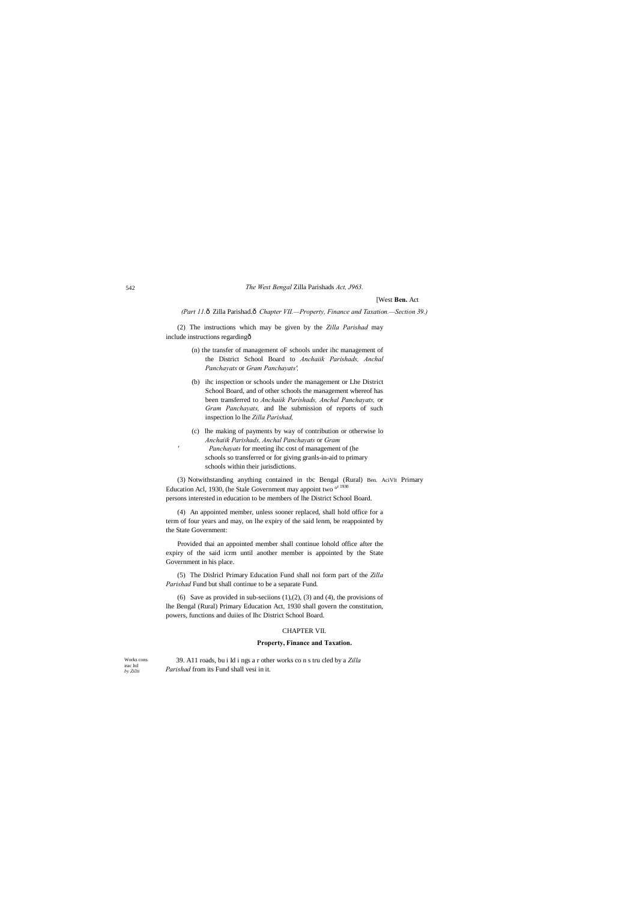[West **Ben.** Act

*(Part II.*— Zilla Parishad.— *Chapter VII.—Property, Finance and Taxation.—Section 39.)*

(2) The instructions which may be given by the *Zilla Parishad* may include instructions regarding—

(n) the transfer of management oF schools under ihc management of the District School Board to *Anchaiik Parishads, Anchal Panchayats* or *Gram Panchayats',*

(b) ihc inspection or schools under the management or Lhe District School Board, and of other schools the management whereof has been transferred to *Anchaiik Parishads, Anchal Panchayats,* or *Gram Panchayats,* and lhe submission of reports of such inspection lo lhe *Zilla Parishad,*

(c) lhe making of payments by way of contribution or otherwise lo *Anchaiik Parishads, Anchal Panchayats* or *Gram Panchayats* for meeting ihc cost of management of (he schools so transferred or for giving granls-in-aid to primary schools within their jurisdictions.

(3) Notwithstanding anything contained in tbc Bengal (Rural) Primary Education Acl, 1930, (he Stale Government may appoint two persons interested in education to be members of lhe District School Board.

Ben. AciVlt of 1930

(4) An appointed member, unless sooner replaced, shall hold office for a term of four years and may, on lhe expiry of the said lenm, be reappointed by the State Government:

Provided thai an appointed member shall continue lohold office after the expiry of the said icrm until another member is appointed by the State Government in his place.

(5) The Dislricl Primary Education Fund shall noi form part of the *Zilla Parishad* Fund but shall continue to be a separate Fund.

(6) Save as provided in sub-seciions (1),(2), (3) and (4), the provisions of lhe Bengal (Rural) Primary Education Act, 1930 shall govern the constitution, powers, functions and duiies of Ihc District School Board.

## CHAPTER VII.

### Property, Finance and Taxation.

Works consiruclcd *by Zilla*

39. All roads, buildings or other works constructed by a *Zilla Parishad* from its Fund shall vesi in it.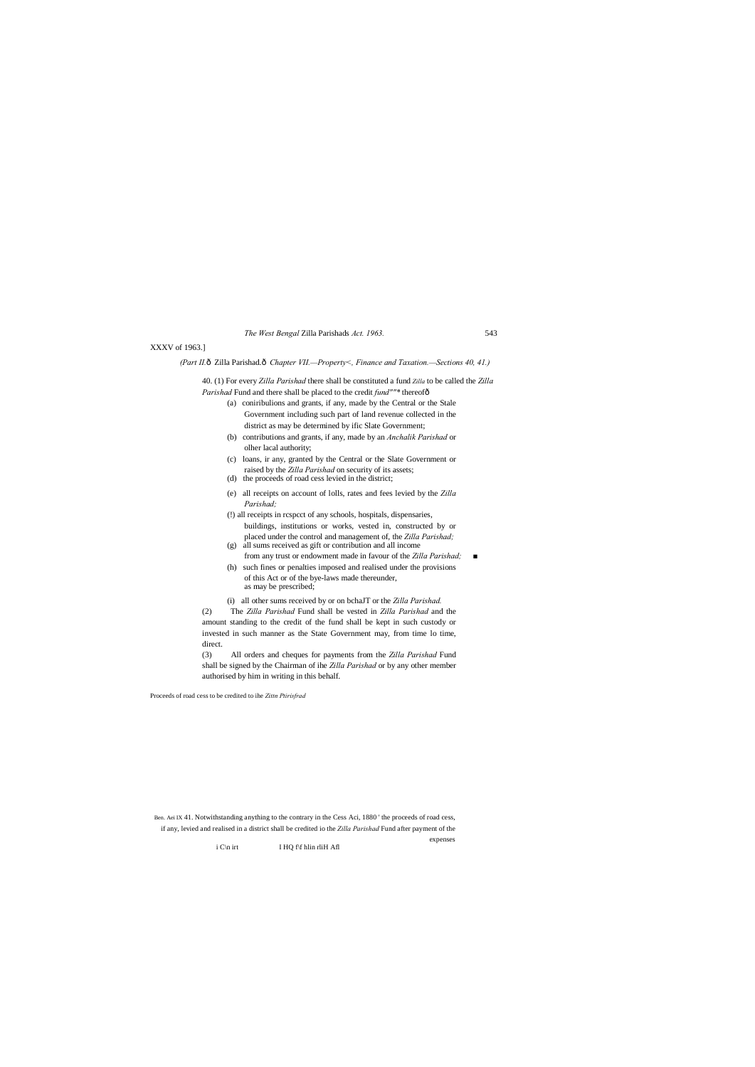XXXV of 1963.]

*(Part II.*ô Zilla Parishad.ô *Chapter VII.—Property<, Finance and Taxation.—Sections 40, 41.)*

40. (1) For every *Zilla Parishad* there shall be constituted a fund *Zilla* to be called the *Zilla Parishad* Fund and there shall be placed to the credit *fund""** thereofô

(a) coniribulions and grants, if any, made by the Central or the Stale Government including such part of land revenue collected in the district as may be determined by ific Slate Government;

(b) contributions and grants, if any, made by an *Anchalik Parishad* or olher lacal authority;

(c) loans, ir any, granted by the Central or the Slate Government or raised by the *Zilla Parishad* on security of its assets;

(d) the proceeds of road cess levied in the district;

(e) all receipts on account of lolls, rates and fees levied by the *Zilla Parishad;*

(!) all receipts in rcspcct of any schools, hospitals, dispensaries, buildings, institutions or works, vested in, constructed by or placed under the control and management of, the *Zilla Parishad;*

(g) all sums received as gift or contribution and all income from any trust or endowment made in favour of the *Zilla Parishad;* ■

(h) such fines or penalties imposed and realised under the provisions of this Act or of the bye-laws made thereunder, as may be prescribed;

(i) all other sums received by or on bchaJT or the *Zilla Parishad.*

(2) The *Zilla Parishad* Fund shall be vested in *Zilla Parishad* and the amount standing to the credit of the fund shall be kept in such custody or invested in such manner as the State Government may, from time lo time, direct.

(3) All orders and cheques for payments from the *Zilla Parishad* Fund shall be signed by the Chairman of ihe *Zilla Parishad* or by any other member authorised by him in writing in this behalf.

Proceeds of road cess to be credited to ihe *Zittn Ptirisfrad*

Ben. Aei IX 41. Notwithstanding anything to the contrary in the Cess Aci, 1880 ' the proceeds of road cess, if any, levied and realised in a district shall be credited io the *Zilla Parishad* Fund after payment of the expenses

i C\n irt I HQ f\f hlin rliH Afl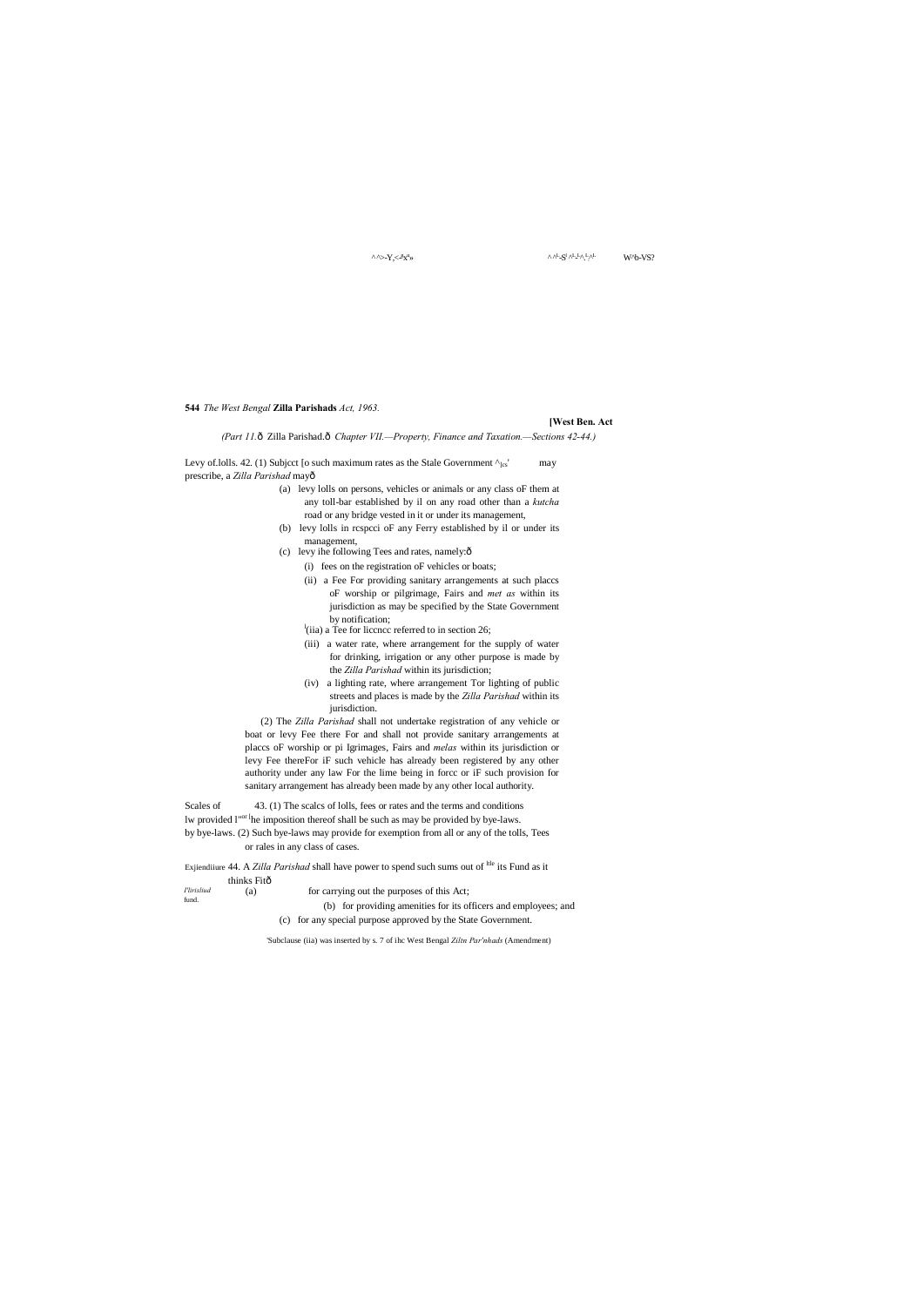^^>-Y,<-ᵝx"» ^-^-S' ^-^-^ W^b-VS?

**544** *The West Bengal* **Zilla Parishads** *Act, 1963.*

**[West Ben. Act**

*(Part 11.ð* Zilla Parishad.ð *Chapter VII.—Property, Finance and Taxation.—Sections 42-44.)*

Levy of.lolls. 42. (1) Subjcct [o such maximum rates as the Stale Government ^]cs' may prescribe, a *Zilla Parishad* mayð

(a) levy lolls on persons, vehicles or animals or any class oF them at any toll-bar established by il on any road other than a *kutcha* road or any bridge vested in it or under its management,

(b) levy lolls in rcspcci oF any Ferry established by il or under its management,

(c) levy ihe following Tees and rates, namely:ð

(i) fees on the registration oF vehicles or boats;

(ii) a Fee For providing sanitary arrangements at such placcs oF worship or pilgrimage, Fairs and *met as* within its jurisdiction as may be specified by the State Government by notification;

[l](iia) a Tee for liccncc referred to in section 26;

(iii) a water rate, where arrangement for the supply of water for drinking, irrigation or any other purpose is made by the *Zilla Parishad* within its jurisdiction;

(iv) a lighting rate, where arrangement Tor lighting of public streets and places is made by the *Zilla Parishad* within its jurisdiction.

(2) The *Zilla Parishad* shall not undertake registration of any vehicle or boat or levy Fee there For and shall not provide sanitary arrangements at placcs oF worship or pi Igrimages, Fairs and *melas* within its jurisdiction or levy Fee thereFor iF such vehicle has already been registered by any other authority under any law For the lime being in forcc or iF such provision for sanitary arrangement has already been made by any other local authority.

Scales of lw provided by bye-laws. 43. (1) The scalcs of lolls, fees or rates and the terms and conditions l"ot lhe imposition thereof shall be such as may be provided by bye-laws.

(2) Such bye-laws may provide for exemption from all or any of the tolls, Tees or rales in any class of cases.

Exjendiiure *I'llrisliud* fund. 44. A *Zilla Parishad* shall have power to spend such sums out of lile its Fund as it thinks Fitð

(a) for carrying out the purposes of this Act;

(b) for providing amenities for its officers and employees; and

(c) for any special purpose approved by the State Government.

'Subclause (iia) was inserted by s. 7 of ihc West Bengal *Ziltn Par'nhads* (Amendment)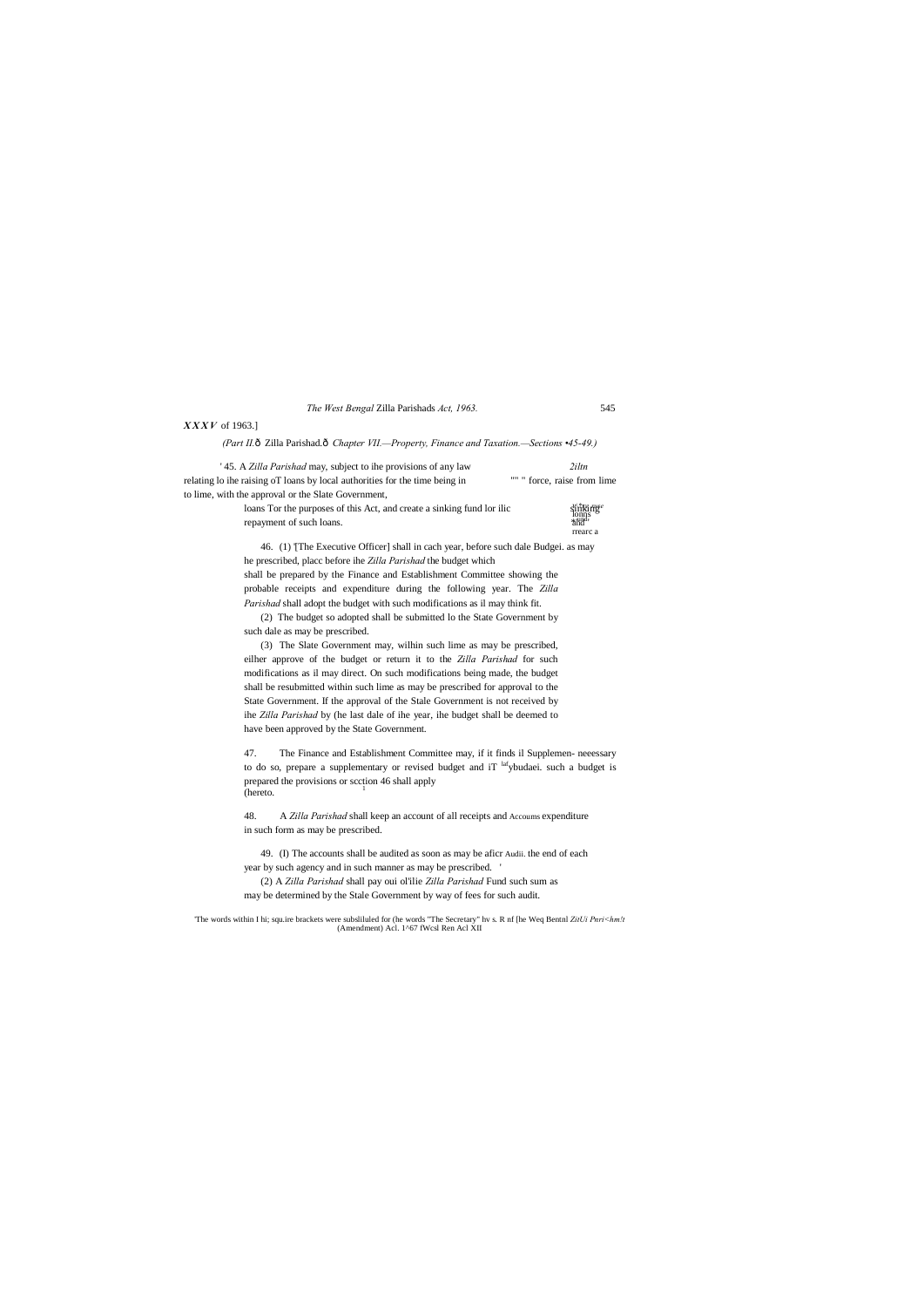*XXXV* of 1963.]

*(Part II.—* Zilla Parishad.— *Chapter VII.—Property, Finance and Taxation.—Sections •45-49.)*

' 45. A *Zilla Parishad* may, subject to ihe provisions of any law relating lo ihe raising oT loans by local authorities for the time being in force, raise from lime to lime, with the approval or the Slate Government, loans Tor the purposes of this Act, and create a sinking fund lor ilic repayment of such loans.

*2iltn* sinking lonns and rrearc a

46. (1) '[The Executive Officer] shall in each year, before such dale as may he prescribed, placc before ihe *Zilla Parishad* the budget which shall be prepared by the Finance and Establishment Committee showing the probable receipts and expenditure during the following year. The *Zilla Parishad* shall adopt the budget with such modifications as il may think fit.

Budgei.

(2) The budget so adopted shall be submitted lo the State Government by such dale as may be prescribed.

(3) The Slate Government may, wilhin such lime as may be prescribed, eilher approve of the budget or return it to the *Zilla Parishad* for such modifications as il may direct. On such modifications being made, the budget shall be resubmitted within such lime as may be prescribed for approval to the State Government. If the approval of the Stale Government is not received by ihe *Zilla Parishad* by (he last dale of ihe year, ihe budget shall be deemed to have been approved by the State Government.

47. The Finance and Establishment Committee may, if it finds il neeessary to do so, prepare a supplementary or revised budget and iT such a budget is prepared the provisions or scction 46 shall apply (hereto.

Supplemen- laf ybudaei.

48. A *Zilla Parishad* shall keep an account of all receipts and expenditure in such form as may be prescribed.

Accoums

49. (I) The accounts shall be audited as soon as may be aficr the end of each year by such agency and in such manner as may be prescribed.

Audii.

(2) A *Zilla Parishad* shall pay oui ol'ilie *Zilla Parishad* Fund such sum as may be determined by the Stale Government by way of fees for such audit.

'The words within I hi; squ.ire brackets were subsliluled for (he words "The Secretary" bv s. R nf [he Weq Bentnl *ZitUi Pnri<hm!t* (Amendment) Acl. 1^67 fWcsl Ren Acl XII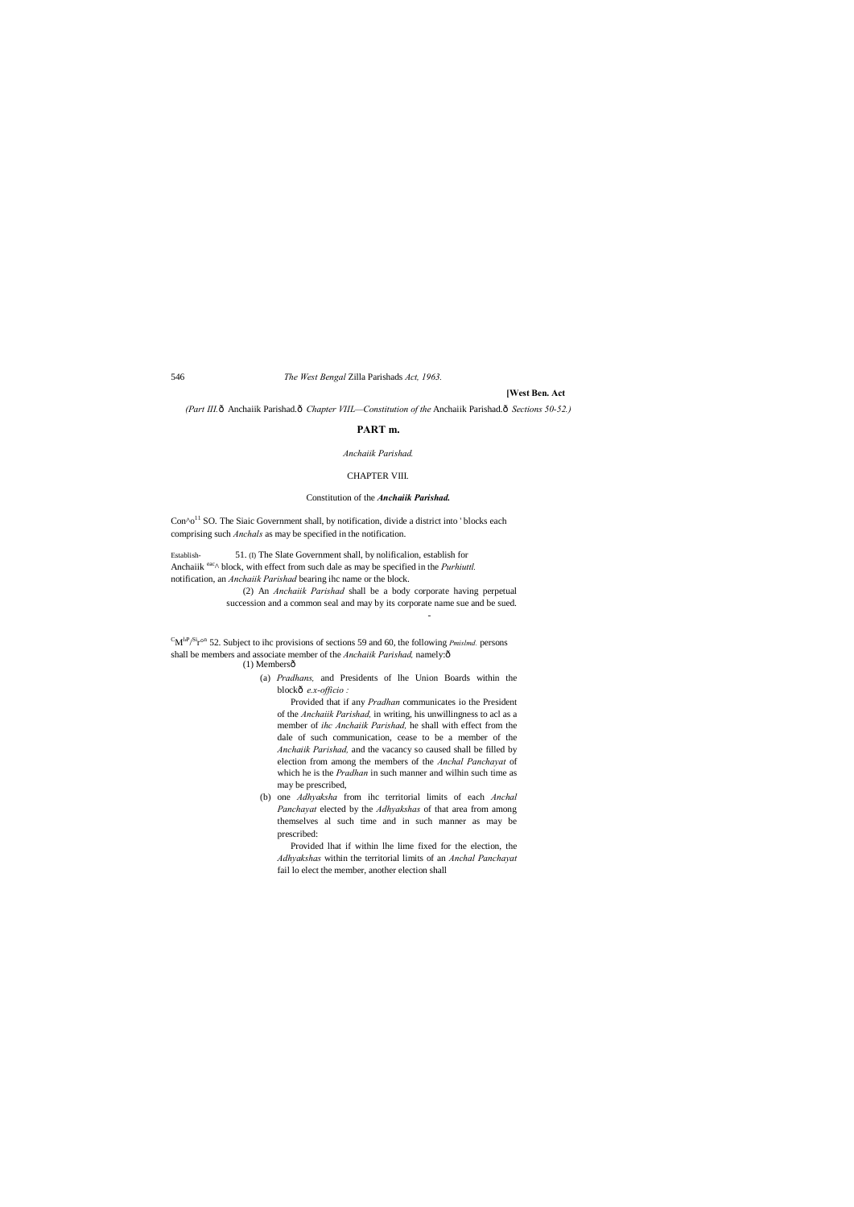**[West Ben. Act**

*(Part III.*ô Anchaiik Parishad.ô *Chapter VIIL—Constitution of the* Anchaiik Parishad.ô *Sections 50-52.)*

## PART m.

*Anchaiik Parishad.*

### CHAPTER VIII.

### Constitution of the *Anchaiik Parishad.*

Con^o[11] SO. The Siaic Government shall, by notification, divide a district into ' blocks each comprising such *Anchals* as may be specified in the notification.

Establish- 51. (I) The Slate Government shall, by nolificalion, establish for Anchaiik eac^ block, with effect from such dale as may be specified in the *Purhiuttl.* notification, an *Anchaiik Parishad* bearing ihc name or the block.

(2) An *Anchaiik Parishad* shall be a body corporate having perpetual succession and a common seal and may by its corporate name sue and be sued.

CMl,P/Sir°n 52. Subject to ihc provisions of sections 59 and 60, the following *Pmislmd.* persons shall be members and associate member of the *Anchaiik Parishad,* namely:ô

(1) Membersô

(a) *Pradhans,* and Presidents of lhe Union Boards within the blockô *e.x-officio :*

Provided that if any *Pradhan* communicates io the President of the *Anchaiik Parishad,* in writing, his unwillingness to acl as a member of *ihc Anchaiik Parishad,* he shall with effect from the dale of such communication, cease to be a member of the *Anchaiik Parishad,* and the vacancy so caused shall be filled by election from among the members of the *Anchal Panchayat* of which he is the *Pradhan* in such manner and wilhin such time as may be prescribed,

(b) one *Adhyaksha* from ihc territorial limits of each *Anchal Panchayat* elected by the *Adhyakshas* of that area from among themselves al such time and in such manner as may be prescribed:

Provided lhat if within lhe lime fixed for the election, the *Adhyakshas* within the territorial limits of an *Anchal Panchayat* fail lo elect the member, another election shall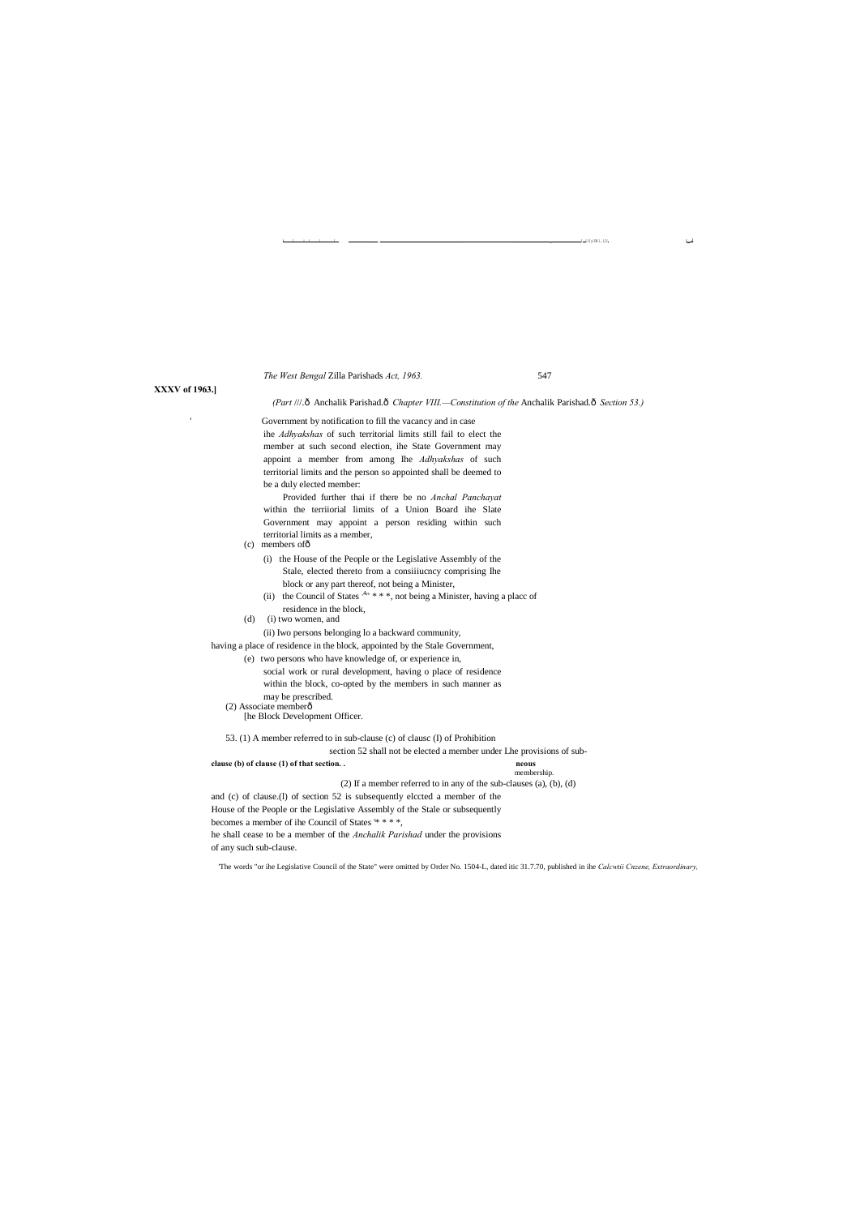XXXV of 1963.]

*(Part ///.ô Anchalik Parishad.ô Chapter VIII.—Constitution of the* Anchalik Parishad.ô *Section 53.)*

Government by notification to fill the vacancy and in case ihe *Adhyakshas* of such territorial limits still fail to elect the member at such second election, ihe State Government may appoint a member from among Ihe *Adhyakshas* of such territorial limits and the person so appointed shall be deemed to be a duly elected member:

Provided further thai if there be no *Anchal Panchayat* within the terriiorial limits of a Union Board ihe Slate Government may appoint a person residing within such territorial limits as a member,

(c) members ofô

(i) the House of the People or the Legislative Assembly of the Stale, elected thereto from a consiiiucncy comprising Ihe block or any part thereof, not being a Minister,

(ii) the Council of States [4] * * *, not being a Minister, having a placc of residence in the block,

(d) (i) two women, and

(ii) Iwo persons belonging lo a backward community,

having a place of residence in the block, appointed by the Stale Government,

(e) two persons who have knowledge of, or experience in, social work or rural development, having o place of residence within the block, co-opted by the members in such manner as may be prescribed.

(2) Associate memberô

[he Block Development Officer.

**Prohibition ... neous membership.**

53. (1) A member referred to in sub-clause (c) of clausc (I) of section 52 shall not be elected a member under Lhe provisions of sub-**clause (b) of clause (1) of that section.**

(2) If a member referred to in any of the sub-clauses (a), (b), (d) and (c) of clause.(l) of section 52 is subsequently elccted a member of the House of the People or the Legislative Assembly of the Stale or subsequently becomes a member of ihe Council of States [1] * * * *, he shall cease to be a member of the *Anchalik Parishad* under the provisions of any such sub-clause.

[1]The words "or ihe Legislative Council of the State" were omitted by Order No. 1504-L, dated itic 31.7.70, published in ihe *Calcwtii Cnzene, Extraordinary,*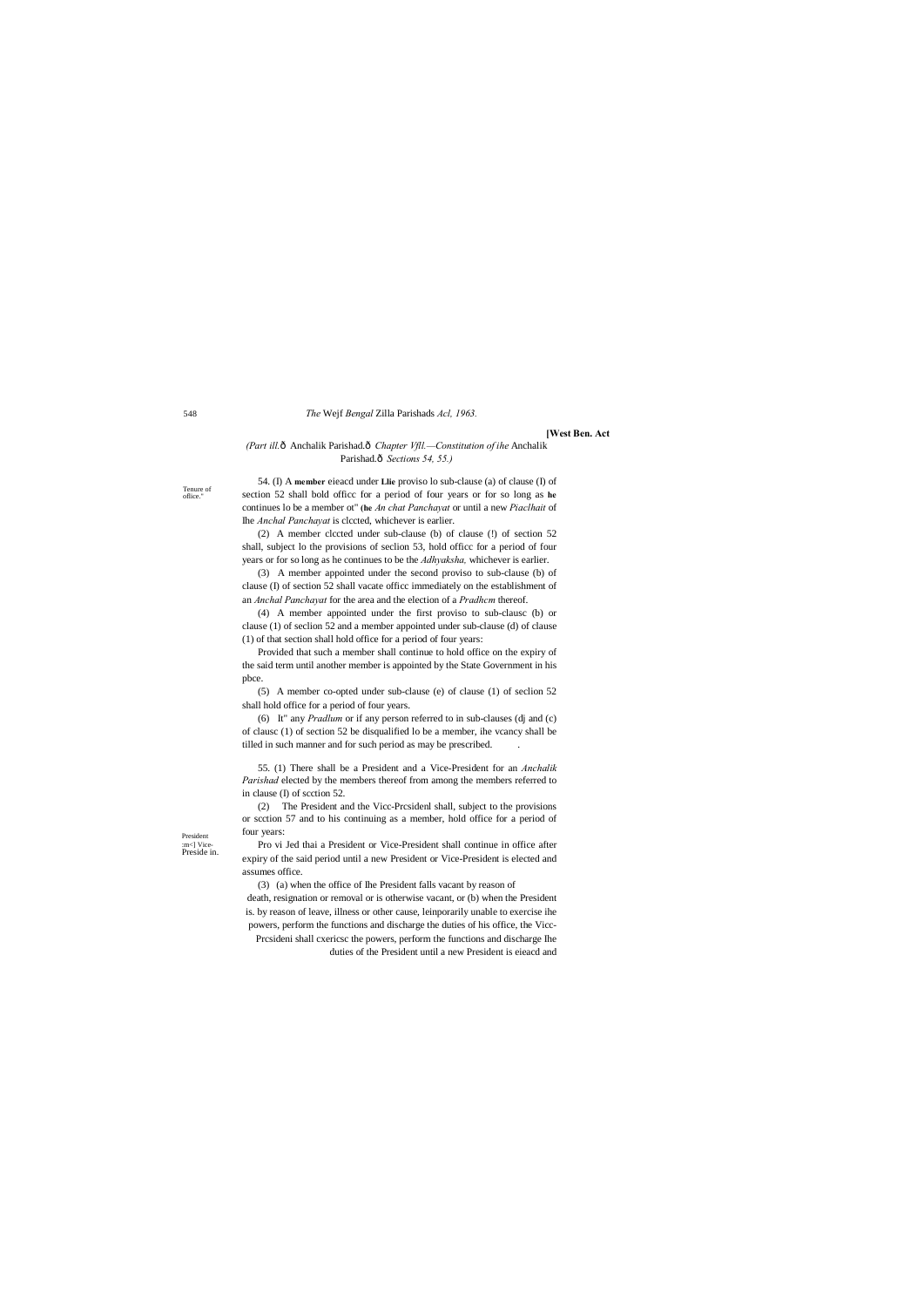*(Part ill.*ô Anchalik Parishad.ô *Chapter Vfll.—Constitution of ihe* Anchalik Parishad.ô *Sections 54, 55.)*

Tenure of office.

54. (I) A **member** eieacd under **Llie** proviso lo sub-clause (a) of clause (I) of section 52 shall bold officc for a period of four years or for so long as **he** continues lo be a member ot" **(he** *An chat Panchayat* or until a new *Piaclhait* of Ihe *Anchal Panchayat* is clccted, whichever is earlier.

(2) A member clccted under sub-clause (b) of clause (!) of section 52 shall, subject lo the provisions of seclion 53, hold officc for a period of four years or for so long as he continues to be the *Adhyaksha,* whichever is earlier.

(3) A member appointed under the second proviso to sub-clause (b) of clause (I) of section 52 shall vacate officc immediately on the establishment of an *Anchal Panchayat* for the area and the election of a *Pradhcm* thereof.

(4) A member appointed under the first proviso to sub-clausc (b) or clause (1) of seclion 52 and a member appointed under sub-clause (d) of clause (1) of that section shall hold office for a period of four years:

Provided that such a member shall continue to hold office on the expiry of the said term until another member is appointed by the State Government in his pbce.

(5) A member co-opted under sub-clause (e) of clause (1) of seclion 52 shall hold office for a period of four years.

(6) It" any *Pradlum* or if any person referred to in sub-clauses (dj and (c) of clausc (1) of section 52 be disqualified lo be a member, ihe vcancy shall be tilled in such manner and for such period as may be prescribed.

President :m<] Vice-Preside in.

55. (1) There shall be a President and a Vice-President for an *Anchalik Parishad* elected by the members thereof from among the members referred to in clause (I) of scction 52.

(2) The President and the Vicc-Prcsidenl shall, subject to the provisions or scction 57 and to his continuing as a member, hold office for a period of four years:

Pro vi Jed thai a President or Vice-President shall continue in office after expiry of the said period until a new President or Vice-President is elected and assumes office.

(3) (a) when the office of Ihe President falls vacant by reason of death, resignation or removal or is otherwise vacant, or (b) when the President is. by reason of leave, illness or other cause, leinporarily unable to exercise ihe powers, perform the functions and discharge the duties of his office, the Vicc-Prcsideni shall cxericsc the powers, perform the functions and discharge Ihe duties of the President until a new President is eieacd and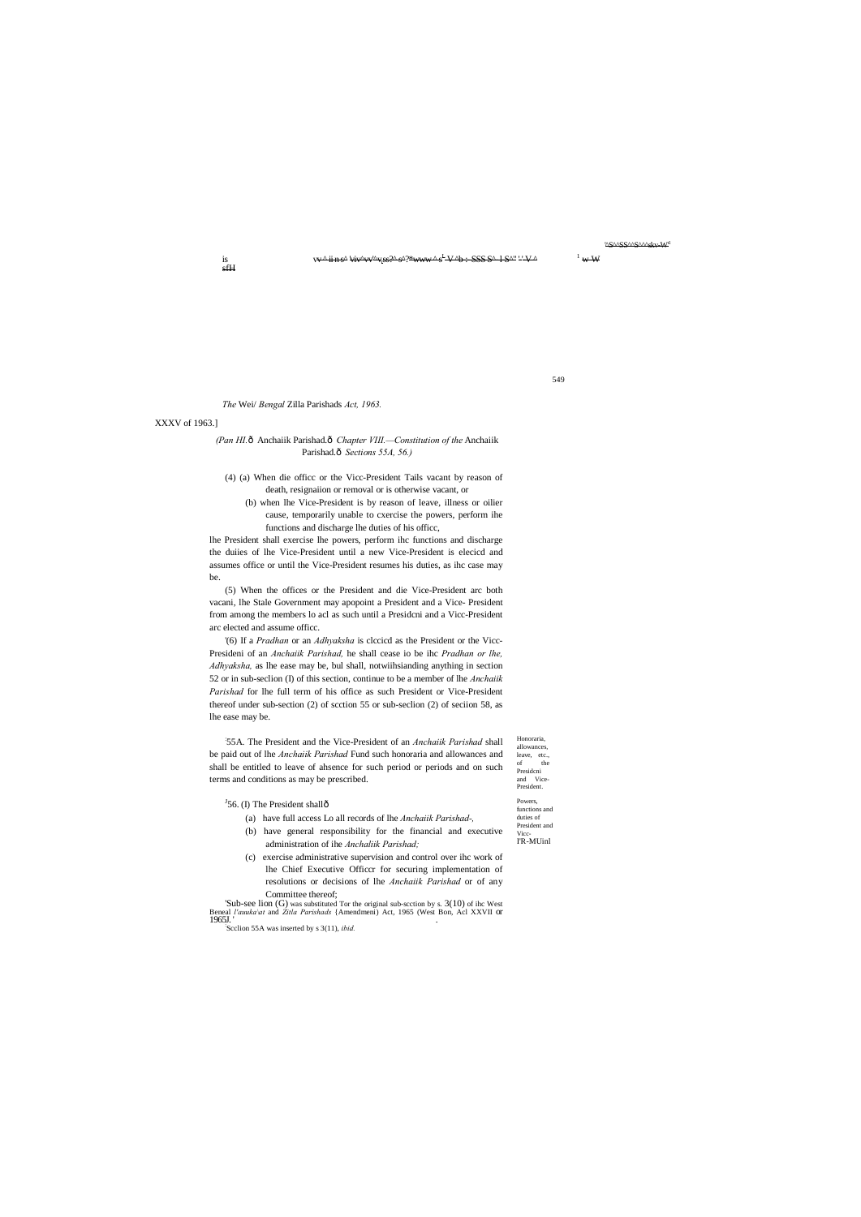*The* Wei/ *Bengal* Zilla Parishads *Act, 1963.*

XXXV of 1963.]

*(Pan HI.ô* Anchaiik Parishad.ô *Chapter VIII.—Constitution of the* Anchaiik Parishad.ô *Sections 55A, 56.)*

(4) (a) When die officc or the Vicc-President Tails vacant by reason of death, resignaiion or removal or is otherwise vacant, or

(b) when lhe Vice-President is by reason of leave, illness or oilier cause, temporarily unable to cxercise the powers, perform ihe functions and discharge lhe duties of his officc,

lhe President shall exercise lhe powers, perform ihc functions and discharge the duiies of lhe Vice-President until a new Vice-President is elecicd and assumes office or until the Vice-President resumes his duties, as ihc case may be.

(5) When the offices or the President and die Vice-President arc both vacani, lhe Stale Government may apopoint a President and a Vice- President from among the members lo acl as such until a Presidcni and a Vicc-President arc elected and assume officc.

[1](6) If a *Pradhan* or an *Adhyaksha* is clccicd as the President or the Vicc-Presideni of an *Anchaiik Parishad,* he shall cease io be ihc *Pradhan or lhe, Adhyaksha,* as lhe ease may be, bul shall, notwiihsianding anything in section 52 or in sub-seclion (I) of this section, continue to be a member of lhe *Anchaiik Parishad* for lhe full term of his office as such President or Vice-President thereof under sub-section (2) of scction 55 or sub-seclion (2) of seciion 58, as lhe ease may be.

Honoraria, allowances, leave, etc., of the Presidcni and Vice-President.

[2]55A. The President and the Vice-President of an *Anchaiik Parishad* shall be paid out of lhe *Anchaiik Parishad* Fund such honoraria and allowances and shall be entitled to leave of ahsence for such period or periods and on such terms and conditions as may be prescribed.

Powers, functions and duties of President and Vicc-I'R-MUinl

[J]56. (I) The President shallô

(a) have full access Lo all records of lhe *Anchaiik Parishad-,*

(b) have general responsibility for the financial and executive administration of ihe *Anchaliik Parishad;*

(c) exercise administrative supervision and control over ihc work of lhe Chief Executive Officcr for securing implementation of resolutions or decisions of lhe *Anchaiik Parishad* or of any Committee thereof;

[1]Sub-see lion (G) was substituted Tor the original sub-scction by s. 3(10) of ihc West Beneal *l'auuka\at* and *Zitla Parishads* {Amendmeni) Act, 1965 (West Bon, Acl XXVII or 1965J. '

[2]Scclion 55A was inserted by s 3(11), *ibid.*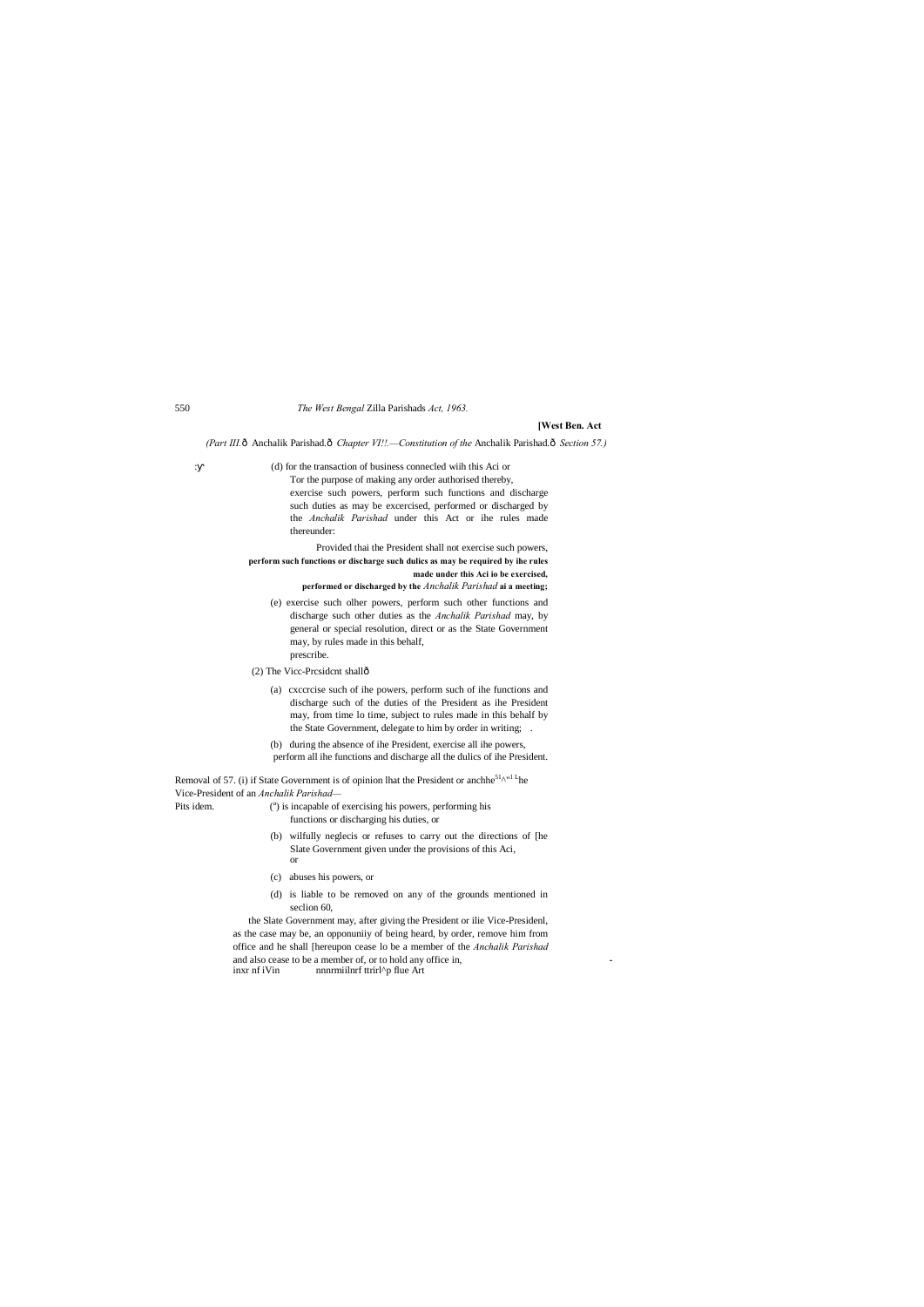*(Part III.—* Anchalik Parishad.— *Chapter VI!!.—Constitution of the* Anchalik Parishad.— *Section 57.)*

(d) for the transaction of business connecled wiih this Aci or Tor the purpose of making any order authorised thereby, exercise such powers, perform such functions and discharge such duties as may be excercised, performed or discharged by the *Anchalik Parishad* under this Act or ihe rules made thereunder:

Provided thai the President shall not exercise such powers, **perform such functions or discharge such dulics as may be required by ihe rules made under this Aci io be exercised, performed or discharged by the *Anchalik Parishad* ai a meeting;**

(e) exercise such olher powers, perform such other functions and discharge such other duties as the *Anchalik Parishad* may, by general or special resolution, direct or as the State Government may, by rules made in this behalf, prescribe.

(2) The Vicc-Prcsidcnt shall—

(a) cxccrcise such of ihe powers, perform such of ihe functions and discharge such of the duties of the President as ihe President may, from time lo time, subject to rules made in this behalf by the State Government, delegate to him by order in writing;

(b) during the absence of ihe President, exercise all ihe powers, perform all ihe functions and discharge all the dulics of ihe President.

Removal of Pits idem.

57. (i) if State Government is of opinion lhat the President or anchhe the Vice-President of an *Anchalik Parishad*—

(a) is incapable of exercising his powers, performing his functions or discharging his duties, or

(b) wilfully neglecis or refuses to carry out the directions of [he Slate Government given under the provisions of this Aci, or

(c) abuses his powers, or

(d) is liable to be removed on any of the grounds mentioned in seclion 60,

the Slate Government may, after giving the President or ilie Vice-Presidenl, as the case may be, an opponuniiy of being heard, by order, remove him from office and he shall [hereupon cease lo be a member of the *Anchalik Parishad* and also cease to be a member of, or to hold any office in, inxr nf iVin nnnrmiilnrf ttrirl^p flue Art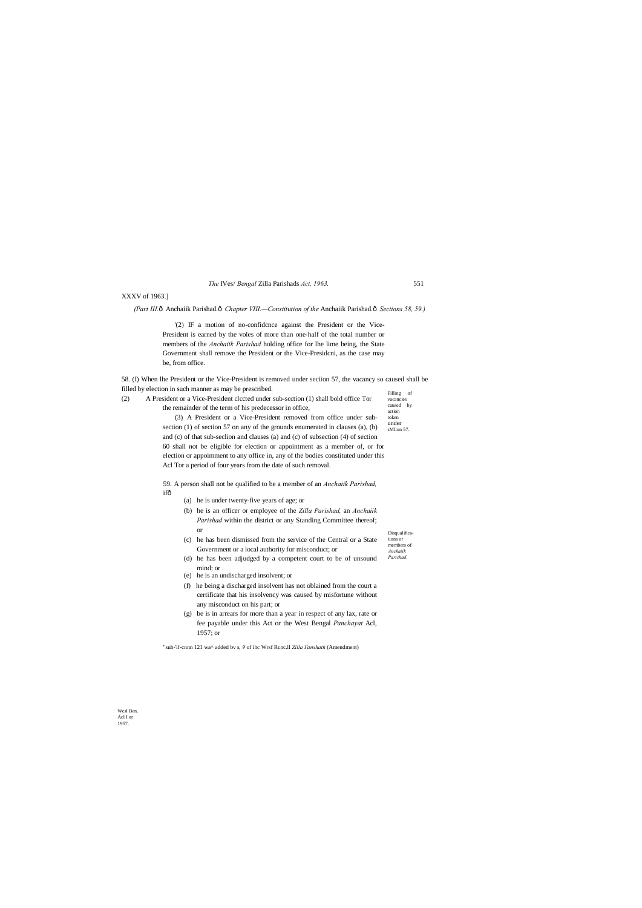XXXV of 1963.]

*(Part III.*ô Anchaiik Parishad.ô *Chapter VIII.—Constitution of the* Anchaiik Parishad.ô *Sections 58, 59.)*

'(2) IF a motion of no-confidcnce against the President or the Vice-President is earned by the voles of more than one-half of the total number or members of the *Anchaiik Parishad* holding office for lhe lime being, the State Government shall remove the President or the Vice-Presidcni, as the case may be, from office.

Filling of vacancies caused by action token under sMlion 57.

58. (I) When lhe President or the Vice-President is removed under seciion 57, the vacancy so caused shall be filled by election in such manner as may be prescribed.

(2) A President or a Vice-President clccted under sub-scction (1) shall bold office Tor the remainder of the term of his predecessor in office,

(3) A President or a Vice-President removed from office under sub-section (1) of section 57 on any of the grounds enumerated in clauses (a), (b) and (c) of that sub-seclion and clauses (a) and (c) of subsection (4) of section 60 shall not be eligible for election or appointment as a member of, or for election or appoimment to any office in, any of the bodies constituted under this Acl Tor a period of four years from the date of such removal.

Disqualifica-tions or members of *Anchaiik Parishad.*

59. A person shall not be qualified to be a member of an *Anchaiik Parishad,* ifô

(a) he is under twenty-five years of age; or

(b) he is an officer or employee of the *Zilla Parishad,* an *Anchaiik Parishad* within the district or any Standing Committee thereof; or

(c) he has been dismissed from the service of the Central or a State Government or a local authority for misconduct; or

(d) he has been adjudged by a competent court to be of unsound mind; or .

(e) he is an undischarged insolvent; or

(f) he being a discharged insolvent has not oblained from the court a certificate that his insolvency was caused by misfortune without any misconduct on his part; or

(g) be is in arrears for more than a year in respect of any lax, rate or fee payable under this Act or the West Bengal *Panchayat* Acl, 1957; or

Wcsl Ben. Acl I or 1957.

"suh-'if-cnnn 121 wa^ added bv s, *9* of ibc Wrsf Rcnc.ll *Zilla I'anshath* (Amendment)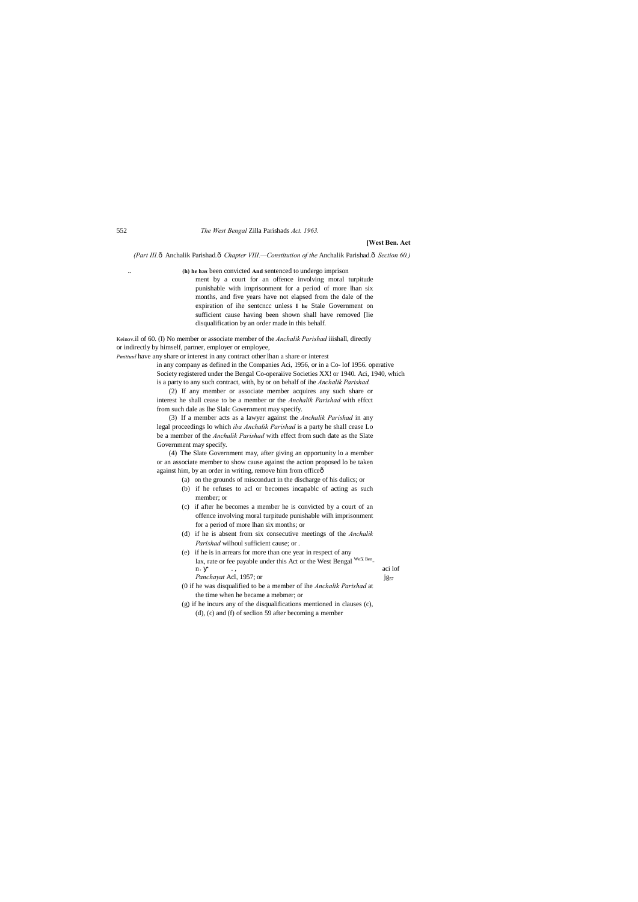(Part III.—Anchalik Parishad.—Chapter VIII.—Constitution of the Anchalik Parishad.—Section 60.)

(h) he has been convicted and sentenced to undergo imprisonment by a court for an offence involving moral turpitude punishable with imprisonment for a period of more lhan six months, and five years have not elapsed from the dale of the expiration of ihe sentcncc unless the Stale Government on sufficient cause having been shown shall have removed [lie disqualification by an order made in this behalf.

Keinov.il of 60. (I) No member or associate member of the *Anchalik Parishad* iiishall, directly or indirectly by himself, partner, employer or employee,

*Pmittuul* have any share or interest in any contract other lhan a share or interest in any company as defined in the Companies Aci, 1956, or in a Co- lof 1956. operative Society registered under the Bengal Co-operaiive Societies XX! or 1940. Aci, 1940, which is a party to any such contract, with, by or on behalf of ihe *Anchalik Parishad.*

(2) If any member or associate member acquires any such share or interest he shall cease to be a member or the *Anchalik Parishad* with effcct from such dale as Ihe Slalc Government may specify.

(3) If a member acts as a lawyer against the *Anchalik Parishad* in any legal proceedings lo which *iba Anchalik Parishad* is a party he shall cease Lo be a member of the *Anchalik Parishad* with effect from such date as the Slate Government may specify.

(4) The Slate Government may, after giving an opportunity lo a member or an associate member to show cause against the action proposed lo be taken against him, by an order in writing, remove him from office—

(a) on the grounds of misconduct in the discharge of his dulics; or

(b) if he refuses to acl or becomes incapablc of acting as such member; or

(c) if after he becomes a member he is convicted by a court of an offence involving moral turpitude punishable wilh imprisonment for a period of more lhan six months; or

(d) if he is absent from six consecutive meetings of the *Anchalik Parishad* wilhoul sufficient cause; or .

(e) if he is in arrears for more than one year in respect of any lax, rate or fee payable under this Act or the West Bengal *Panchayat* Acl, 1957; or

West Ben. aci lof 1957

(f) if he was disqualified to be a member of ihe *Anchalik Parishad* at the time when he became a mebmer; or

(g) if he incurs any of the disqualifications mentioned in clauses (c), (d), (c) and (f) of seclion 59 after becoming a member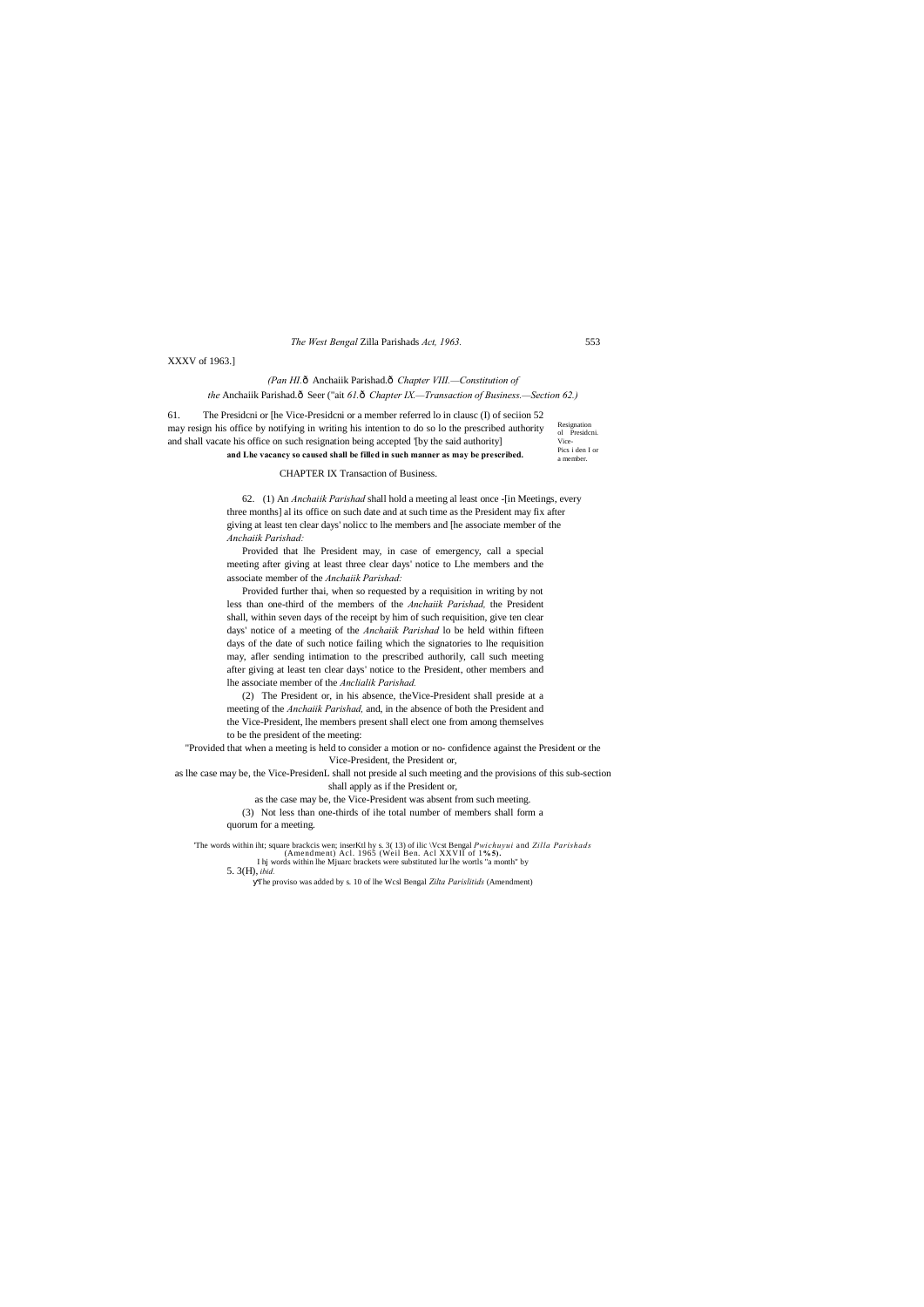XXXV of 1963.]

*(Pan III.*ð Anchaiik Parishad.ð *Chapter VIII.—Constitution of the* Anchaiik Parishad.ð Seer ("ait *61.*ð *Chapter IX.—Transaction of Business.—Section 62.)*

61. The Presidcni or [he Vice-Presidcni or a member referred lo in clausc (I) of seciion 52 may resign his office by notifying in writing his intention to do so lo the prescribed authority and shall vacate his office on such resignation being accepted '[by the said authority] **and Lhe vacancy so caused shall be filled in such manner as may be prescribed.**

Resignation ol Presidcni. Vice-Pics i den I or a member.

CHAPTER IX Transaction of Business.

62. (1) An *Anchaiik Parishad* shall hold a meeting al least once -[in Meetings, every three months] al its office on such date and at such time as the President may fix after giving at least ten clear days' nolicc to lhe members and [he associate member of the *Anchaiik Parishad:*

Provided that lhe President may, in case of emergency, call a special meeting after giving at least three clear days' notice to Lhe members and the associate member of the *Anchaiik Parishad:*

Provided further thai, when so requested by a requisition in writing by not less than one-third of the members of the *Anchaiik Parishad,* the President shall, within seven days of the receipt by him of such requisition, give ten clear days' notice of a meeting of the *Anchaiik Parishad* lo be held within fifteen days of the date of such notice failing which the signatories to lhe requisition may, afler sending intimation to the prescribed authorily, call such meeting after giving at least ten clear days' notice to the President, other members and lhe associate member of the *Anclialik Parishad.*

(2) The President or, in his absence, theVice-President shall preside at a meeting of the *Anchaiik Parishad,* and, in the absence of both the President and the Vice-President, lhe members present shall elect one from among themselves to be the president of the meeting:

"Provided that when a meeting is held to consider a motion or no- confidence against the President or the Vice-President, the President or, as lhe case may be, the Vice-PresidenL shall not preside al such meeting and the provisions of this sub-section shall apply as if the President or, as the case may be, the Vice-President was absent from such meeting.

(3) Not less than one-thirds of ihe total number of members shall form a quorum for a meeting.

'The words within iht; square brackcis wen; inserKtl hy s. 3( 13) of ilic \Vcst Bengal *Pwichuyui* and *Zilla Parishads* (Amendment) Acl. 1965 (Weil Ben. Acl XXVII of 1%5).
I hj words within lhe Mjuarc brackets were substituted lur lhe wortls "a month" by 5. 3(H), *ibid.*
ÿThe proviso was added by s. 10 of lhe Wcsl Bengal *Zilta Parislitids* (Amendment)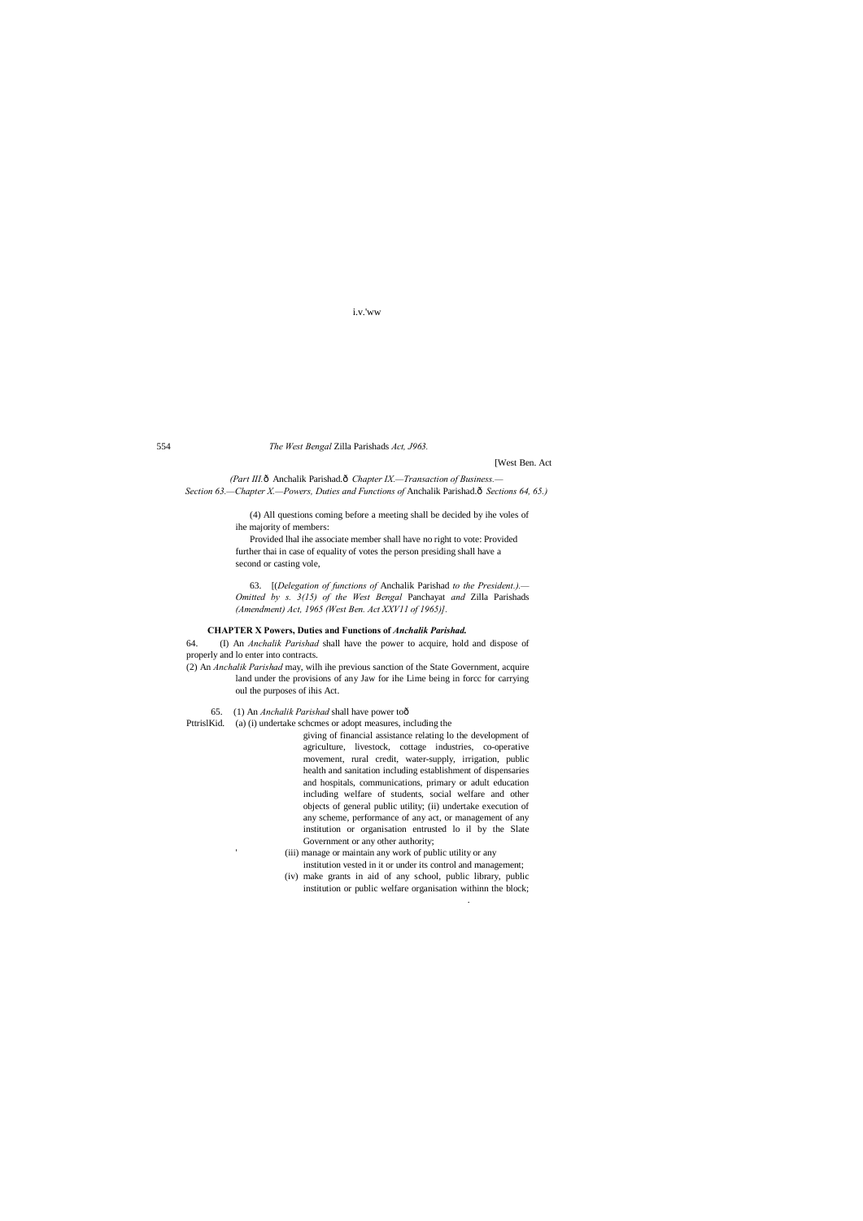i.v.'ww

*(Part III.* ô Anchalik Parishad.ô *Chapter IX.—Transaction of Business.— Section 63.—Chapter X.—Powers, Duties and Functions of* Anchalik Parishad.ô *Sections 64, 65.)*

(4) All questions coming before a meeting shall be decided by ihe voles of ihe majority of members:

Provided lhal ihe associate member shall have no right to vote: Provided further thai in case of equality of votes the person presiding shall have a second or casting vole,

63. [(*Delegation of functions of* Anchalik Parishad *to the President.).— Omitted by s. 3(15) of the West Bengal* Panchayat *and* Zilla Parishads *(Amendment) Act, 1965 (West Ben. Act XXV11 of 1965)]*.

**CHAPTER X Powers, Duties and Functions of *Anchalik Parishad.***

64. (I) An *Anchalik Parishad* shall have the power to acquire, hold and dispose of properly and lo enter into contracts.

(2) An *Anchalik Parishad* may, wilh ihe previous sanction of the State Government, acquire land under the provisions of any Jaw for ihe Lime being in forcc for carrying oul the purposes of ihis Act.

65. (1) An *Anchalik Parishad* shall have power toô

PttrislKid. (a) (i) undertake schcmes or adopt measures, including the giving of financial assistance relating lo the development of agriculture, livestock, cottage industries, co-operative movement, rural credit, water-supply, irrigation, public health and sanitation including establishment of dispensaries and hospitals, communications, primary or adult education including welfare of students, social welfare and other objects of general public utility; (ii) undertake execution of any scheme, performance of any act, or management of any institution or organisation entrusted lo il by the Slate Government or any other authority;

(iii) manage or maintain any work of public utility or any institution vested in it or under its control and management;

(iv) make grants in aid of any school, public library, public institution or public welfare organisation withinn the block;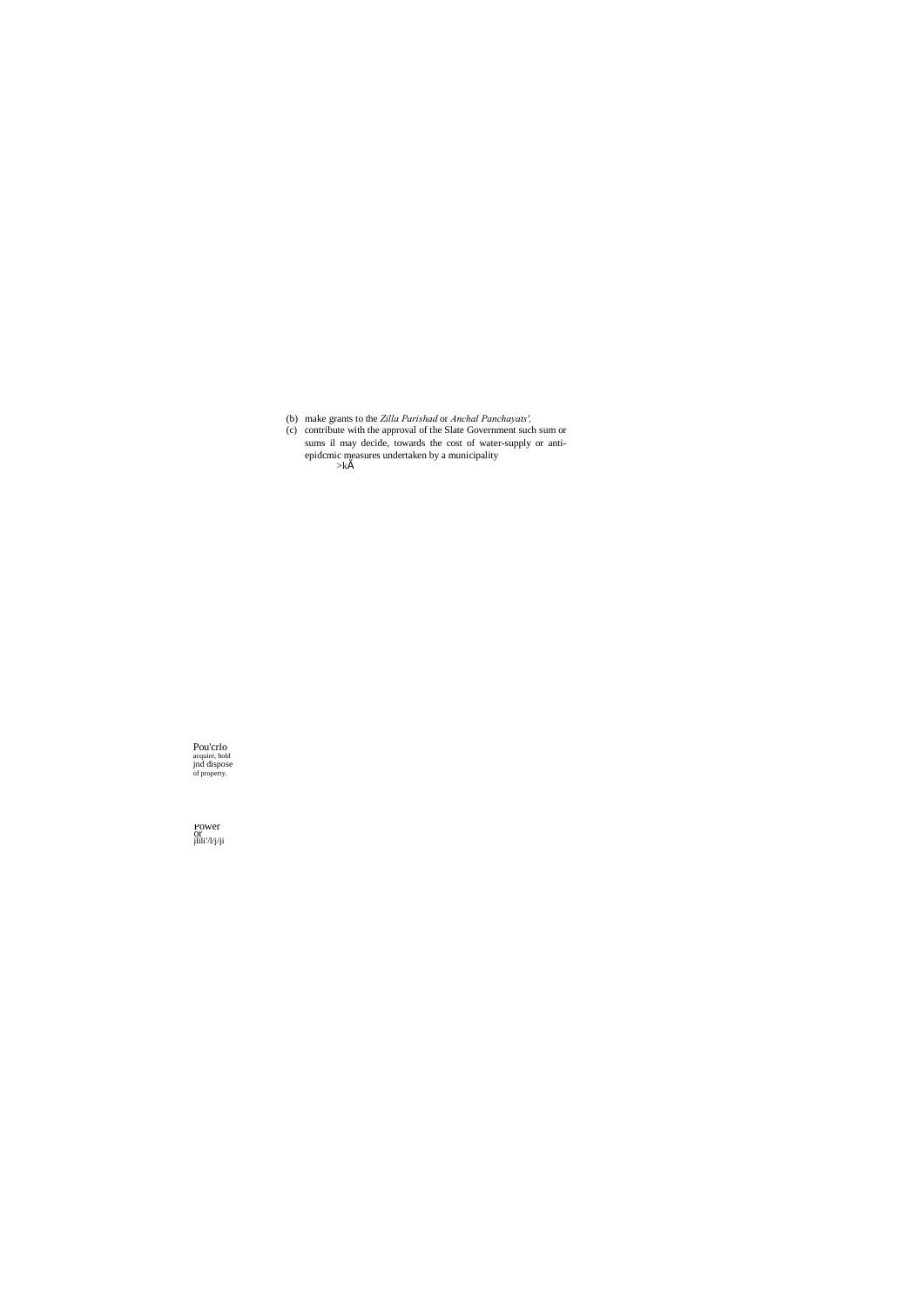(b) make grants to the *Zilla Parishad* or *Anchal Panchayats',*

(c) contribute with the approval of the Slate Government such sum or sums il may decide, towards the cost of water-supply or anti-epidcmic measures undertaken by a municipality

>kĂ

Pou'crIo acquire, hold jnd dispose of property.

Power or jIili'/l/j/ji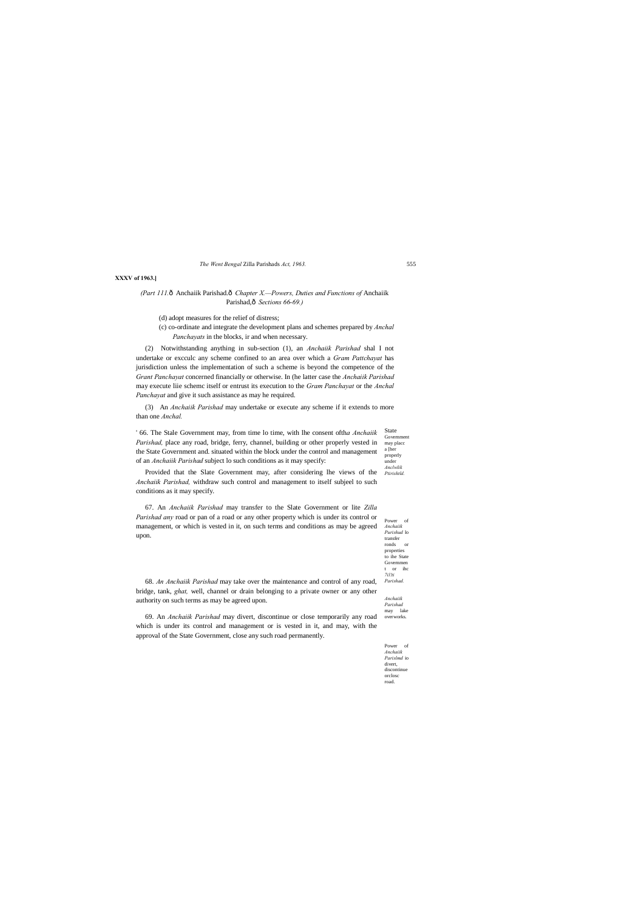**XXXV of 1963.]**

*(Part 111.ð* Anchaiik Parishad.ð *Chapter X.—Powers, Duties and Functions of* Anchaiik Parishad,ð *Sections 66-69.)*

(d) adopt measures for the relief of distress;

(c) co-ordinate and integrate the development plans and schemes prepared by *Anchal Panchayats* in the blocks, ir and when necessary.

(2) Notwithstanding anything in sub-section (1), an *Anchaiik Parishad* shal I not undertake or excculc any scheme confined to an area over which a *Gram Pattchayat* has jurisdiction unless the implementation of such a scheme is beyond the competence of the *Grant Panchayat* concerned financially or otherwise. In (he latter case the *Anchaiik Parishad* may execute liie schemc itself or entrust its execution to the *Gram Panchayat* or the *Anchal Panchayat* and give it such assistance as may he required.

(3) An *Anchaiik Parishad* may undertake or execute any scheme if it extends to more than one *Anchal.*

State Government may placc a [her properly under *Anclulik Ptirishtld.*

' 66. The Stale Government may, from time lo time, with lhe consent ofth*a Anchaiik Parishad,* place any road, bridge, ferry, channel, building or other properly vested in the State Government and. situated within the block under the control and management of an *Anchaiik Parishad* subject lo such conditions as it may specify:

Provided that the Slate Government may, after considering lhe views of the *Anchaiik Parishad,* withdraw such control and management to itself subjeel to such conditions as it may specify.

Power of *Anchaik Purishud* lo transfer ronds or properties to ihe State Governmen t or ihc *7il!ti Parishad.*

67. An *Anchaiik Parishad* may transfer to the Slate Government or lite *Zilla Parishad any* road or pan of a road or any other property which is under its control or management, or which is vested in it, on such terms and conditions as may be agreed upon.

*Anchaiik Parishad* may lake overworks.

68. *An Anchaiik Parishad* may take over the maintenance and control of any road, bridge, tank, *ghat,* well, channel or drain belonging to a private owner or any other authority on such terms as may be agreed upon.

Power of *Anchaiik Parislmd* io divert, discontinue orclosc road.

69. An *Anchaiik Parishad* may divert, discontinue or close temporarily any road which is under its control and management or is vested in it, and may, with the approval of the State Government, close any such road permanently.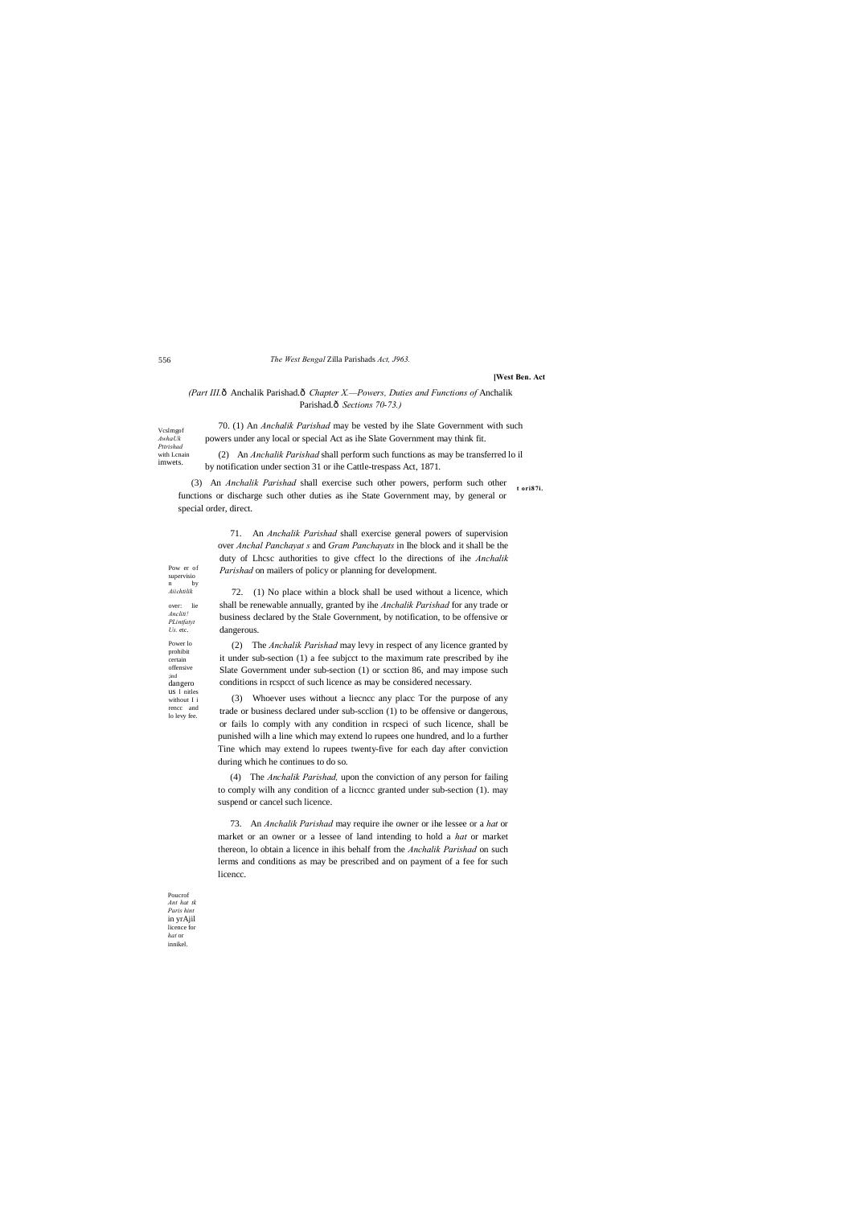**[West Ben. Act**

*(Part III.*ð Anchalik Parishad.ð *Chapter X.—Powers, Duties and Functions of* Anchalik Parishad.ð *Sections 70-73.)*

Vcslmgof *AwhaUk Pttrishad* with Lcnain imwets.

70. (1) An *Anchalik Parishad* may be vested by ihe Slate Government with such powers under any local or special Act as ihe Slate Government may think fit.

(2) An *Anchalik Parishad* shall perform such functions as may be transferred lo il by notification under section 31 or ihe Cattle-trespass Act, 1871.

(3) An *Anchalik Parishad* shall exercise such other powers, perform such other functions or discharge such other duties as ihe State Government may, by general or special order, direct.

**t ori87i.**

Pow er of supervision by *Aiichtilik* over: lie *Ancliti! PLintfatyt Us.* etc.

71. An *Anchalik Parishad* shall exercise general powers of supervision over *Anchal Panchayat s* and *Gram Panchayats* in Ihe block and it shall be the duty of Lhcsc authorities to give cffect lo the directions of ihe *Anchalik Parishad* on mailers of policy or planning for development.

Power lo prohibit certain offensive ;and dangero us l nitles without l i rencc and lo levy fee.

72. (1) No place within a block shall be used without a licence, which shall be renewable annually, granted by ihe *Anchalik Parishad* for any trade or business declared by the Stale Government, by notification, to be offensive or dangerous.

(2) The *Anchalik Parishad* may levy in respect of any licence granted by it under sub-section (1) a fee subjcct to the maximum rate prescribed by ihe Slate Government under sub-section (1) or scction 86, and may impose such conditions in rcspcct of such licence as may be considered necessary.

(3) Whoever uses without a liecncc any placc Tor the purpose of any trade or business declared under sub-scclion (1) to be offensive or dangerous, or fails lo comply with any condition in rcspeci of such licence, shall be punished wilh a line which may extend lo rupees one hundred, and lo a further Tine which may extend lo rupees twenty-five for each day after conviction during which he continues to do so.

(4) The *Anchalik Parishad,* upon the conviction of any person for failing to comply wilh any condition of a liccncc granted under sub-section (1). may suspend or cancel such licence.

Poucrof *Ant hat tk Paris hint* in yrAjil licence for *hat* or innikel.

73. An *Anchalik Parishad* may require ihe owner or ihe lessee or a *hat* or market or an owner or a lessee of land intending to hold a *hat* or market thereon, lo obtain a licence in ihis behalf from the *Anchalik Parishad* on such lerms and conditions as may be prescribed and on payment of a fee for such licencc.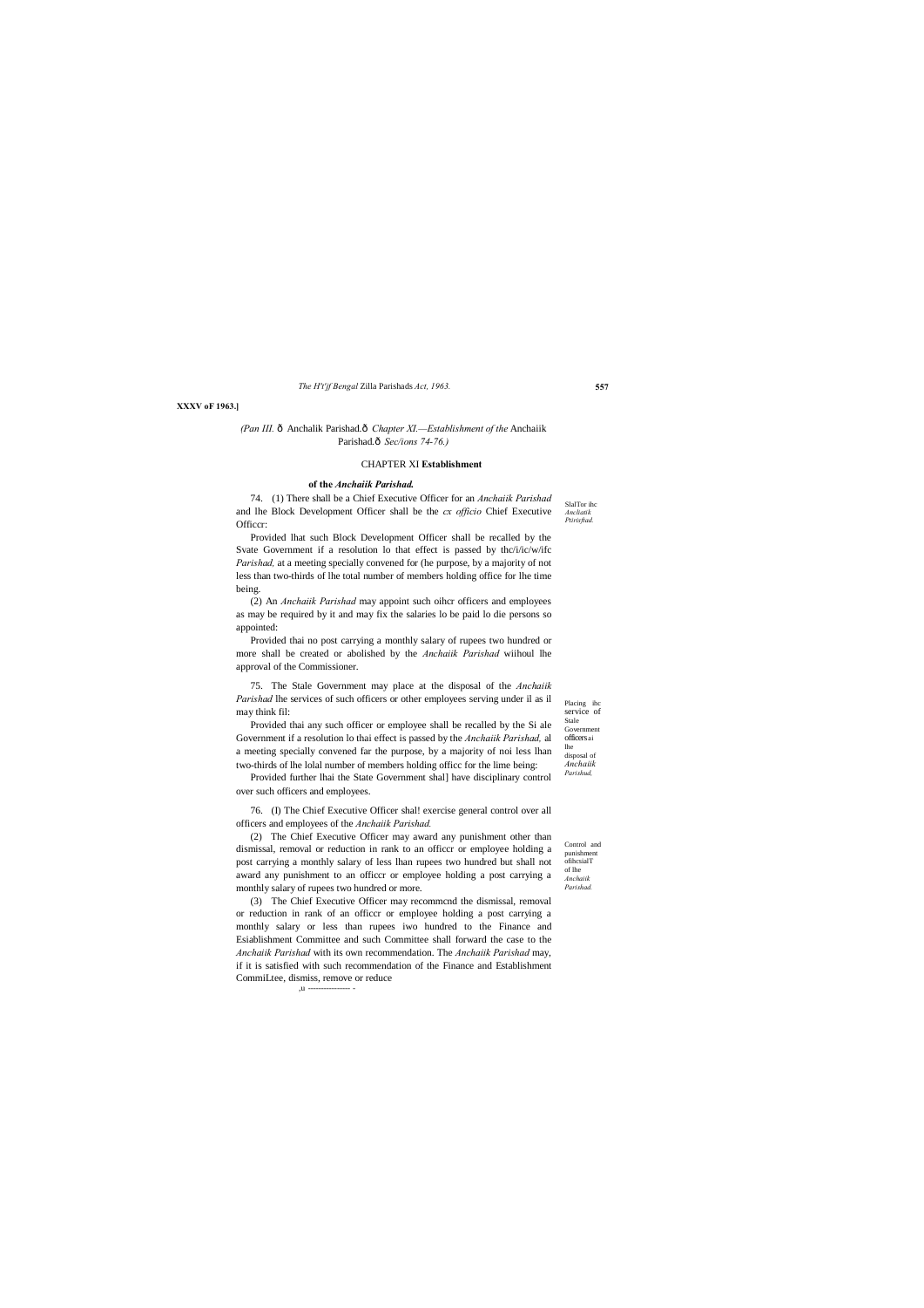**XXXV oF 1963.]**

*(Pan III.* ô Anchalik Parishad.ô *Chapter XI.—Establishment of the* Anchaiik Parishad.ô *Sec/ions 74-76.)*

## CHAPTER XI **Establishment**

### of the *Anchaiik Parishad.*

SlalTor ihc *Ancliatik Ptirisftad.*

74. (1) There shall be a Chief Executive Officer for an *Anchaiik Parishad* and lhe Block Development Officer shall be the *cx officio* Chief Executive Officcr:

Provided lhat such Block Development Officer shall be recalled by the Svate Government if a resolution lo that effect is passed by thc/i/ic/w/ifc *Parishad,* at a meeting specially convened for (he purpose, by a majority of not less than two-thirds of lhe total number of members holding office for lhe time being.

(2) An *Anchaiik Parishad* may appoint such oihcr officers and employees as may be required by it and may fix the salaries lo be paid lo die persons so appointed:

Provided thai no post carrying a monthly salary of rupees two hundred or more shall be created or abolished by the *Anchaiik Parishad* wiihoul lhe approval of the Commissioner.

Placing ihc service of Stale Government officers ai lhe disposal of *Anchaiik Parishad.*

75. The Stale Government may place at the disposal of the *Anchaiik Parishad* lhe services of such officers or other employees serving under il as il may think fil:

Provided thai any such officer or employee shall be recalled by the Si ale Government if a resolution lo thai effect is passed by the *Anchaiik Parishad,* al a meeting specially convened far the purpose, by a majority of noi less lhan two-thirds of lhe lolal number of members holding officc for lhe lime being:

Provided further lhai the State Government shal] have disciplinary control over such officers and employees.

Control and punishment ofihcsialT of lhe *Anchaiik Parishad.*

76. (I) The Chief Executive Officer shal! exercise general control over all officers and employees of the *Anchaiik Parishad.*

(2) The Chief Executive Officer may award any punishment other than dismissal, removal or reduction in rank to an officcr or employee holding a post carrying a monthly salary of less lhan rupees two hundred but shall not award any punishment to an officcr or employee holding a post carrying a monthly salary of rupees two hundred or more.

(3) The Chief Executive Officer may recommcnd the dismissal, removal or reduction in rank of an officcr or employee holding a post carrying a monthly salary or less than rupees iwo hundred to the Finance and Esiablishment Committee and such Committee shall forward the case to the *Anchaiik Parishad* with its own recommendation. The *Anchaiik Parishad* may, if it is satisfied with such recommendation of the Finance and Establishment CommiLtee, dismiss, remove or reduce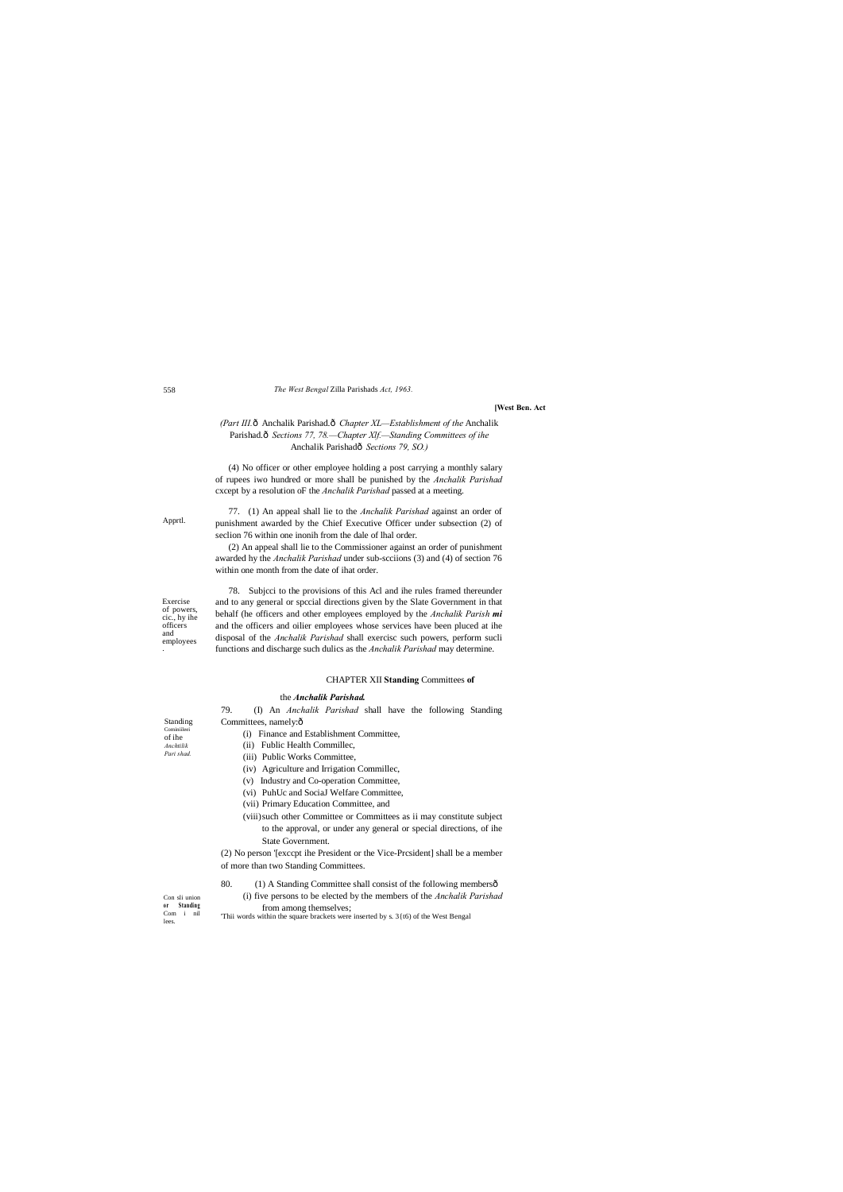*(Part III.*ô Anchalik Parishad.ô *Chapter XL—Establishment of the* Anchalik Parishad.ô *Sections 77, 78.—Chapter Xlf.—Standing Committees of ihe* Anchalik Parishadô *Sections 79, SO.)*

(4) No officer or other employee holding a post carrying a monthly salary of rupees iwo hundred or more shall be punished by the *Anchalik Parishad* cxcept by a resolution oF the *Anchalik Parishad* passed at a meeting.

Apprtl.

77. (1) An appeal shall lie to the *Anchalik Parishad* against an order of punishment awarded by the Chief Executive Officer under subsection (2) of seclion 76 within one inonih from the dale of lhal order.

(2) An appeal shall lie to the Commissioner against an order of punishment awarded hy the *Anchalik Parishad* under sub-scciions (3) and (4) of section 76 within one month from the date of ihat order.

Exercise of powers, cic., hy ihe officers and employees.

78. Subjcci to the provisions of this Acl and ihe rules framed thereunder and to any general or spccial directions given by the Slate Government in that behalf (he officers and other employees employed by the *Anchalik Parish **mi*** and the officers and oilier employees whose services have been pluced at ihe disposal of the *Anchalik Parishad* shall exercisc such powers, perform sucli functions and discharge such dulics as the *Anchalik Parishad* may determine.

## CHAPTER XII **Standing** Committees **of** the ***Anchalik Parishad.***

Standing Cominiileei of ihe *Anchtilik Pari shad.*

79. (I) An *Anchalik Parishad* shall have the following Standing Committees, namely:ô

(i) Finance and Establishment Committee,
(ii) Fublic Health Commillec,
(iii) Public Works Committee,
(iv) Agriculture and Irrigation Commillec,
(v) Industry and Co-operation Committee,
(vi) PuhUc and SociaJ Welfare Committee,
(vii) Primary Education Committee, and
(viii) such other Committee or Committees as ii may constitute subject to the approval, or under any general or special directions, of ihe State Government.

(2) No person '[exccpt ihe President or the Vice-Prcsident] shall be a member of more than two Standing Committees.

Con sli union **or Standing** Com i nil lees.

80. (1) A Standing Committee shall consist of the following membersô

(i) five persons to be elected by the members of the *Anchalik Parishad* from among themselves;

'Thii words within the square brackets were inserted by s. 3{t6) of the West Bengal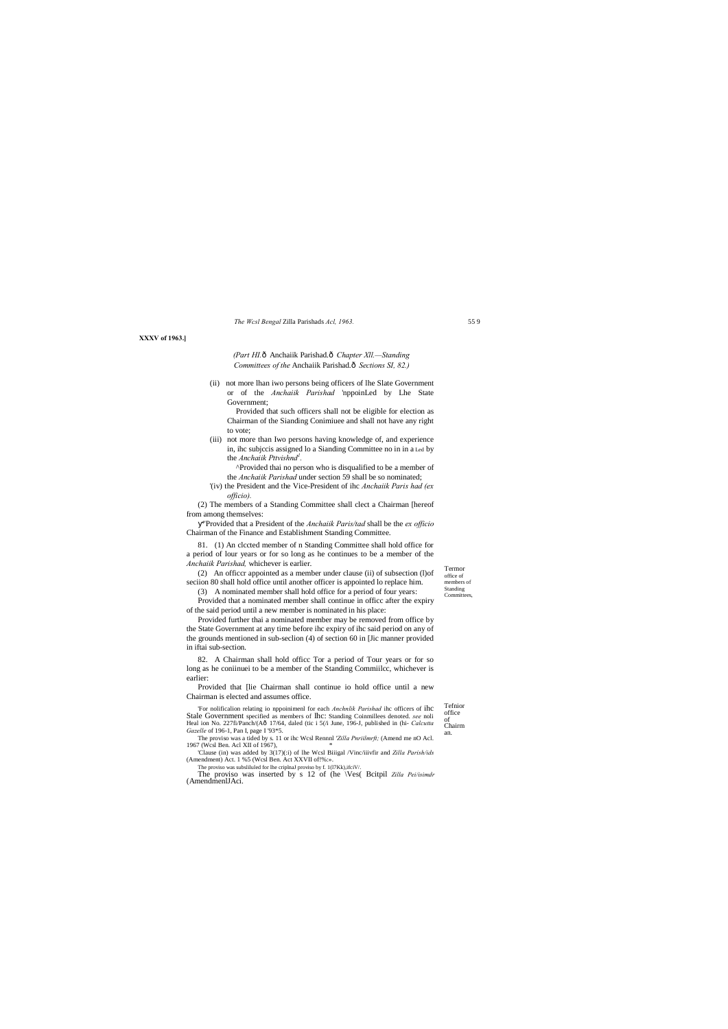XXXV of 1963.]

*(Part III.—* Anchaiik Parishad.— *Chapter XII.—Standing Committees of the* Anchaiik Parishad.— *Sections SI, 82.)*

(ii) not more lhan iwo persons being officers of lhe Slate Government or of the *Anchaiik Parishad* 'nppoinLed by Lhe State Government;

Provided that such officers shall not be eligible for election as Chairman of the Sianding Conimiuee and shall not have any right to vote;

(iii) not more than Iwo persons having knowledge of, and experience in, ihc subjccis assigned lo a Sianding Committee no in in a Led by the *Anchaiik Pttvishnd*[f].

^Provided thai no person who is disqualified to be a member of the *Anchaiik Parishad* under section 59 shall be so nominated;

'(iv) the President and the Vice-President of ihc *Anchaiik Paris had (ex officio).*

(2) The members of a Standing Committee shall clect a Chairman [hereof from among themselves:

“Provided that a President of the *Anchaiik Paris/tad* shall be the *ex officio* Chairman of the Finance and Establishment Standing Committee.

Termor office of members of Standing Committees,

81. (1) An clccted member of n Standing Committee shall hold office for a period of lour years or for so long as he continues to be a member of the *Anchaiik Parishad,* whichever is earlier.

(2) An officcr appointed as a member under clause (ii) of subsection (l)of seciion 80 shall hold office until another officer is appointed lo replace him.

(3) A nominated member shall hold office for a period of four years:

Provided that a nominated member shall continue in officc after the expiry of the said period until a new member is nominated in his place:

Provided further thai a nominated member may be removed from office by the State Government at any time before ihc expiry of ihc said period on any of the grounds mentioned in sub-seclion (4) of section 60 in [Jic manner provided in iftai sub-section.

Tefnior office of Chairman.

82. A Chairman shall hold officc Tor a period of Tour years or for so long as he coniinuei to be a member of the Standing Commiilcc, whichever is earlier:

Provided that [lie Chairman shall continue io hold office until a new Chairman is elected and assumes office.

'For nolificalion relating io nppoinimenl for each *Anchnlik Parishad* ihc officers of ihc Stale Government specified as members of Ihc: Standing Coinmillees denoted. *see* noli Heal ion No. 227fi/Panch/(A— 17/64, daled (tic i 5(/i June, 196-J, published in (hi- *Calcutta Gazelle* of 196-1, Pan I, page I '93*5.

The proviso was a tided by s. 11 or ihc Wcsl Rennnl '*Zilla Pnriilmrft;* (Amend me nO Acl. 1967 (Wcsl Ben. Acl XII of 1967), *

'Clause (in) was added by 3(17)(:i) of lhe Wcsl Biiigal /Vinc/iiivfir and *Zilla Parish/ids* (Amendment) Act. 1 %5 (Wcsl Ben. Act XXVII of!%:».

The proviso was subsliluled for lhe criplnaJ proviso by f. 1(l7Kk),ifciV/.

The proviso was inserted by s 12 of (he \Ves( Bcitpil *Zilla Pei/isimdr* (AmendmenlJAci.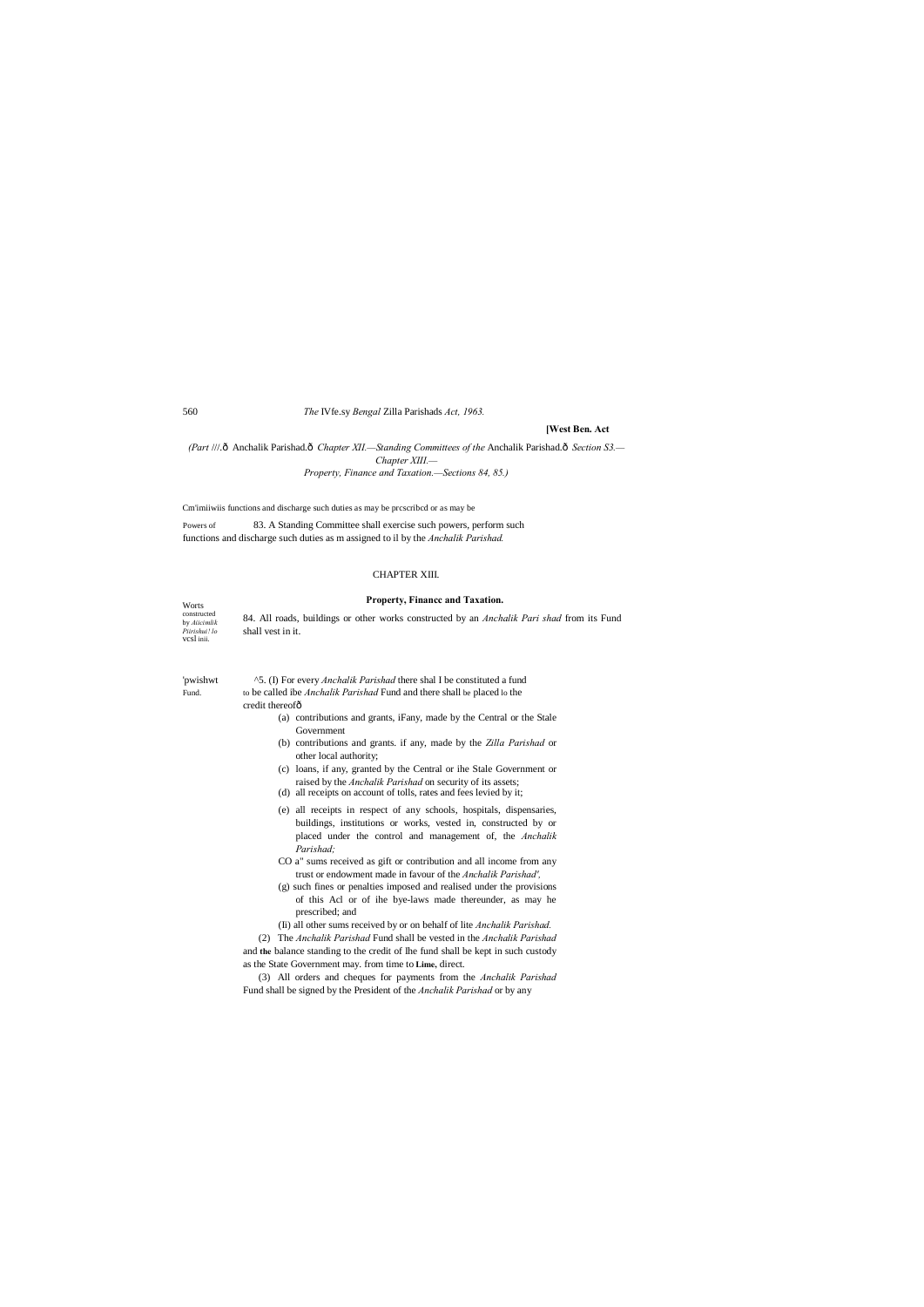*(Part III.*— Anchalik Parishad.— *Chapter XII.—Standing Committees of the* Anchalik Parishad.— *Section S3.—Chapter XIII.—Property, Finance and Taxation.—Sections 84, 85.)*

Cm'imiiwiis functions and discharge such duties as may be prcscribcd or as may be

Powers of

83. A Standing Committee shall exercise such powers, perform such functions and discharge such duties as m assigned to il by the *Anchalik Parishad.*

## CHAPTER XIII.

### Property, Financc and Taxation.

Worts constructed by *Aiicimlik Ptirishui'* lo vcsl inii.

84. All roads, buildings or other works constructed by an *Anchalik Pari shad* from its Fund shall vest in it.

'pwishwt Fund.

^5. (I) For every *Anchalik Parishad* there shal I be constituted a fund to be called ibe *Anchalik Parishad* Fund and there shall be placed lo the credit thereof—

(a) contributions and grants, iFany, made by the Central or the Stale Government

(b) contributions and grants. if any, made by the *Zilla Parishad* or other local authority;

(c) loans, if any, granted by the Central or ihe Stale Government or raised by the *Anchalik Parishad* on security of its assets;

(d) all receipts on account of tolls, rates and fees levied by it;

(e) all receipts in respect of any schools, hospitals, dispensaries, buildings, institutions or works, vested in, constructed by or placed under the control and management of, the *Anchalik Parishad;*

CO a" sums received as gift or contribution and all income from any trust or endowment made in favour of the *Anchalik Parishad',*

(g) such fines or penalties imposed and realised under the provisions of this Acl or of ihe bye-laws made thereunder, as may he prescribed; and

(Ii) all other sums received by or on behalf of lite *Anchalik Parishad.*

(2) The *Anchalik Parishad* Fund shall be vested in the *Anchalik Parishad* and **the** balance standing to the credit of Ihe fund shall be kept in such custody as the State Government may. from time to **Lime,** direct.

(3) All orders and cheques for payments from the *Anchalik Parishad* Fund shall be signed by the President of the *Anchalik Parishad* or by any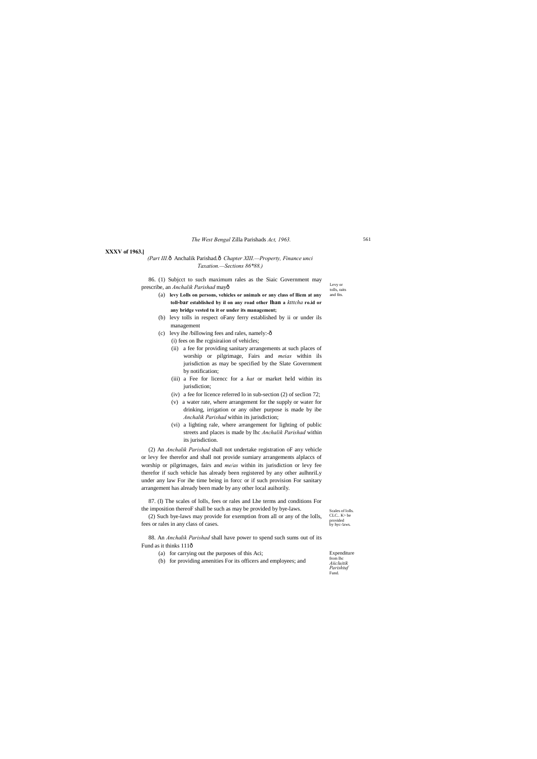**XXXV of 1963.]**

*(Part III.*ô Anchalik Parishad.ô *Chapter XIII.—Property, Finance unci Taxation.—Sections 86*88.)*

Levy or tolls, raits and fits.

86. (1) Subjcct to such maximum rales as the Siaic Government may prescribe, an *Anchalik Parishad* mayô

(a) **levy Lolls on persons, vehicles or animals or any class of lliem at any toll-bar established by il on any road other lhan a** *ktttcha* **ro.id or any bridge vested tn it or under its management;**

(b) levy tolls in respect oFany ferry established by ii or under ils management

(c) levy ihe /billowing fees and rales, namely:-ô

(i) fees on lhe rcgisiraiion of vehicles;

(ii) a fee for providing sanitary arrangements at such places of worship or pilgrimage, Fairs and *meias* within ils jurisdiction as may be specified by the Slate Government by notification;

(iii) a Fee for licencc for a *hat* or market held within its jurisdiction;

(iv) a fee for licence referred lo in sub-section (2) of seclion 72;

(v) a water rate, where arrangement for the supply or water for drinking, irrigation or any oiher purpose is made by ibe *Anchalik Parishad* within its jurisdiction;

(vi) a lighting rale, where arrangement for lighting of public streets and places is made by lhc *Anchalik Parishad* within its jurisdiction.

(2) An *Anchalik Parishad* shall not undertake registration oF any vehicle or levy fee therefor and shall not provide sumiary arrangements alplaccs of worship or pilgrimages, fairs and *me/as* within its jurisdiction or levy fee therefor if such vehicle has already been registered by any other aulhnriLy under any law For ihe time being in forcc or if such provision For sanitary arrangement has already been made by any other local auihorily.

Scales of lolls. CLC.. K> be provided by hyc-laws.

87. (I) The scales of lolls, fees or rales and Lhe terms and conditions For the imposition thereoF shall be such as may be provided by bye-laws.

(2) Such bye-laws may provide for exemption from all or any of the lolls, fees or rales in any class of cases.

Expenditure from lhc *Aiicluitik Parishtuf* Fund.

88. An *Anchalik Parishad* shall have power to spend such sums out of its Fund as it thinks 111ô

(a) for carrying out the purposes of this Aci;

(b) for providing amenities For its officers and employees; and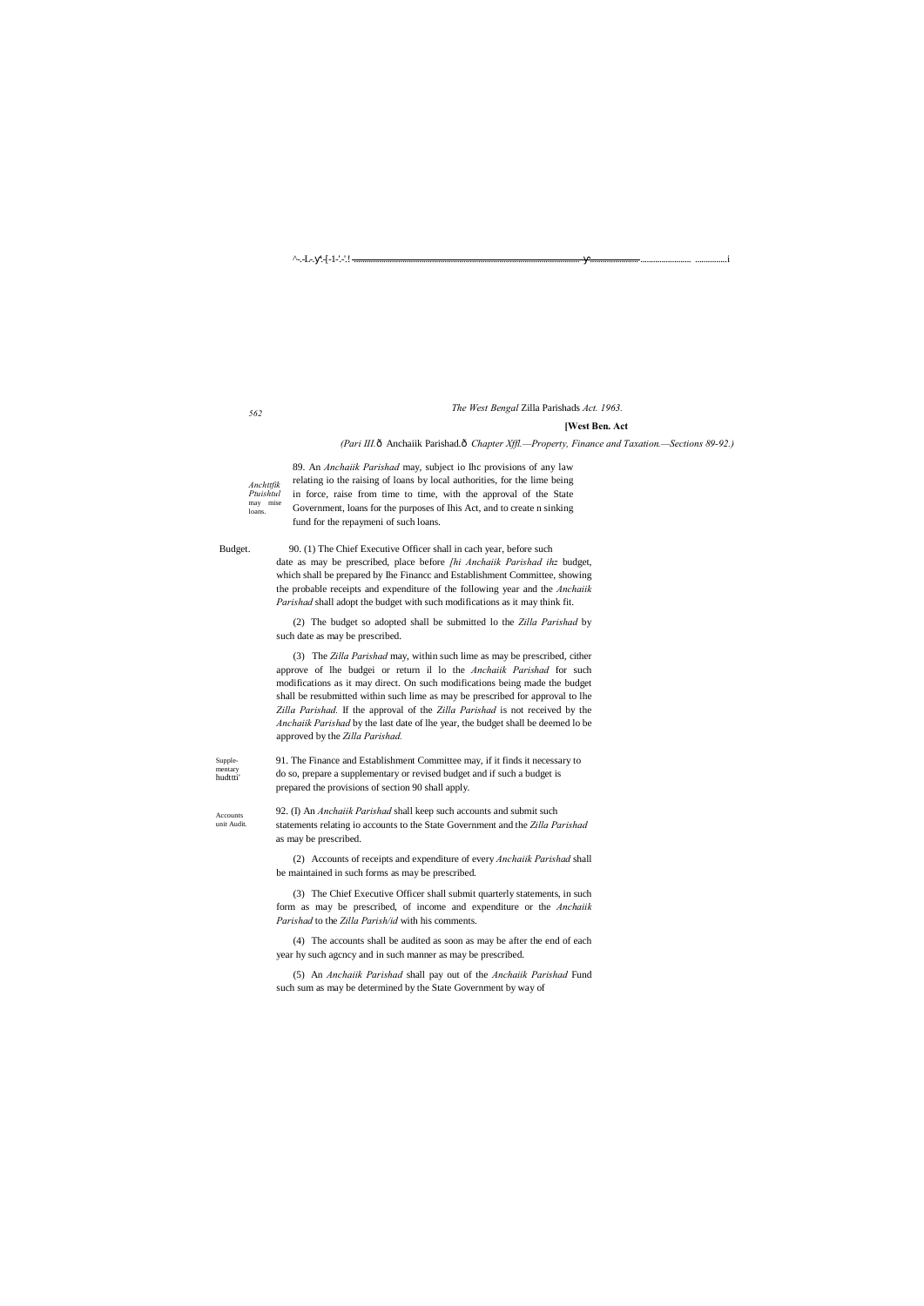(Pari III.ô Anchaiik Parishad.ô Chapter Xffl.—Property, Finance and Taxation.—Sections 89-92.)

*Anchttfik Ptuishtul may mise loans.*

89. An *Anchaiik Parishad* may, subject io Ihc provisions of any law relating io the raising of loans by local authorities, for the lime being in force, raise from time to time, with the approval of the State Government, loans for the purposes of Ihis Act, and to create n sinking fund for the repaymeni of such loans.

Budget.

90. (1) The Chief Executive Officer shall in cach year, before such date as may be prescribed, place before *[hi Anchaiik Parishad ihz* budget, which shall be prepared by Ihe Financc and Establishment Committee, showing the probable receipts and expenditure of the following year and the *Anchaiik Parishad* shall adopt the budget with such modifications as it may think fit.

(2) The budget so adopted shall be submitted lo the *Zilla Parishad* by such date as may be prescribed.

(3) The *Zilla Parishad* may, within such lime as may be prescribed, cither approve of lhe budgei or return il lo the *Anchaiik Parishad* for such modifications as it may direct. On such modifications being made the budget shall be resubmitted within such lime as may be prescribed for approval to lhe *Zilla Parishad.* If the approval of the *Zilla Parishad* is not received by the *Anchaiik Parishad* by the last date of lhe year, the budget shall be deemed lo be approved by the *Zilla Parishad.*

Supplementary hudttti'

91. The Finance and Establishment Committee may, if it finds it necessary to do so, prepare a supplementary or revised budget and if such a budget is prepared the provisions of section 90 shall apply.

Accounts unit Audit.

92. (I) An *Anchaiik Parishad* shall keep such accounts and submit such statements relating io accounts to the State Government and the *Zilla Parishad* as may be prescribed.

(2) Accounts of receipts and expenditure of every *Anchaiik Parishad* shall be maintained in such forms as may be prescribed.

(3) The Chief Executive Officer shall submit quarterly statements, in such form as may be prescribed, of income and expenditure or the *Anchaiik Parishad* to the *Zilla Parish/id* with his comments.

(4) The accounts shall be audited as soon as may be after the end of each year hy such agcncy and in such manner as may be prescribed.

(5) An *Anchaiik Parishad* shall pay out of the *Anchaiik Parishad* Fund such sum as may be determined by the State Government by way of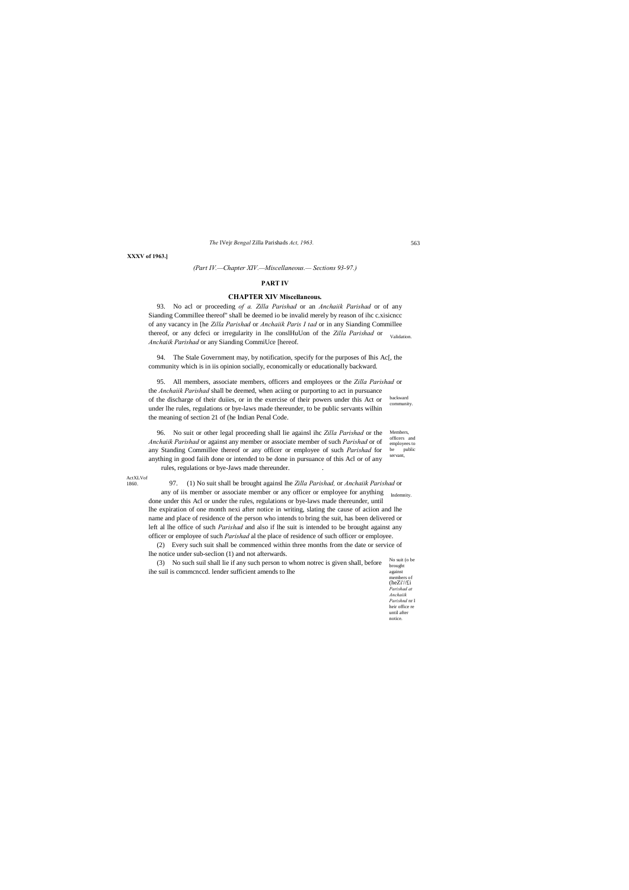**XXXV of 1963.]**

*(Part IV.—Chapter XIV.—Miscellaneous.— Sections 93-97.)*

## PART IV

### CHAPTER XIV Miscellaneous.

Validation.

93. No acl or proceeding *of a. Zilla Parishad* or an *Anchaiik Parishad* or of any Sianding Commillee thereof" shall be deemed io be invalid merely by reason of ihc c.xisicncc of any vacancy in [he *Zilla Parishad* or *Anchaiik Paris I tad* or in any Sianding Commillee thereof, or any dcfeci or irregularity in lhe conslHuUon of the *Zilla Parishad* or *Anchaiik Parishad* or any Sianding CommiUce [hereof.

backward community.

94. The Stale Government may, by notification, specify for the purposes of lhis Ac[, the community which is in iis opinion socially, economically or educationally backward.

Members, officers and employees to be public servant,

95. All members, associate members, officers and employees or the *Zilla Parishad* or the *Anchaiik Parishad* shall be deemed, when aciing or purporting to act in pursuance of the discharge of their duiies, or in the exercise of their powers under this Act or under lhe rules, regulations or bye-laws made thereunder, to be public servants wilhin the meaning of section 21 of (he Indian Penal Code.

ActXLVof 1860.

Indemnity.

96. No suit or other legal proceeding shall lie againsl ihc *Zilla Parishad* or the *Anchaiik Parishad* or against any member or associate member of such *Parishad* or of any Standing Commillee thereof or any officer or employee of such *Parishad* for anything in good faiih done or intended to be done in pursuance of this Acl or of any rules, regulations or bye-Jaws made thereunder.

No suit (o be brought against members of (heZi'//£i *Parishad at Anchaiik Parishnd* nr I heir office re until after notice.

97. (1) No suit shall be brought againsl lhe *Zilla Parishad,* or *Anchaiik Parishad* or any of iis member or associate member or any officer or employee for anything done under this Acl or under the rules, regulations or bye-laws made thereunder, until lhe expiration of one month nexi after notice in writing, slating the cause of aciion and lhe name and place of residence of the person who intends to bring the suit, has been delivered or left al lhe office of such *Parishad* and also if lhe suit is intended to be brought against any officer or employee of such *Parishad* al the place of residence of such officer or employee.

(2) Every such suit shall be commenced within three months from the date or service of lhe notice under sub-seclion (1) and not afterwards.

(3) No such suil shall lie if any such person to whom notrec is given shall, before ihe suil is commcnccd. lender sufficient amends to Ihe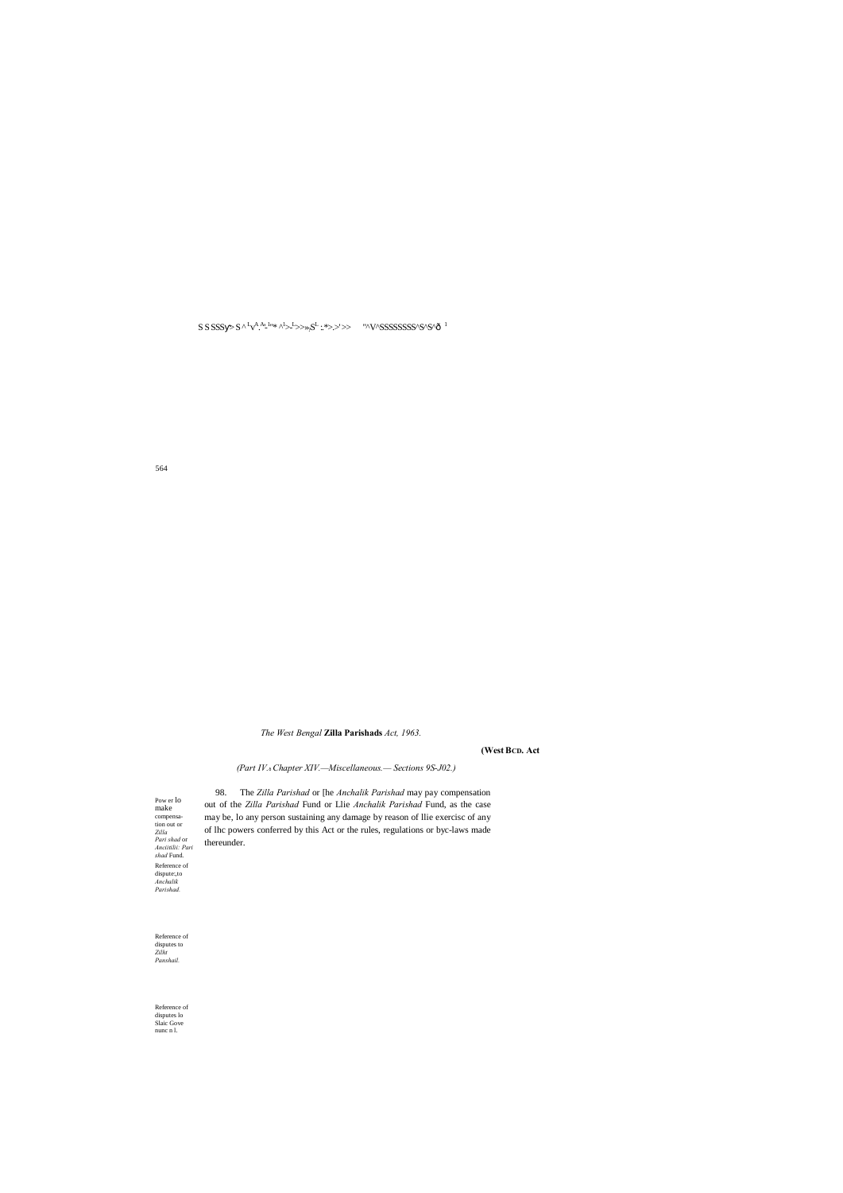S S SSSy> S ^ᴸV^.^-¹ⁿ* ^¹>-ᴸ>>»,Sᴸ :.*>.>'>> "^V^SSSSSSSS^S^S^ð 1

*The West Bengal* **Zilla Parishads** *Act, 1963.*

**(West BCD. Act**

*(Part IV.s Chapter XIV.—Miscellaneous.— Sections 9S-J02.)*

Pow er lo make compensation out or *Zilla Pari shad* or *Anciitlli: Pari shad* Fund.

98. The *Zilla Parishad* or [he *Anchalik Parishad* may pay compensation out of the *Zilla Parishad* Fund or Llie *Anchalik Parishad* Fund, as the case may be, lo any person sustaining any damage by reason of llie exercisc of any of lhc powers conferred by this Act or the rules, regulations or byc-laws made thereunder.

Reference of dispute:,to *Anchalik Parishad.*

Reference of disputes to *Zilla Panshail.*

Reference of disputes lo Slaic Gove nunc n l.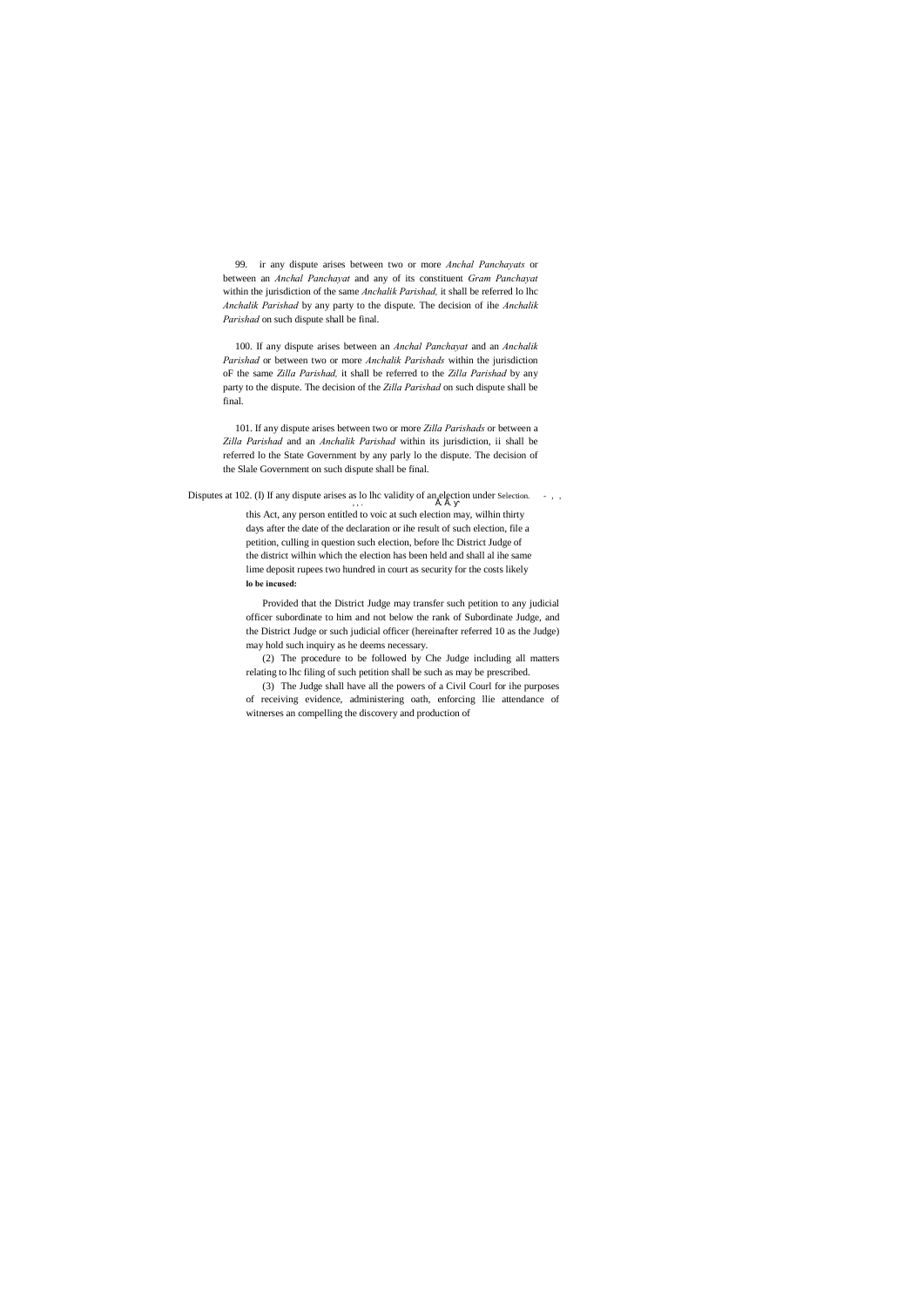99. ir any dispute arises between two or more *Anchal Panchayats* or between an *Anchal Panchayat* and any of its constituent *Gram Panchayat* within the jurisdiction of the same *Anchalik Parishad,* it shall be referred lo lhc *Anchalik Parishad* by any party to the dispute. The decision of ihe *Anchalik Parishad* on such dispute shall be final.

100. If any dispute arises between an *Anchal Panchayat* and an *Anchalik Parishad* or between two or more *Anchalik Parishads* within the jurisdiction oF the same *Zilla Parishad,* it shall be referred to the *Zilla Parishad* by any party to the dispute. The decision of the *Zilla Parishad* on such dispute shall be final.

101. If any dispute arises between two or more *Zilla Parishads* or between a *Zilla Parishad* and an *Anchalik Parishad* within its jurisdiction, ii shall be referred lo the State Government by any parly lo the dispute. The decision of the Slale Government on such dispute shall be final.

Disputes at Selection.

102. (I) If any dispute arises as lo lhc validity of an election under this Act, any person entitled to voic at such election may, wilhin thirty days after the date of the declaration or ihe result of such election, file a petition, culling in question such election, before lhc District Judge of the district wilhin which the election has been held and shall al ihe same lime deposit rupees two hundred in court as security for the costs likely **lo be incused:**

Provided that the District Judge may transfer such petition to any judicial officer subordinate to him and not below the rank of Subordinate Judge, and the District Judge or such judicial officer (hereinafter referred 10 as the Judge) may hold such inquiry as he deems necessary.

(2) The procedure to be followed by Che Judge including all matters relating to lhc filing of such petition shall be such as may be prescribed.

(3) The Judge shall have all the powers of a Civil Courl for ihe purposes of receiving evidence, administering oath, enforcing Ilie attendance of witnerses an compelling the discovery and production of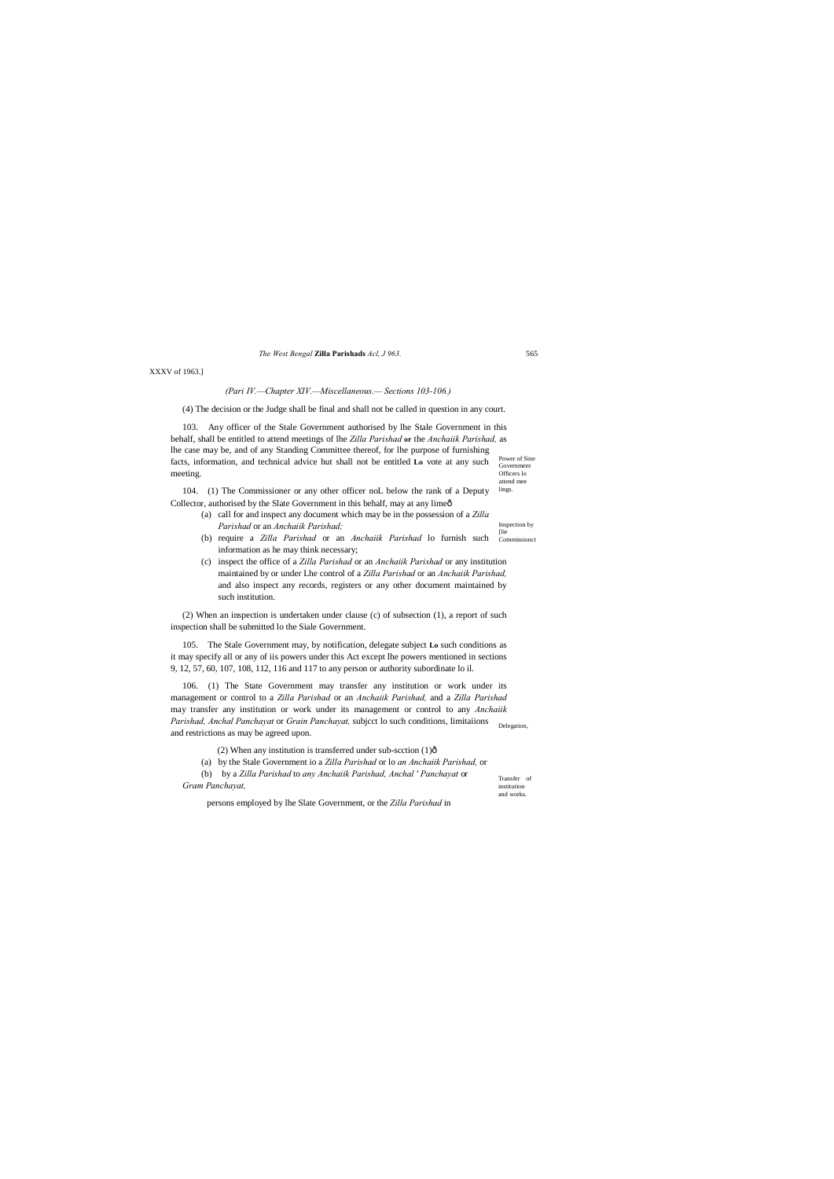XXXV of 1963.]

*(Pari IV.—Chapter XIV.—Miscellaneous.— Sections 103-106.)*

(4) The decision or the Judge shall be final and shall not be called in question in any court.

Power of Sine Government Officers lo attend mee lings.

103. Any officer of the Stale Government authorised by lhe Stale Government in this behalf, shall be entitled to attend meetings of lhe *Zilla Parishad* **or** the *Anchaiik Parishad,* as lhe case may be, and of any Standing Committee thereof, for lhe purpose of furnishing facts, information, and technical advice hut shall not be entitled **Lo** vote at any such meeting.

Inspection by [lie Commissionct

104. (1) The Commissioner or any other officer noL below the rank of a Deputy Collector, authorised by the Slate Government in this behalf, may at any limeô

(a) call for and inspect any document which may be in the possession of a *Zilla Parishad* or an *Anchaiik Parishad;*

(b) require a *Zilla Parishad* or an *Anchaiik Parishad* lo furnish such information as he may think necessary;

(c) inspect the office of a *Zilla Parishad* or an *Anchaiik Parishad* or any institution maintained by or under Lhe control of a *Zilla Parishad* or an *Anchaiik Parishad,* and also inspect any records, registers or any other document maintained by such institution.

(2) When an inspection is undertaken under clause (c) of subsection (1), a report of such inspection shall be submitted lo the Siale Government.

Delegation,

105. The Stale Government may, by notification, delegate subject **Lo** such conditions as it may specify all or any of iis powers under this Act except lhe powers mentioned in sections 9, 12, 57, 60, 107, 108, 112, 116 and 117 to any person or authority subordinate lo il.

Transfer of institution and works.

106. (1) The State Government may transfer any institution or work under its management or control to a *Zilla Parishad* or an *Anchaiik Parishad,* and a *Zilla Parishad* may transfer any institution or work under its management or control to any *Anchaiik Parishad, Anchal Panchayat* or *Grain Panchayat,* subjcct lo such conditions, limitaiions and restrictions as may be agreed upon.

(2) When any institution is transferred under sub-scction (1)ô

(a) by the Stale Government io a *Zilla Parishad* or lo *an Anchaiik Parishad,* or

(b) by a *Zilla Parishad* to *any Anchaiik Parishad, Anchal ' Panchayat* or *Gram Panchayat,*

persons employed by lhe Slate Government, or the *Zilla Parishad* in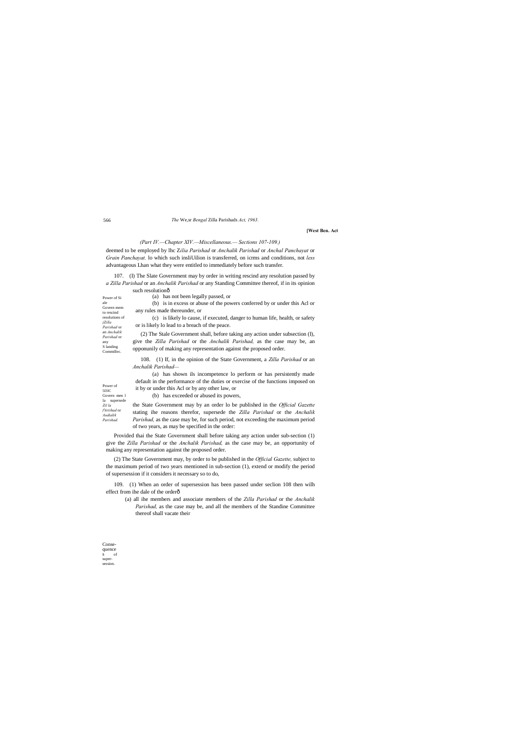*(Part IV.—Chapter XIV.—Miscellaneous.— Sections 107-109.)*

deemed to be employed by lhc *Zilia Parishad* or *Anchalik Parishad* or *Anchal Panchayat* or *Grain Panchayat.* lo which such insliUilion is transferred, on icrms and conditions, not *less* advantageous Lhan what they were entitled to immediately before such transfer.

Power of Si ale Govern mem to rescind resolutions of *Zilla Parishad* or an *Anchalik Parishad* or any S landing Commillec.

107. (I) The Slate Government may by order in writing rescind any resolution passed by *a Zilla Parishad* or an *Anchalik Parishad* or any Standing Committee thereof, if in its opinion such resolutionô

(a) has not been legally passed, or

(b) is in excess or abuse of the powers conferred by or under this Acl or any rules made thereunder, or

(c) is likely lo cause, if executed, danger to human life, health, or safety or is likely lo lead to a breach of the peace.

(2) The Stale Government shall, before taking any action under subsection (I), give the *Zilla Parishad* or the *Anchalik Parishad,* as the case may be, an opponunily of making any representation against the proposed order.

Power of SEIC Govern men l la supersede *Zil la f'tirithad* or *Audialik Parishad.*

108. (1) If, in the opinion of the State Government, a *Zilla Parishad* or an *Anchalik Parishad*—

(a) has shown ils incompetence lo perform or has persistently made default in the performance of the duties or exercise of the functions imposed on it by or under this Acl or by any other law, or

(b) has exceeded or abused its powers,

the State Government may by an order lo be published in the *Official Gazette* stating ihe reasons therefor, supersede the *Zilla Parishad* or the *Anchalik Parishad,* as the case may be, for such period, not exceeding the maximum period of two years, as may be specified in the order:

Provided thai the State Government shall before taking any action under sub-section (1) give the *Zilla Parishad* or the *Anchalik Parishad,* as the case may be, an opportunity of making any representation against the proposed order.

(2) The State Government may, by order to be published in the *Official Gazette,* subject to the maximum period of two years mentioned in sub-section (1), extend or modify the period of supersession if it considers it necessary so to do,

Conse-quences of super-session.

109. (1) When an order of supersession has been passed under seclion 108 then wilh effect from ihe dale of the orderô

(a) all ihe members and associate members of the *Zilla Parishad* or the *Anchalik Parishad,* as the case may be, and all the members of the Standine Committee thereof shall vacate their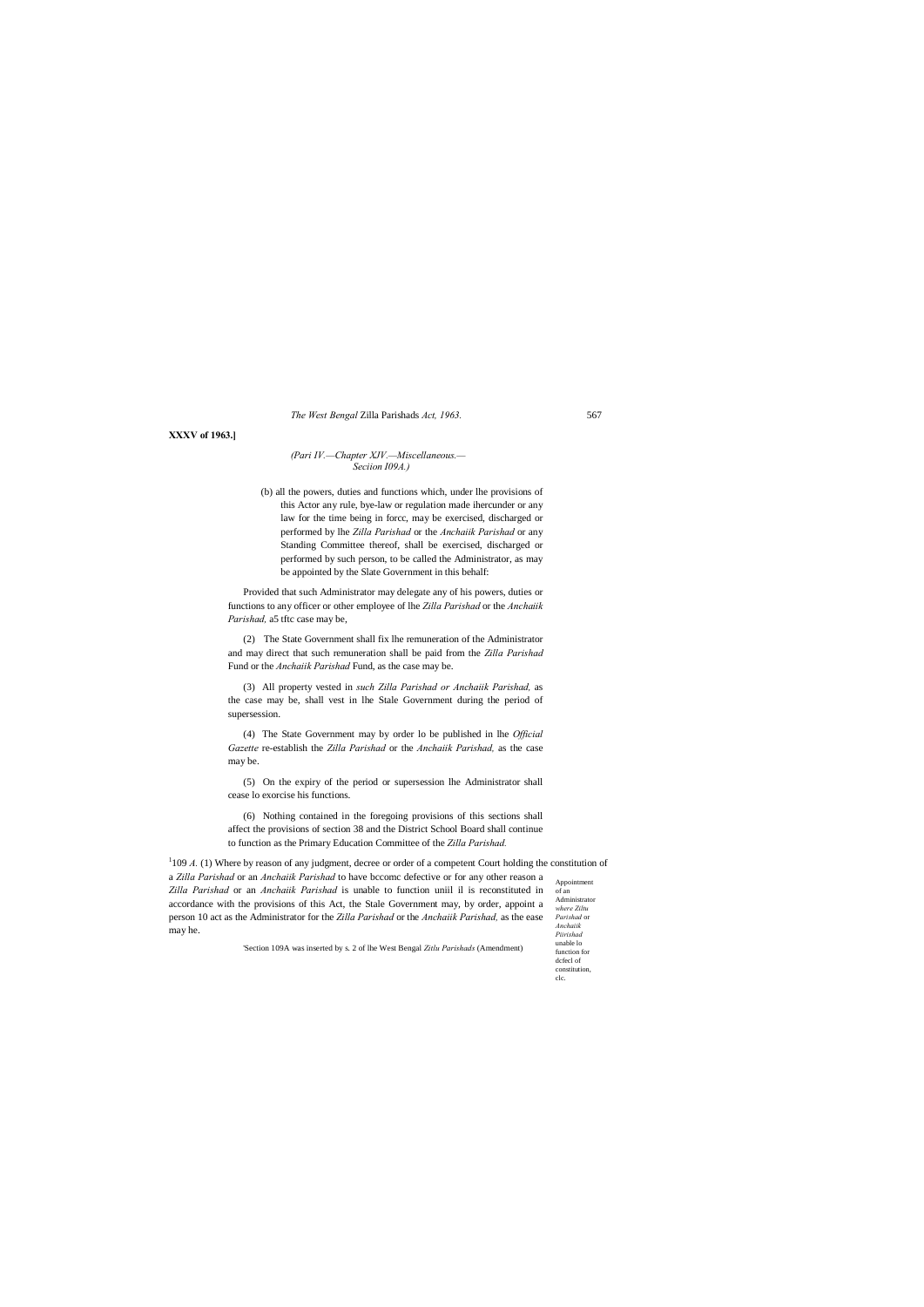**XXXV of 1963.]**

*(Pari IV.—Chapter XJV.—Miscellaneous.— Seciion I09A.)*

(b) all the powers, duties and functions which, under lhe provisions of this Actor any rule, bye-law or regulation made ihercunder or any law for the time being in forcc, may be exercised, discharged or performed by lhe *Zilla Parishad* or the *Anchaiik Parishad* or any Standing Committee thereof, shall be exercised, discharged or performed by such person, to be called the Administrator, as may be appointed by the Slate Government in this behalf:

Provided that such Administrator may delegate any of his powers, duties or functions to any officer or other employee of lhe *Zilla Parishad* or the *Anchaiik Parishad,* a5 tftc case may be,

(2) The State Government shall fix lhe remuneration of the Administrator and may direct that such remuneration shall be paid from the *Zilla Parishad* Fund or the *Anchaiik Parishad* Fund, as the case may be.

(3) All property vested in *such Zilla Parishad or Anchaiik Parishad,* as the case may be, shall vest in lhe Stale Government during the period of supersession.

(4) The State Government may by order lo be published in lhe *Official Gazette* re-establish the *Zilla Parishad* or the *Anchaiik Parishad,* as the case may be.

(5) On the expiry of the period or supersession lhe Administrator shall cease lo exorcise his functions.

(6) Nothing contained in the foregoing provisions of this sections shall affect the provisions of section 38 and the District School Board shall continue to function as the Primary Education Committee of the *Zilla Parishad.*

Appointment of an Administrator *where Ziltu Parishad* or *Anchaiik Ptirishad* unable lo function for dcfecl of constitution, clc.

[1]109 *A.* (1) Where by reason of any judgment, decree or order of a competent Court holding the constitution of a *Zilla Parishad* or an *Anchaiik Parishad* to have bccomc defective or for any other reason a *Zilla Parishad* or an *Anchaiik Parishad* is unable to function uniil il is reconstituted in accordance with the provisions of this Act, the Stale Government may, by order, appoint a person 10 act as the Administrator for the *Zilla Parishad* or the *Anchaiik Parishad,* as the ease may he.

'Section 109A was inserted by s. 2 of lhe West Bengal *Zitlu Parishads* (Amendment)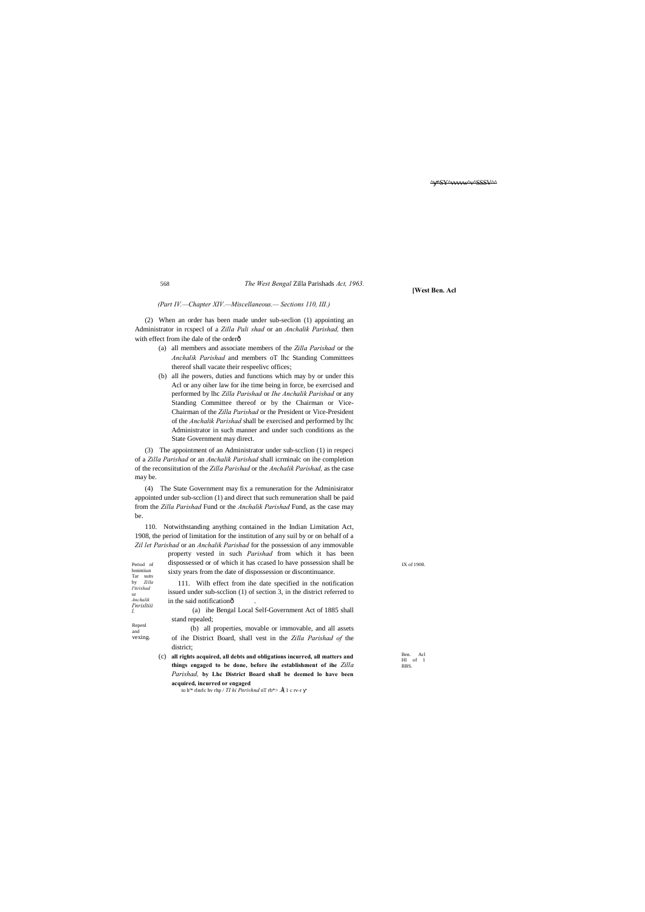(Part IV.—Chapter XIV.—Miscellaneous.— Sections 110, III.)

(2) When an order has been made under sub-seclion (1) appointing an Administrator in rcspecl of a *Zilla Pali shad* or an *Anchalik Parishad,* then with effect from ihe dale of the orderô

(a) all members and associate members of the *Zilla Parishad* or the *Anchalik Parishad* and members oT lhc Standing Committees thereof shall vacate their respeelivc offices;

(b) all ihe powers, duties and functions which may by or under this Acl or any oiher law for ihe time being in force, be exercised and performed by lhc *Zilla Parishad* or *Ihe Anchalik Parishad* or any Standing Committee thereof or by the Chairman or Vice-Chairman of the *Zilla Parishad* or the President or Vice-President of the *Anchalik Parishad* shall be exercised and performed by lhc Administrator in such manner and under such conditions as the State Government may direct.

(3) The appointment of an Administrator under sub-scclion (1) in respeci of a *Zilla Parishad* or an *Anchalik Parishad* shall icrminalc on ihe completion of the reconsiitution of the *Zilla Parishad* or the *Anchalik Parishad,* as the case may be.

(4) The State Government may fix a remuneration for the Adminisirator appointed under sub-scclion (1) and direct that such remuneration shall be paid from the *Zilla Parishad* Fund or the *Anchalik Parishad* Fund, as the case may be.

Period of hmimiiun Tar suits by *Zilla Ptirishad* or *Anchalik Pnrisltiii l.*

110. Notwithstanding anything contained in the Indian Limitation Act, 1908, the period of limitation for the institution of any suil by or on behalf of a *Zil let Parishad* or an *Anchalik Parishad* for the possession of any immovable property vested in such *Parishad* from which it has been dispossessed or of which it has ccased lo have possession shall be sixty years from the date of dispossession or discontinuance.

IX of 1908.

Repenl and vexing.

111. Wilh effect from ihe date specified in the notification issued under sub-scclion (1) of section 3, in the district referred to in the said notificationô

(a) ihe Bengal Local Self-Government Act of 1885 shall stand repealed;

Ben. Acl HI of 1 BBS.

(b) all properties, movable or immovable, and all assets of ihe District Board, shall vest in the *Zilla Parishad of* the district;

(c) **all rights acquired, all debts and obligations incurred, all matters and things engaged to be done, before ihe establishment of ihe *Zilla Parishad,* by Lhc District Board shall be deemed lo have been acquired, incurred or engaged**

to h'* rlnrlc hv rhp / *TI hi Pnrivhnd* nT rb*> .Â 1 c rv-r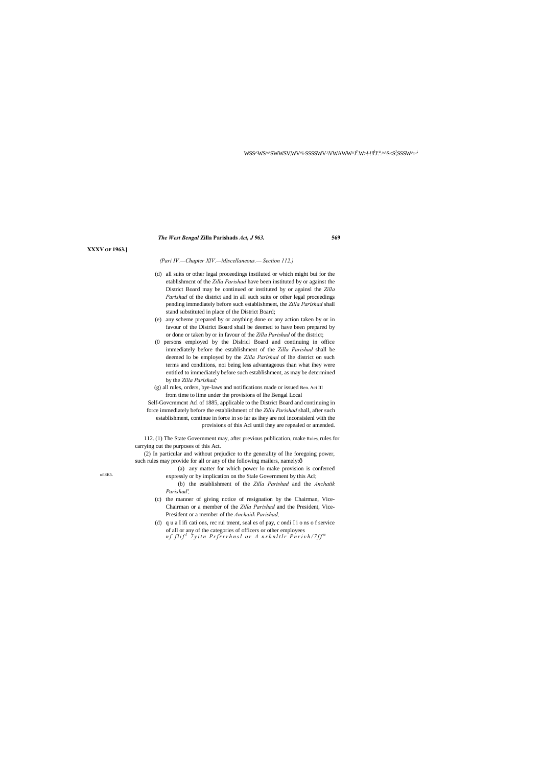XXXV OF 1963.]

*(Pari IV.—Chapter XIV.—Miscellaneous.— Section 112.)*

(d) all suits or other legal proceedings instiluted or which might bui for the etablishmcnt of the *Zilla Parishad* have been instituted by or against the District Board may be continued or instituted by or againsl the *Zilla Parishad* of the district and in all such suits or other legal proceedings pending immediately before such establishment, the *Zilla Parishad* shall stand substituted in place of the District Board;

(e) any scheme prepared by or anything done or any action taken by or in favour of the District Board shall be deemed to have been prepared by or done or taken by or in favour of the *Zilla Parishad* of the district;

(f) persons employed by the Dislricl Board and continuing in office immediately before the establishment of the *Zilla Parishad* shall be deemed lo be employed by the *Zilla Parishad* of lhe district on such terms and conditions, noi being less advantageous than what ihey were entitled to immediately before such establishment, as may be determined by the *Zilla Parishad;*

(g) all rules, orders, bye-laws and notifications made or issued from time to lime under the provisions of lhe Bengal Local Self-Govcrnmcnt Acl of 1885, applicable to the District Board and continuing in force immediately before the establishment of the *Zilla Parishad* shall, after such establishment, continue in force in so far as ihey are nol inconsislenl with the provisions of this Acl until they are repealed or amended.

Ben. Aci III of l8K5.

112. (1) The State Government may, after previous publication, make rules for carrying out the purposes of this Act.

Rules.

(2) In particular and without prejudice to the generality of lhe foregoing power, such rules may provide for all or any of the following mailers, namely:—

(a) any matter for which power lo make provision is conferred expressly or by implication on the Stale Government by this Acl;

(b) the establishment of the *Zilla Parishad* and the *Anchaiik Parishad',*

(c) the manner of giving notice of resignation by the Chairman, Vice-Chairman or a member of the *Zilla Parishad* and the President, Vice-President or a member of the *Anchaiik Parishad;*

(d) qualifications, recruitment, scales of pay, conditions of service of all or any of the categories of officers or other employees *nf flif 7yitn Prfrrrhnsl or A nrhnltlr Pnrivh/7ff*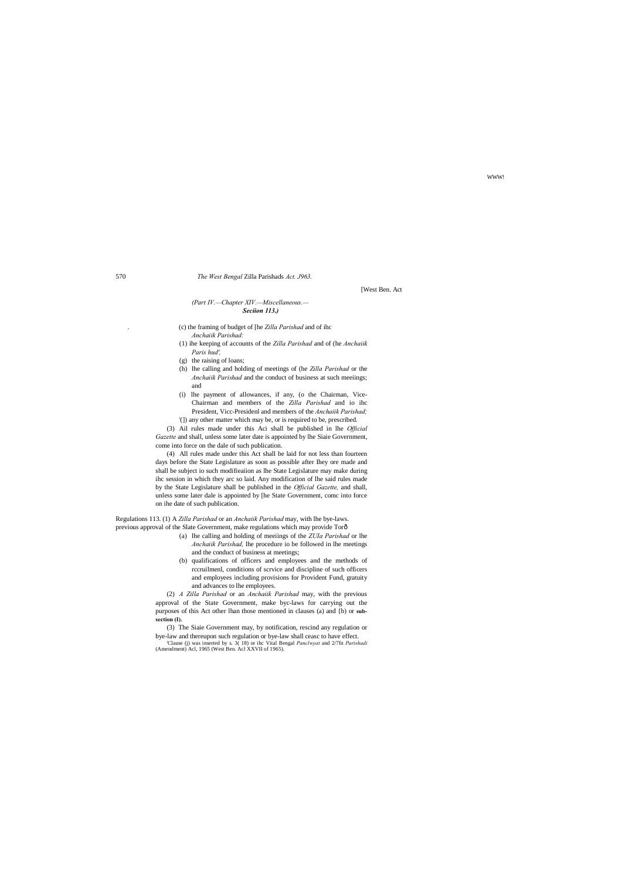(Part IV.—Chapter XIV.—Miscellaneous.—
***Seciion 113.)***

(c) the framing of budget of [he *Zilla Parishad* and of ihc *Anchaiik Parishad:*

(1) ihe keeping of accounts of the *Zilla Parishad* and of (he *Anchaiik Paris hud',*

(g) the raising of loans;

(h) lhe calling and holding of meetings of (he *Zilla Parishad* or the *Anchaiik Parishad* and the conduct of business at such meeiings; and

(i) lhe payment of allowances, if any, (o the Chairman, Vice-Chairman and members of the *Zilla Parishad* and io ihc President, Vicc-Presidenl and members of the *Anchaiik Parishad;*

'(]) any other matter which may be, or is required to be, prescribed.

(3) Ail rules made under this Aci shall be published in lhe *Official Gazette* and shall, unless some later date is appointed by lhe Siaie Government, come into force on the dale of such publication.

(4) All rules made under this Act shall be laid for not less than fourteen days before the State Legislature as soon as possible after Ihey ore made and shall be subject io such modifieaiion as lhe State Legislature may make during ihc session in which they arc so laid. Any modification of lhe said rules made by the State Legislature shall be published in the *Official Gazette,* and shall, unless some later dale is appointed by [he State Government, comc into force on ihe date of such publication.

Regulations and bye-laws.

113. (1) A *Zilla Parishad* or an *Anchaiik Parishad* may, with lhe previous approval of the Slate Government, make regulations which may provide Torô

(a) lhe calling and holding of meeiings of the *ZUla Parishad* or lhe *Anchaiik Parishad,* lhe procedure io be followed in lhe meetings and the conduct of business at meetings;

(b) qualifications of officers and employees and the methods of rccruilmenl, conditions of scrvice and discipline of such officers and employees including provisions for Provident Fund, gratuity and advances to lhe employees.

(2) *A Zilla Parishad* or an *Anchaiik Parishad* may, with the previous approval of the State Government, make byc-laws for carrying out the purposes of this Act other lhan those mentioned in clauses (a) and {b) or **sub-section (I).**

(3) The Siaie Government may, by notification, rescind any regulation or bye-law and thereupon such regulation or bye-law shall ceasc to have effect.

'Clause (j) was inserted by s. 3( 18) or ihc Vital Bengal *Panclwyat* and 2/7fn *Parishadi* (Amendment) Acl, 1965 (West Ben. Acl XXVII of 1965).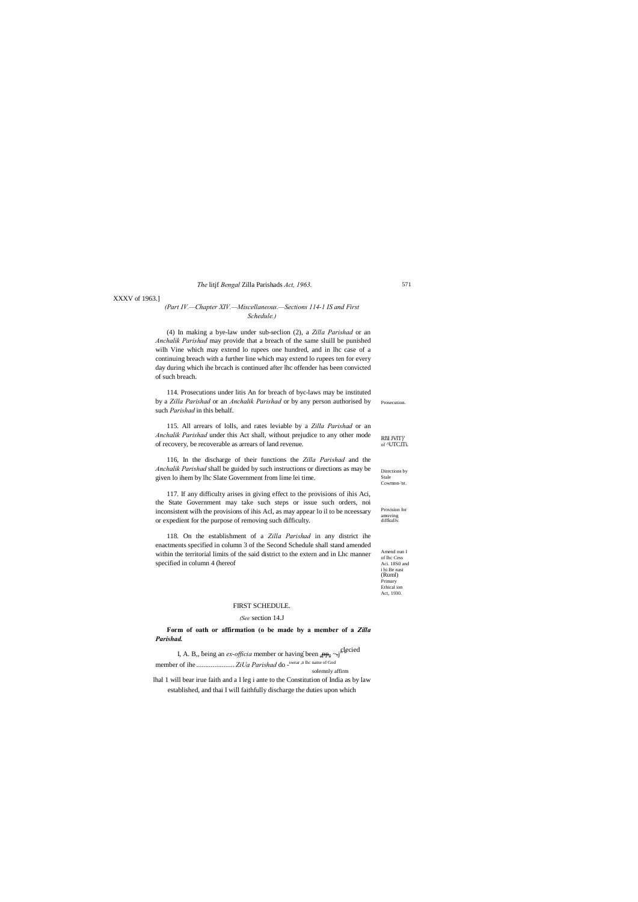XXXV of 1963.]

*(Part IV.—Chapter XIV.—Miscellaneous.—Sections 114-1 IS and First Schedule.)*

(4) In making a bye-law under sub-seclion (2), a *Zilla Parishad* or an *Anchalik Parishad* may provide that a breach of the same sluiII be punished wilh Vine which may extend lo rupees one hundred, and in lhc case of a continuing breach with a further line which may extend lo rupees ten for every day during which ihe brcach is continued after lhc offender has been convicted of such breach.

Prosecution.

114. Prosecutions under litis An for breach of byc-laws may be instituted by a *Zilla Parishad* or an *Anchalik Parishad* or by any person authorised by such *Parishad* in this behalf.

RfII JVfT)' of ^UTCJTi.

115. All arrears of lolls, and rates leviable by a *Zilla Parishad* or an *Anchalik Parishad* under this Act shall, without prejudice to any other mode of recovery, be recoverable as arrears of land revenue.

Directions by Stale Cowmnn-'nt.

116, In the discharge of their functions the *Zilla Parishad* and the *Anchalik Parishad* shall be guided by such instructions or directions as may be given lo ihem by lhc Slate Government from lime lei time.

Provision for amoving diffkullv.

117. If any difficulty arises in giving effect to the provisions of ihis Aci, the State Government may take such steps or issue such orders, noi inconsistent wilh the provisions of ihis Acl, as may appear lo il to be nceessary or expedient for the purpose of removing such difficulty.

Amend nun I of lhc Cess Aci. 18S0 and i hi Be nasi (Ruml) Primary Ethical ion Act, 1930.

118. On the establishment of a *Zilla Parishad* in any district ihe enactments specified in column 3 of the Second Schedule shall stand amended within the territorial limits of the said district to the extern and in Lhc manner specified in column 4 (hereof

## FIRST SCHEDULE.

*(See* section 14.J

**Form of oath or affirmation (o be made by a member of a *Zilla Parishad.***

I, A. B,, being an *ex-officia* member or having been ,pp,, ~-j clecied member of ihe ..................... *ZiUa Parishad* do -swear ,n lhc name of God solemnly affirm

lhal 1 will bear irue faith and a I leg i ante to the Constitution of India as by law established, and thai I will faithfully discharge the duties upon which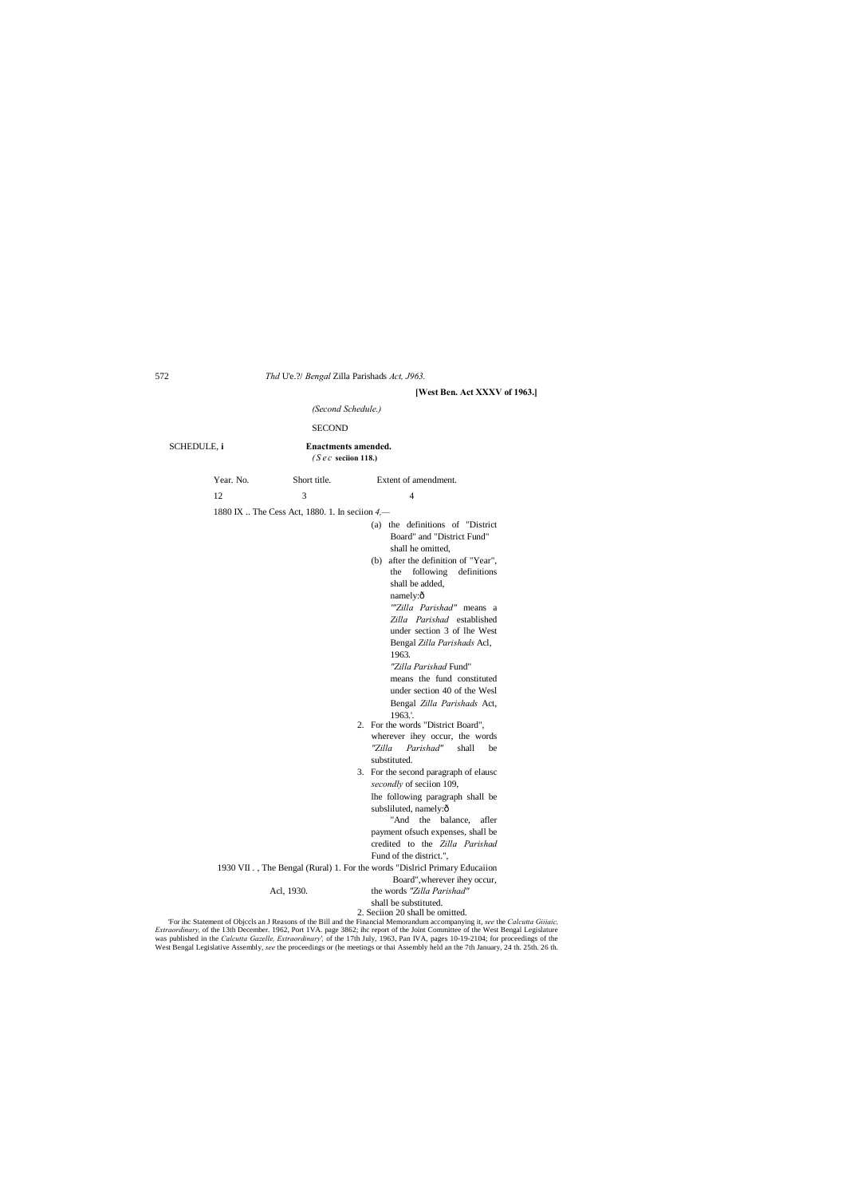[West Ben. Act XXXV of 1963.]

*(Second Schedule.)*

## SECOND SCHEDULE, i

**Enactments amended.**

*(Sec* **seciion 118.)**

| Year. No. | Short title. | Extent of amendment. |
|---|---|---|
| 1 2 | 3 | 4 |
| 1880 IX .. | The Cess Act, 1880. | 1. In seciion *4*,— (a) the definitions of "District Board" and "District Fund" shall he omitted, (b) after the definition of "Year", the following definitions shall be added, namely:ô '"*Zilla Parishad"* means a *Zilla Parishad* established under section 3 of lhe West Bengal *Zilla Parishads* Acl, 1963. *"Zilla Parishad* Fund" means the fund constituted under section 40 of the Wesl Bengal *Zilla Parishads* Act, 1963.'. 2. For the words "District Board", wherever ihey occur, the words *"Zilla Parishad"* shall be substituted. 3. For the second paragraph of elausc *secondly* of seciion 109, lhe following paragraph shall be subsliluted, namely:ô "And the balance, afler payment ofsuch expenses, shall be credited to the *Zilla Parishad* Fund of the district.", |
| 1930 VII . , | The Bengal (Rural) Primary Educaiion Acl, 1930. | 1. For the words "Dislricl Primary Educaiion Board",wherever ihey occur, the words *"Zilla Parishad"* shall be substituted. 2. Seciion 20 shall be omitted. |

'For ihc Statement of Objccls an J Reasons of the Bill and the Financial Memorandum accompanying it, *see* the *Calcutta Giiiaic, Extraordinary,* of the 13th December. 1962, Port 1VA. page 3862; ihc report of the Joint Committee of the West Bengal Legislature was published in the *Calcutta Gazelle, Extraordinary',* of the 17th July, 1963, Pan IVA, pages 10-19-2104; for proceedings of the West Bengal Legislative Assembly, *see* the proceedings or (he meetings or thai Assembly held an the 7th January, 24 th. 25th. 26 th.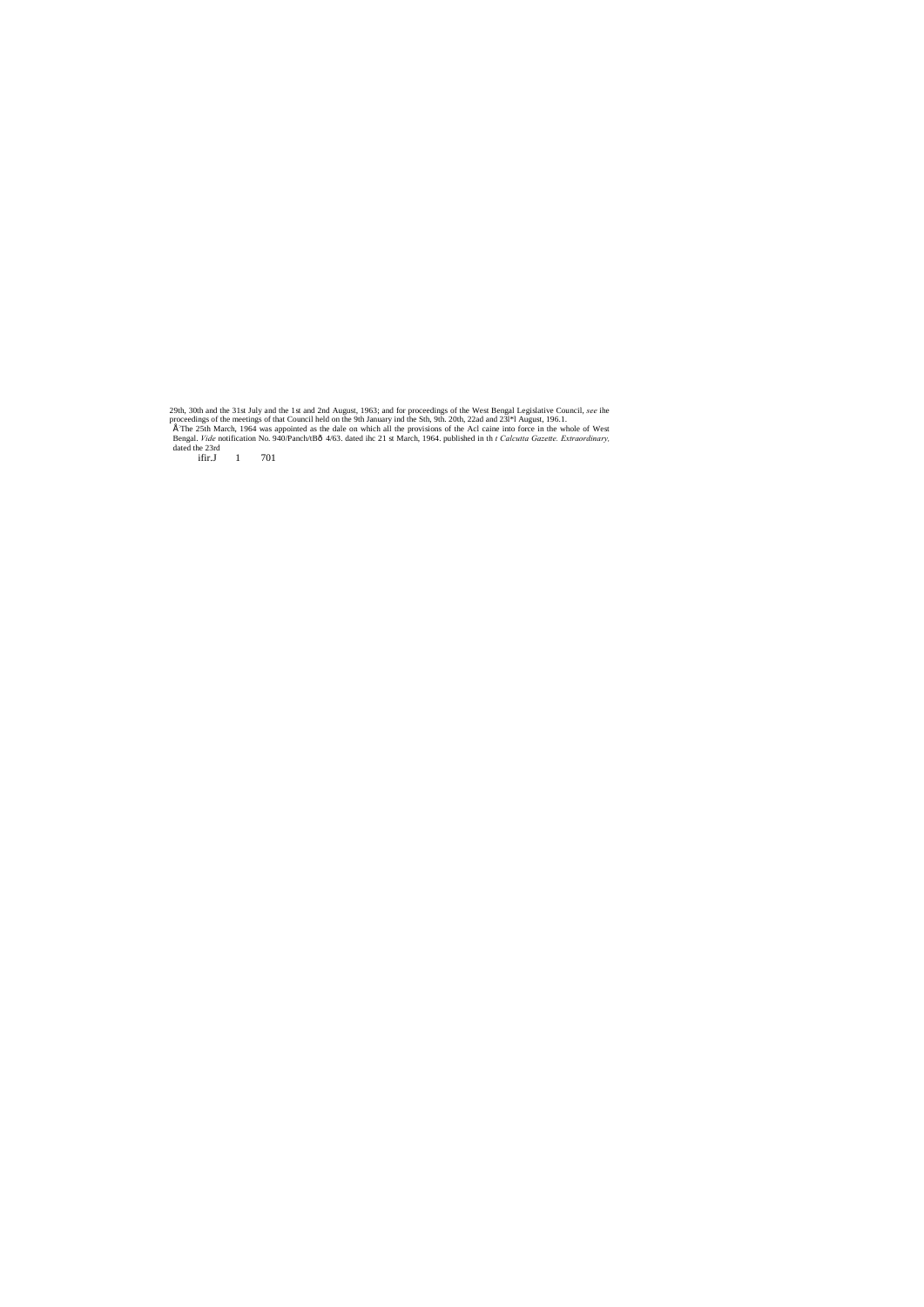29th, 30th and the 31st July and the 1st and 2nd August, 1963; and for proceedings of the West Bengal Legislative Council, *see* ihe proceedings of the meetings of that Council held on the 9th January ind the Sth, 9th. 20th, 22ad and 23l*l August, 196.1.

Å The 25th March, 1964 was appointed as the dale on which all the provisions of the Acl caine into force in the whole of West Bengal. *Vide* notification No. 940/Panch/tBð 4/63. dated ihc 21 st March, 1964. published in th *t Calcutta Gazette. Extraordinary,* dated the 23rd

ifir.J 1 701